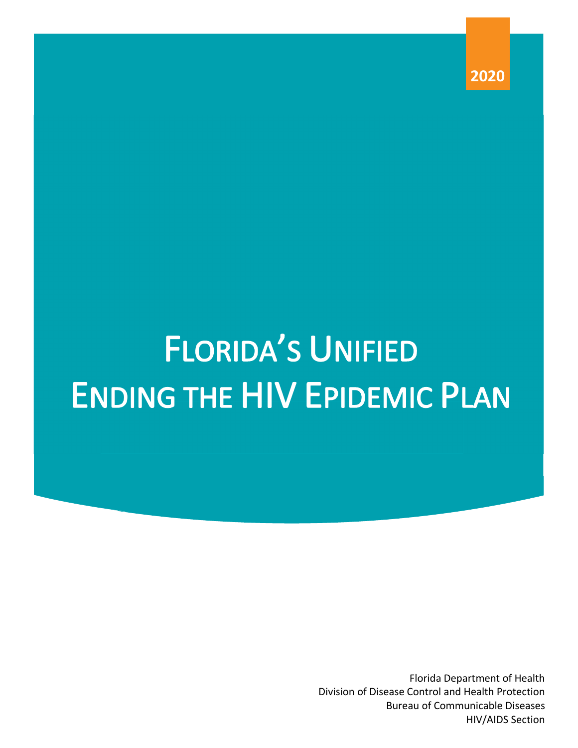2020

# Florida's Unified Ending the HIV Epidemic Plan

Florida Department of Health
Division of Disease Control and Health Protection
Bureau of Communicable Diseases
HIV/AIDS Section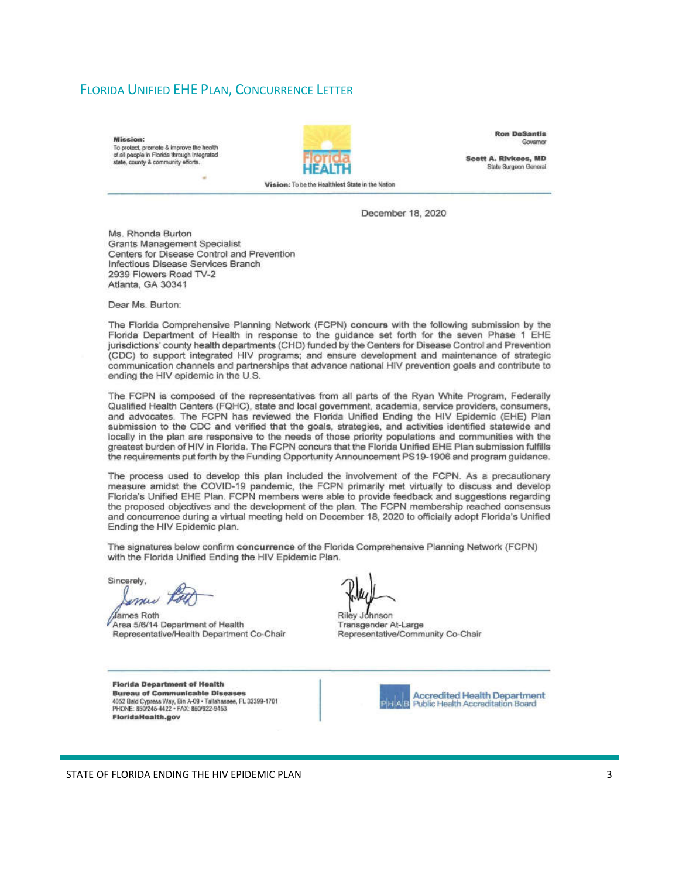## Florida Unified EHE Plan, Concurrence Letter

**Mission:**
To protect, promote & improve the health of all people in Florida through integrated state, county & community efforts.

Florida HEALTH

**Ron DeSantis**
Governor

**Scott A. Rivkees, MD**
State Surgeon General

**Vision:** To be the Healthiest State in the Nation

December 18, 2020

Ms. Rhonda Burton
Grants Management Specialist
Centers for Disease Control and Prevention
Infectious Disease Services Branch
2939 Flowers Road TV-2
Atlanta, GA 30341

Dear Ms. Burton:

The Florida Comprehensive Planning Network (FCPN) **concurs** with the following submission by the Florida Department of Health in response to the guidance set forth for the seven Phase 1 EHE jurisdictions' county health departments (CHD) funded by the Centers for Disease Control and Prevention (CDC) to support integrated HIV programs; and ensure development and maintenance of strategic communication channels and partnerships that advance national HIV prevention goals and contribute to ending the HIV epidemic in the U.S.

The FCPN is composed of the representatives from all parts of the Ryan White Program, Federally Qualified Health Centers (FQHC), state and local government, academia, service providers, consumers, and advocates. The FCPN has reviewed the Florida Unified Ending the HIV Epidemic (EHE) Plan submission to the CDC and verified that the goals, strategies, and activities identified statewide and locally in the plan are responsive to the needs of those priority populations and communities with the greatest burden of HIV in Florida. The FCPN concurs that the Florida Unified EHE Plan submission fulfills the requirements put forth by the Funding Opportunity Announcement PS19-1906 and program guidance.

The process used to develop this plan included the involvement of the FCPN. As a precautionary measure amidst the COVID-19 pandemic, the FCPN primarily met virtually to discuss and develop Florida's Unified EHE Plan. FCPN members were able to provide feedback and suggestions regarding the proposed objectives and the development of the plan. The FCPN membership reached consensus and concurrence during a virtual meeting held on December 18, 2020 to officially adopt Florida's Unified Ending the HIV Epidemic plan.

The signatures below confirm **concurrence** of the Florida Comprehensive Planning Network (FCPN) with the Florida Unified Ending the HIV Epidemic Plan.

Sincerely,

James Roth
Area 5/6/14 Department of Health
Representative/Health Department Co-Chair

Riley Johnson
Transgender At-Large
Representative/Community Co-Chair

**Florida Department of Health**
**Bureau of Communicable Diseases**
4052 Bald Cypress Way, Bin A-09 • Tallahassee, FL 32399-1701
PHONE: 850/245-4422 • FAX: 850/922-9453
**FloridaHealth.gov**

Accredited Health Department
Public Health Accreditation Board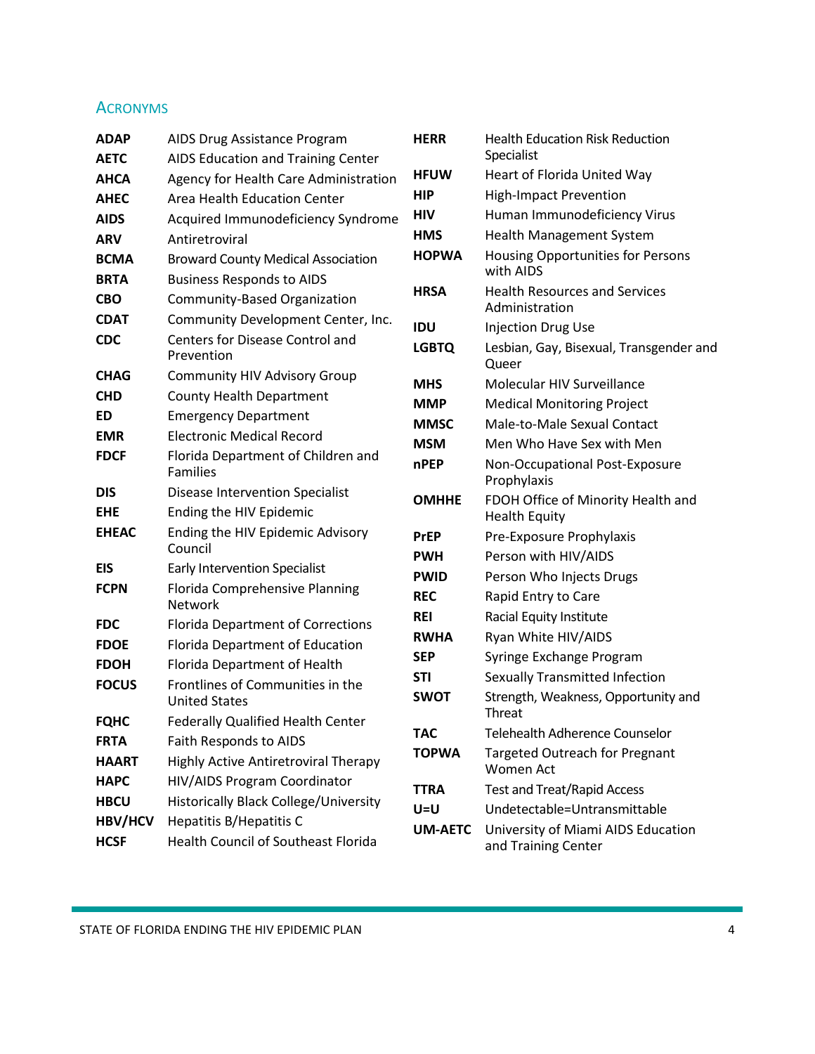## Acronyms

| | |
|---|---|
| **ADAP** | AIDS Drug Assistance Program |
| **AETC** | AIDS Education and Training Center |
| **AHCA** | Agency for Health Care Administration |
| **AHEC** | Area Health Education Center |
| **AIDS** | Acquired Immunodeficiency Syndrome |
| **ARV** | Antiretroviral |
| **BCMA** | Broward County Medical Association |
| **BRTA** | Business Responds to AIDS |
| **CBO** | Community-Based Organization |
| **CDAT** | Community Development Center, Inc. |
| **CDC** | Centers for Disease Control and Prevention |
| **CHAG** | Community HIV Advisory Group |
| **CHD** | County Health Department |
| **ED** | Emergency Department |
| **EMR** | Electronic Medical Record |
| **FDCF** | Florida Department of Children and Families |
| **DIS** | Disease Intervention Specialist |
| **EHE** | Ending the HIV Epidemic |
| **EHEAC** | Ending the HIV Epidemic Advisory Council |
| **EIS** | Early Intervention Specialist |
| **FCPN** | Florida Comprehensive Planning Network |
| **FDC** | Florida Department of Corrections |
| **FDOE** | Florida Department of Education |
| **FDOH** | Florida Department of Health |
| **FOCUS** | Frontlines of Communities in the United States |
| **FQHC** | Federally Qualified Health Center |
| **FRTA** | Faith Responds to AIDS |
| **HAART** | Highly Active Antiretroviral Therapy |
| **HAPC** | HIV/AIDS Program Coordinator |
| **HBCU** | Historically Black College/University |
| **HBV/HCV** | Hepatitis B/Hepatitis C |
| **HCSF** | Health Council of Southeast Florida |
| **HERR** | Health Education Risk Reduction Specialist |
| **HFUW** | Heart of Florida United Way |
| **HIP** | High-Impact Prevention |
| **HIV** | Human Immunodeficiency Virus |
| **HMS** | Health Management System |
| **HOPWA** | Housing Opportunities for Persons with AIDS |
| **HRSA** | Health Resources and Services Administration |
| **IDU** | Injection Drug Use |
| **LGBTQ** | Lesbian, Gay, Bisexual, Transgender and Queer |
| **MHS** | Molecular HIV Surveillance |
| **MMP** | Medical Monitoring Project |
| **MMSC** | Male-to-Male Sexual Contact |
| **MSM** | Men Who Have Sex with Men |
| **nPEP** | Non-Occupational Post-Exposure Prophylaxis |
| **OMHHE** | FDOH Office of Minority Health and Health Equity |
| **PrEP** | Pre-Exposure Prophylaxis |
| **PWH** | Person with HIV/AIDS |
| **PWID** | Person Who Injects Drugs |
| **REC** | Rapid Entry to Care |
| **REI** | Racial Equity Institute |
| **RWHA** | Ryan White HIV/AIDS |
| **SEP** | Syringe Exchange Program |
| **STI** | Sexually Transmitted Infection |
| **SWOT** | Strength, Weakness, Opportunity and Threat |
| **TAC** | Telehealth Adherence Counselor |
| **TOPWA** | Targeted Outreach for Pregnant Women Act |
| **TTRA** | Test and Treat/Rapid Access |
| **U=U** | Undetectable=Untransmittable |
| **UM-AETC** | University of Miami AIDS Education and Training Center |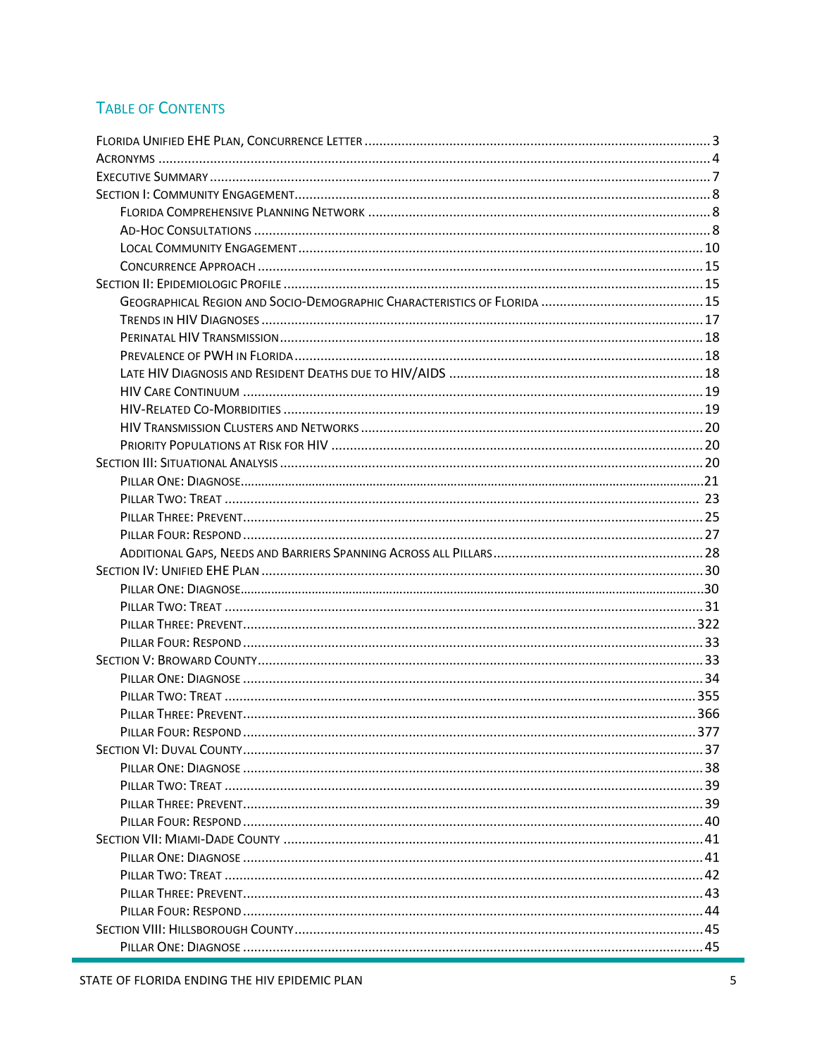## Table of Contents

Florida Unified EHE Plan, Concurrence Letter ..... 3
Acronyms ..... 4
Executive Summary ..... 7
Section I: Community Engagement ..... 8
- Florida Comprehensive Planning Network ..... 8
- Ad-Hoc Consultations ..... 8
- Local Community Engagement ..... 10
- Concurrence Approach ..... 15

Section II: Epidemiologic Profile ..... 15
- Geographical Region and Socio-Demographic Characteristics of Florida ..... 15
- Trends in HIV Diagnoses ..... 17
- Perinatal HIV Transmission ..... 18
- Prevalence of PWH in Florida ..... 18
- Late HIV Diagnosis and Resident Deaths due to HIV/AIDS ..... 18
- HIV Care Continuum ..... 19
- HIV-Related Co-Morbidities ..... 19
- HIV Transmission Clusters and Networks ..... 20
- Priority Populations at Risk for HIV ..... 20

Section III: Situational Analysis ..... 20
- Pillar One: Diagnose ..... 21
- Pillar Two: Treat ..... 23
- Pillar Three: Prevent ..... 25
- Pillar Four: Respond ..... 27
- Additional Gaps, Needs and Barriers Spanning Across all Pillars ..... 28

Section IV: Unified EHE Plan ..... 30
- Pillar One: Diagnose ..... 30
- Pillar Two: Treat ..... 31
- Pillar Three: Prevent ..... 322
- Pillar Four: Respond ..... 33

Section V: Broward County ..... 33
- Pillar One: Diagnose ..... 34
- Pillar Two: Treat ..... 355
- Pillar Three: Prevent ..... 366
- Pillar Four: Respond ..... 377

Section VI: Duval County ..... 37
- Pillar One: Diagnose ..... 38
- Pillar Two: Treat ..... 39
- Pillar Three: Prevent ..... 39
- Pillar Four: Respond ..... 40

Section VII: Miami-Dade County ..... 41
- Pillar One: Diagnose ..... 41
- Pillar Two: Treat ..... 42
- Pillar Three: Prevent ..... 43
- Pillar Four: Respond ..... 44

Section VIII: Hillsborough County ..... 45
- Pillar One: Diagnose ..... 45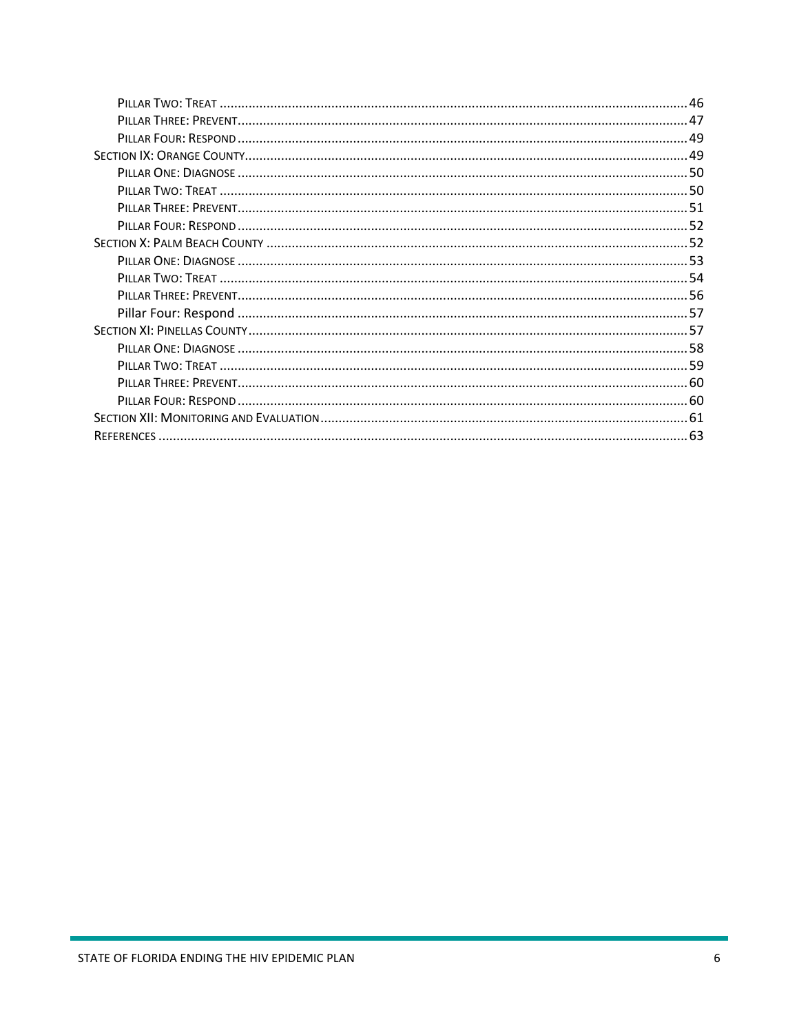Pillar Two: Treat ..... 46
Pillar Three: Prevent..... 47
Pillar Four: Respond ..... 49
Section IX: Orange County..... 49
Pillar One: Diagnose ..... 50
Pillar Two: Treat ..... 50
Pillar Three: Prevent..... 51
Pillar Four: Respond ..... 52
Section X: Palm Beach County ..... 52
Pillar One: Diagnose ..... 53
Pillar Two: Treat ..... 54
Pillar Three: Prevent..... 56
Pillar Four: Respond ..... 57
Section XI: Pinellas County..... 57
Pillar One: Diagnose ..... 58
Pillar Two: Treat ..... 59
Pillar Three: Prevent..... 60
Pillar Four: Respond ..... 60
Section XII: Monitoring and Evaluation..... 61
References ..... 63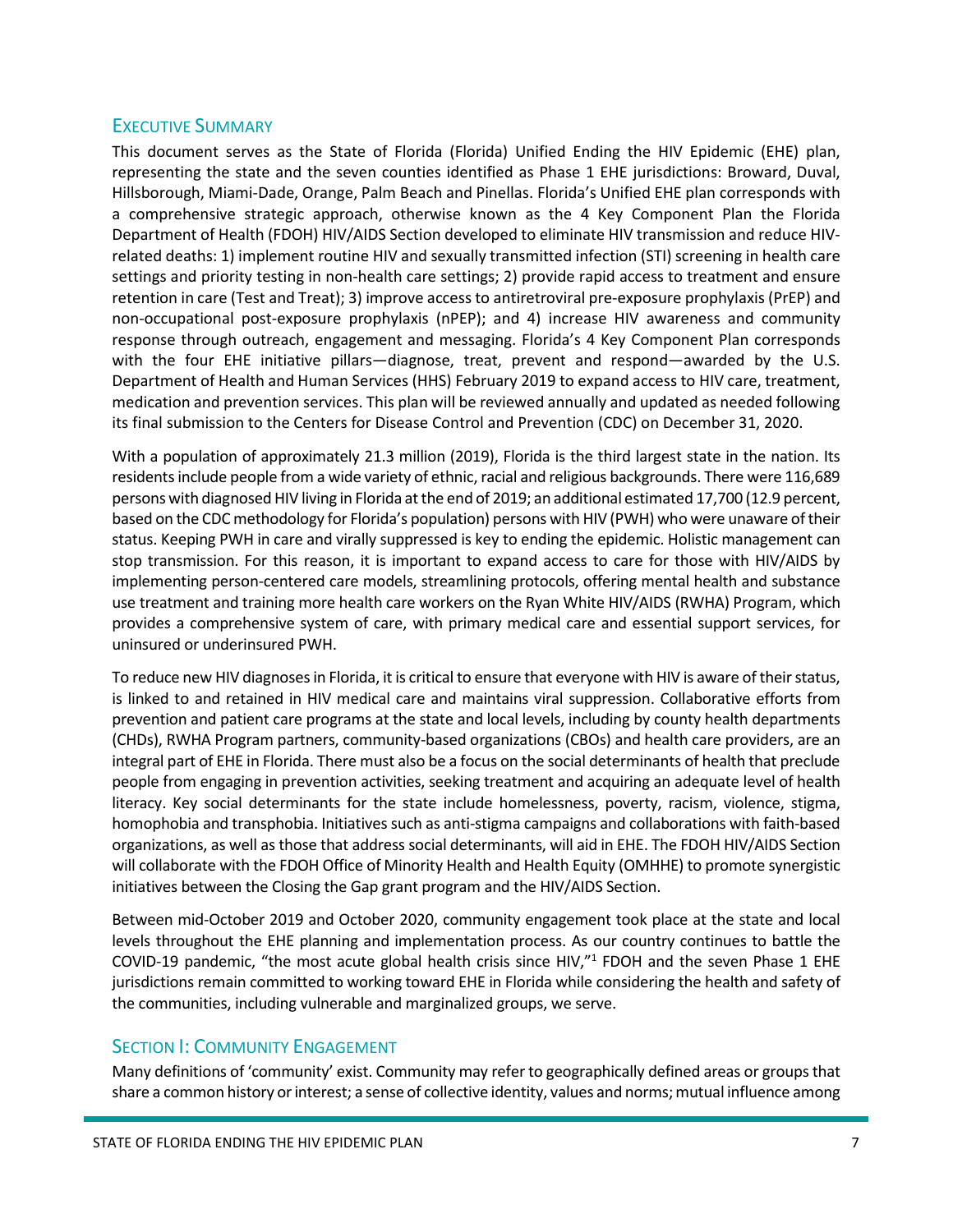## Executive Summary

This document serves as the State of Florida (Florida) Unified Ending the HIV Epidemic (EHE) plan, representing the state and the seven counties identified as Phase 1 EHE jurisdictions: Broward, Duval, Hillsborough, Miami-Dade, Orange, Palm Beach and Pinellas. Florida's Unified EHE plan corresponds with a comprehensive strategic approach, otherwise known as the 4 Key Component Plan the Florida Department of Health (FDOH) HIV/AIDS Section developed to eliminate HIV transmission and reduce HIV-related deaths: 1) implement routine HIV and sexually transmitted infection (STI) screening in health care settings and priority testing in non-health care settings; 2) provide rapid access to treatment and ensure retention in care (Test and Treat); 3) improve access to antiretroviral pre-exposure prophylaxis (PrEP) and non-occupational post-exposure prophylaxis (nPEP); and 4) increase HIV awareness and community response through outreach, engagement and messaging. Florida's 4 Key Component Plan corresponds with the four EHE initiative pillars—diagnose, treat, prevent and respond—awarded by the U.S. Department of Health and Human Services (HHS) February 2019 to expand access to HIV care, treatment, medication and prevention services. This plan will be reviewed annually and updated as needed following its final submission to the Centers for Disease Control and Prevention (CDC) on December 31, 2020.

With a population of approximately 21.3 million (2019), Florida is the third largest state in the nation. Its residents include people from a wide variety of ethnic, racial and religious backgrounds. There were 116,689 persons with diagnosed HIV living in Florida at the end of 2019; an additional estimated 17,700 (12.9 percent, based on the CDC methodology for Florida's population) persons with HIV (PWH) who were unaware of their status. Keeping PWH in care and virally suppressed is key to ending the epidemic. Holistic management can stop transmission. For this reason, it is important to expand access to care for those with HIV/AIDS by implementing person-centered care models, streamlining protocols, offering mental health and substance use treatment and training more health care workers on the Ryan White HIV/AIDS (RWHA) Program, which provides a comprehensive system of care, with primary medical care and essential support services, for uninsured or underinsured PWH.

To reduce new HIV diagnoses in Florida, it is critical to ensure that everyone with HIV is aware of their status, is linked to and retained in HIV medical care and maintains viral suppression. Collaborative efforts from prevention and patient care programs at the state and local levels, including by county health departments (CHDs), RWHA Program partners, community-based organizations (CBOs) and health care providers, are an integral part of EHE in Florida. There must also be a focus on the social determinants of health that preclude people from engaging in prevention activities, seeking treatment and acquiring an adequate level of health literacy. Key social determinants for the state include homelessness, poverty, racism, violence, stigma, homophobia and transphobia. Initiatives such as anti-stigma campaigns and collaborations with faith-based organizations, as well as those that address social determinants, will aid in EHE. The FDOH HIV/AIDS Section will collaborate with the FDOH Office of Minority Health and Health Equity (OMHHE) to promote synergistic initiatives between the Closing the Gap grant program and the HIV/AIDS Section.

Between mid-October 2019 and October 2020, community engagement took place at the state and local levels throughout the EHE planning and implementation process. As our country continues to battle the COVID-19 pandemic, "the most acute global health crisis since HIV,"[1] FDOH and the seven Phase 1 EHE jurisdictions remain committed to working toward EHE in Florida while considering the health and safety of the communities, including vulnerable and marginalized groups, we serve.

## Section I: Community Engagement

Many definitions of 'community' exist. Community may refer to geographically defined areas or groups that share a common history or interest; a sense of collective identity, values and norms; mutual influence among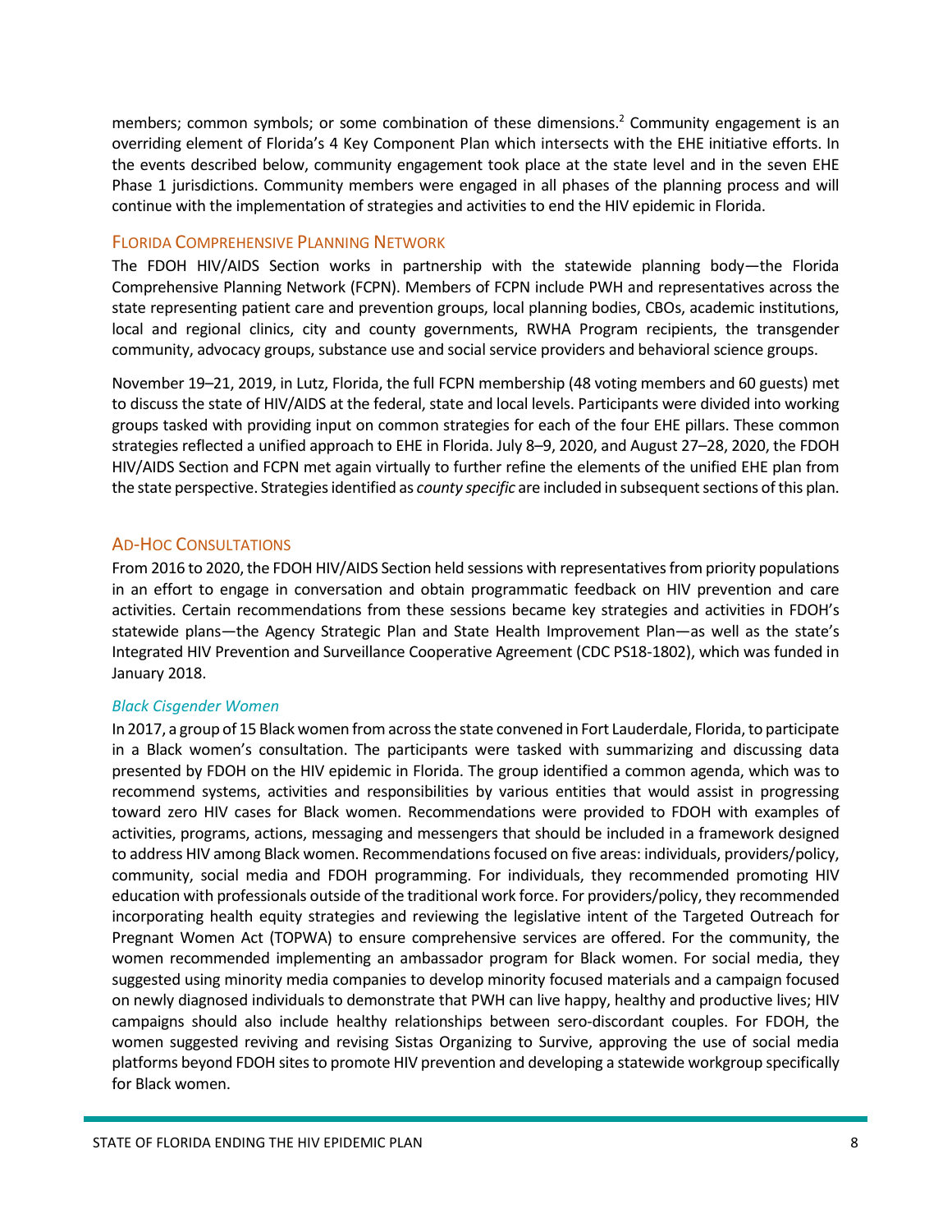members; common symbols; or some combination of these dimensions.[2] Community engagement is an overriding element of Florida's 4 Key Component Plan which intersects with the EHE initiative efforts. In the events described below, community engagement took place at the state level and in the seven EHE Phase 1 jurisdictions. Community members were engaged in all phases of the planning process and will continue with the implementation of strategies and activities to end the HIV epidemic in Florida.

## Florida Comprehensive Planning Network

The FDOH HIV/AIDS Section works in partnership with the statewide planning body—the Florida Comprehensive Planning Network (FCPN). Members of FCPN include PWH and representatives across the state representing patient care and prevention groups, local planning bodies, CBOs, academic institutions, local and regional clinics, city and county governments, RWHA Program recipients, the transgender community, advocacy groups, substance use and social service providers and behavioral science groups.

November 19–21, 2019, in Lutz, Florida, the full FCPN membership (48 voting members and 60 guests) met to discuss the state of HIV/AIDS at the federal, state and local levels. Participants were divided into working groups tasked with providing input on common strategies for each of the four EHE pillars. These common strategies reflected a unified approach to EHE in Florida. July 8–9, 2020, and August 27–28, 2020, the FDOH HIV/AIDS Section and FCPN met again virtually to further refine the elements of the unified EHE plan from the state perspective. Strategies identified as *county specific* are included in subsequent sections of this plan.

## Ad-Hoc Consultations

From 2016 to 2020, the FDOH HIV/AIDS Section held sessions with representatives from priority populations in an effort to engage in conversation and obtain programmatic feedback on HIV prevention and care activities. Certain recommendations from these sessions became key strategies and activities in FDOH's statewide plans—the Agency Strategic Plan and State Health Improvement Plan—as well as the state's Integrated HIV Prevention and Surveillance Cooperative Agreement (CDC PS18-1802), which was funded in January 2018.

### *Black Cisgender Women*

In 2017, a group of 15 Black women from across the state convened in Fort Lauderdale, Florida, to participate in a Black women's consultation. The participants were tasked with summarizing and discussing data presented by FDOH on the HIV epidemic in Florida. The group identified a common agenda, which was to recommend systems, activities and responsibilities by various entities that would assist in progressing toward zero HIV cases for Black women. Recommendations were provided to FDOH with examples of activities, programs, actions, messaging and messengers that should be included in a framework designed to address HIV among Black women. Recommendations focused on five areas: individuals, providers/policy, community, social media and FDOH programming. For individuals, they recommended promoting HIV education with professionals outside of the traditional work force. For providers/policy, they recommended incorporating health equity strategies and reviewing the legislative intent of the Targeted Outreach for Pregnant Women Act (TOPWA) to ensure comprehensive services are offered. For the community, the women recommended implementing an ambassador program for Black women. For social media, they suggested using minority media companies to develop minority focused materials and a campaign focused on newly diagnosed individuals to demonstrate that PWH can live happy, healthy and productive lives; HIV campaigns should also include healthy relationships between sero-discordant couples. For FDOH, the women suggested reviving and revising Sistas Organizing to Survive, approving the use of social media platforms beyond FDOH sites to promote HIV prevention and developing a statewide workgroup specifically for Black women.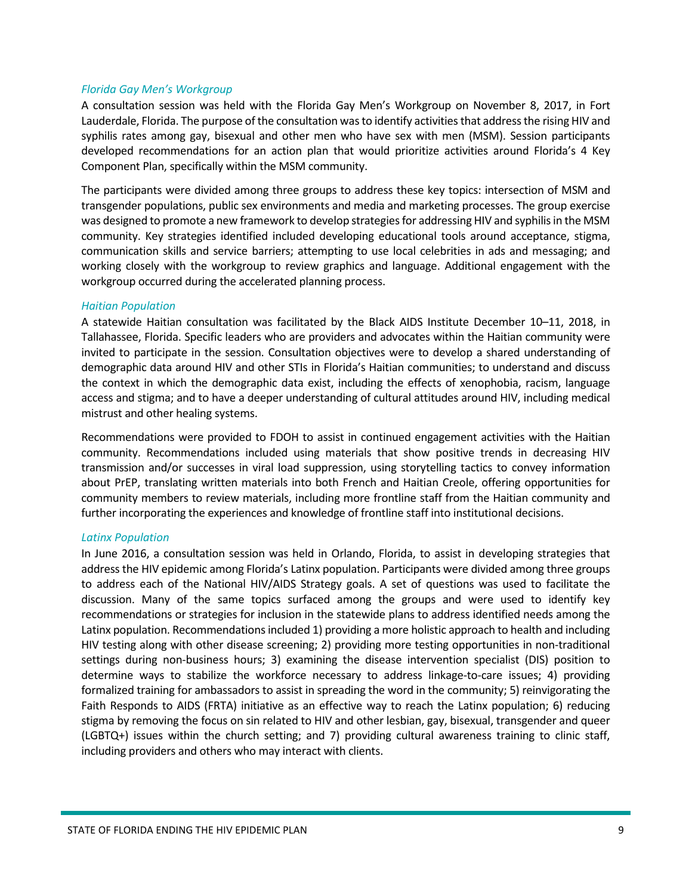*Florida Gay Men's Workgroup*

A consultation session was held with the Florida Gay Men's Workgroup on November 8, 2017, in Fort Lauderdale, Florida. The purpose of the consultation was to identify activities that address the rising HIV and syphilis rates among gay, bisexual and other men who have sex with men (MSM). Session participants developed recommendations for an action plan that would prioritize activities around Florida's 4 Key Component Plan, specifically within the MSM community.

The participants were divided among three groups to address these key topics: intersection of MSM and transgender populations, public sex environments and media and marketing processes. The group exercise was designed to promote a new framework to develop strategies for addressing HIV and syphilis in the MSM community. Key strategies identified included developing educational tools around acceptance, stigma, communication skills and service barriers; attempting to use local celebrities in ads and messaging; and working closely with the workgroup to review graphics and language. Additional engagement with the workgroup occurred during the accelerated planning process.

*Haitian Population*

A statewide Haitian consultation was facilitated by the Black AIDS Institute December 10–11, 2018, in Tallahassee, Florida. Specific leaders who are providers and advocates within the Haitian community were invited to participate in the session. Consultation objectives were to develop a shared understanding of demographic data around HIV and other STIs in Florida's Haitian communities; to understand and discuss the context in which the demographic data exist, including the effects of xenophobia, racism, language access and stigma; and to have a deeper understanding of cultural attitudes around HIV, including medical mistrust and other healing systems.

Recommendations were provided to FDOH to assist in continued engagement activities with the Haitian community. Recommendations included using materials that show positive trends in decreasing HIV transmission and/or successes in viral load suppression, using storytelling tactics to convey information about PrEP, translating written materials into both French and Haitian Creole, offering opportunities for community members to review materials, including more frontline staff from the Haitian community and further incorporating the experiences and knowledge of frontline staff into institutional decisions.

*Latinx Population*

In June 2016, a consultation session was held in Orlando, Florida, to assist in developing strategies that address the HIV epidemic among Florida's Latinx population. Participants were divided among three groups to address each of the National HIV/AIDS Strategy goals. A set of questions was used to facilitate the discussion. Many of the same topics surfaced among the groups and were used to identify key recommendations or strategies for inclusion in the statewide plans to address identified needs among the Latinx population. Recommendations included 1) providing a more holistic approach to health and including HIV testing along with other disease screening; 2) providing more testing opportunities in non-traditional settings during non-business hours; 3) examining the disease intervention specialist (DIS) position to determine ways to stabilize the workforce necessary to address linkage-to-care issues; 4) providing formalized training for ambassadors to assist in spreading the word in the community; 5) reinvigorating the Faith Responds to AIDS (FRTA) initiative as an effective way to reach the Latinx population; 6) reducing stigma by removing the focus on sin related to HIV and other lesbian, gay, bisexual, transgender and queer (LGBTQ+) issues within the church setting; and 7) providing cultural awareness training to clinic staff, including providers and others who may interact with clients.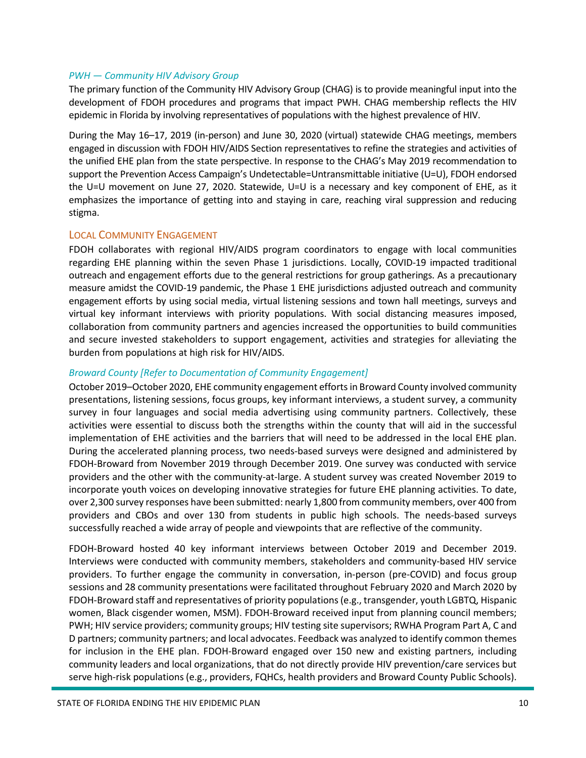*PWH — Community HIV Advisory Group*

The primary function of the Community HIV Advisory Group (CHAG) is to provide meaningful input into the development of FDOH procedures and programs that impact PWH. CHAG membership reflects the HIV epidemic in Florida by involving representatives of populations with the highest prevalence of HIV.

During the May 16–17, 2019 (in-person) and June 30, 2020 (virtual) statewide CHAG meetings, members engaged in discussion with FDOH HIV/AIDS Section representatives to refine the strategies and activities of the unified EHE plan from the state perspective. In response to the CHAG's May 2019 recommendation to support the Prevention Access Campaign's Undetectable=Untransmittable initiative (U=U), FDOH endorsed the U=U movement on June 27, 2020. Statewide, U=U is a necessary and key component of EHE, as it emphasizes the importance of getting into and staying in care, reaching viral suppression and reducing stigma.

## Local Community Engagement

FDOH collaborates with regional HIV/AIDS program coordinators to engage with local communities regarding EHE planning within the seven Phase 1 jurisdictions. Locally, COVID-19 impacted traditional outreach and engagement efforts due to the general restrictions for group gatherings. As a precautionary measure amidst the COVID-19 pandemic, the Phase 1 EHE jurisdictions adjusted outreach and community engagement efforts by using social media, virtual listening sessions and town hall meetings, surveys and virtual key informant interviews with priority populations. With social distancing measures imposed, collaboration from community partners and agencies increased the opportunities to build communities and secure invested stakeholders to support engagement, activities and strategies for alleviating the burden from populations at high risk for HIV/AIDS.

*Broward County [Refer to Documentation of Community Engagement]*

October 2019–October 2020, EHE community engagement efforts in Broward County involved community presentations, listening sessions, focus groups, key informant interviews, a student survey, a community survey in four languages and social media advertising using community partners. Collectively, these activities were essential to discuss both the strengths within the county that will aid in the successful implementation of EHE activities and the barriers that will need to be addressed in the local EHE plan. During the accelerated planning process, two needs-based surveys were designed and administered by FDOH-Broward from November 2019 through December 2019. One survey was conducted with service providers and the other with the community-at-large. A student survey was created November 2019 to incorporate youth voices on developing innovative strategies for future EHE planning activities. To date, over 2,300 survey responses have been submitted: nearly 1,800 from community members, over 400 from providers and CBOs and over 130 from students in public high schools. The needs-based surveys successfully reached a wide array of people and viewpoints that are reflective of the community.

FDOH-Broward hosted 40 key informant interviews between October 2019 and December 2019. Interviews were conducted with community members, stakeholders and community-based HIV service providers. To further engage the community in conversation, in-person (pre-COVID) and focus group sessions and 28 community presentations were facilitated throughout February 2020 and March 2020 by FDOH-Broward staff and representatives of priority populations (e.g., transgender, youth LGBTQ, Hispanic women, Black cisgender women, MSM). FDOH-Broward received input from planning council members; PWH; HIV service providers; community groups; HIV testing site supervisors; RWHA Program Part A, C and D partners; community partners; and local advocates. Feedback was analyzed to identify common themes for inclusion in the EHE plan. FDOH-Broward engaged over 150 new and existing partners, including community leaders and local organizations, that do not directly provide HIV prevention/care services but serve high-risk populations (e.g., providers, FQHCs, health providers and Broward County Public Schools).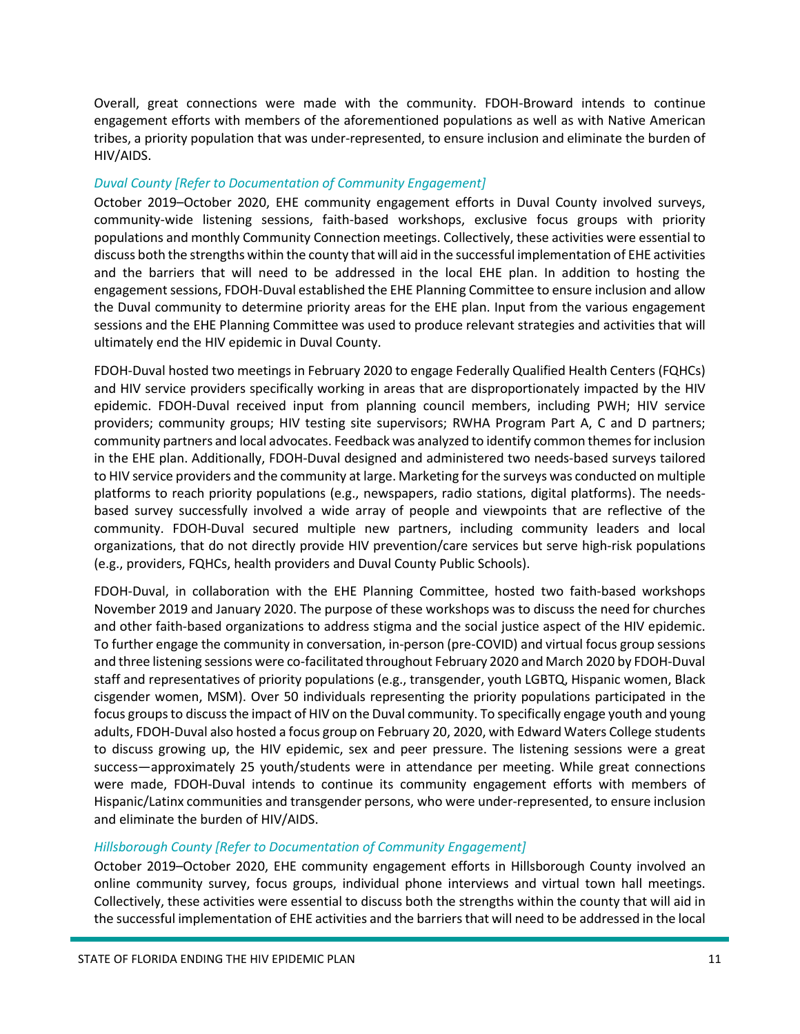Overall, great connections were made with the community. FDOH-Broward intends to continue engagement efforts with members of the aforementioned populations as well as with Native American tribes, a priority population that was under-represented, to ensure inclusion and eliminate the burden of HIV/AIDS.

*Duval County [Refer to Documentation of Community Engagement]*

October 2019–October 2020, EHE community engagement efforts in Duval County involved surveys, community-wide listening sessions, faith-based workshops, exclusive focus groups with priority populations and monthly Community Connection meetings. Collectively, these activities were essential to discuss both the strengths within the county that will aid in the successful implementation of EHE activities and the barriers that will need to be addressed in the local EHE plan. In addition to hosting the engagement sessions, FDOH-Duval established the EHE Planning Committee to ensure inclusion and allow the Duval community to determine priority areas for the EHE plan. Input from the various engagement sessions and the EHE Planning Committee was used to produce relevant strategies and activities that will ultimately end the HIV epidemic in Duval County.

FDOH-Duval hosted two meetings in February 2020 to engage Federally Qualified Health Centers (FQHCs) and HIV service providers specifically working in areas that are disproportionately impacted by the HIV epidemic. FDOH-Duval received input from planning council members, including PWH; HIV service providers; community groups; HIV testing site supervisors; RWHA Program Part A, C and D partners; community partners and local advocates. Feedback was analyzed to identify common themes for inclusion in the EHE plan. Additionally, FDOH-Duval designed and administered two needs-based surveys tailored to HIV service providers and the community at large. Marketing for the surveys was conducted on multiple platforms to reach priority populations (e.g., newspapers, radio stations, digital platforms). The needs-based survey successfully involved a wide array of people and viewpoints that are reflective of the community. FDOH-Duval secured multiple new partners, including community leaders and local organizations, that do not directly provide HIV prevention/care services but serve high-risk populations (e.g., providers, FQHCs, health providers and Duval County Public Schools).

FDOH-Duval, in collaboration with the EHE Planning Committee, hosted two faith-based workshops November 2019 and January 2020. The purpose of these workshops was to discuss the need for churches and other faith-based organizations to address stigma and the social justice aspect of the HIV epidemic. To further engage the community in conversation, in-person (pre-COVID) and virtual focus group sessions and three listening sessions were co-facilitated throughout February 2020 and March 2020 by FDOH-Duval staff and representatives of priority populations (e.g., transgender, youth LGBTQ, Hispanic women, Black cisgender women, MSM). Over 50 individuals representing the priority populations participated in the focus groups to discuss the impact of HIV on the Duval community. To specifically engage youth and young adults, FDOH-Duval also hosted a focus group on February 20, 2020, with Edward Waters College students to discuss growing up, the HIV epidemic, sex and peer pressure. The listening sessions were a great success—approximately 25 youth/students were in attendance per meeting. While great connections were made, FDOH-Duval intends to continue its community engagement efforts with members of Hispanic/Latinx communities and transgender persons, who were under-represented, to ensure inclusion and eliminate the burden of HIV/AIDS.

*Hillsborough County [Refer to Documentation of Community Engagement]*

October 2019–October 2020, EHE community engagement efforts in Hillsborough County involved an online community survey, focus groups, individual phone interviews and virtual town hall meetings. Collectively, these activities were essential to discuss both the strengths within the county that will aid in the successful implementation of EHE activities and the barriers that will need to be addressed in the local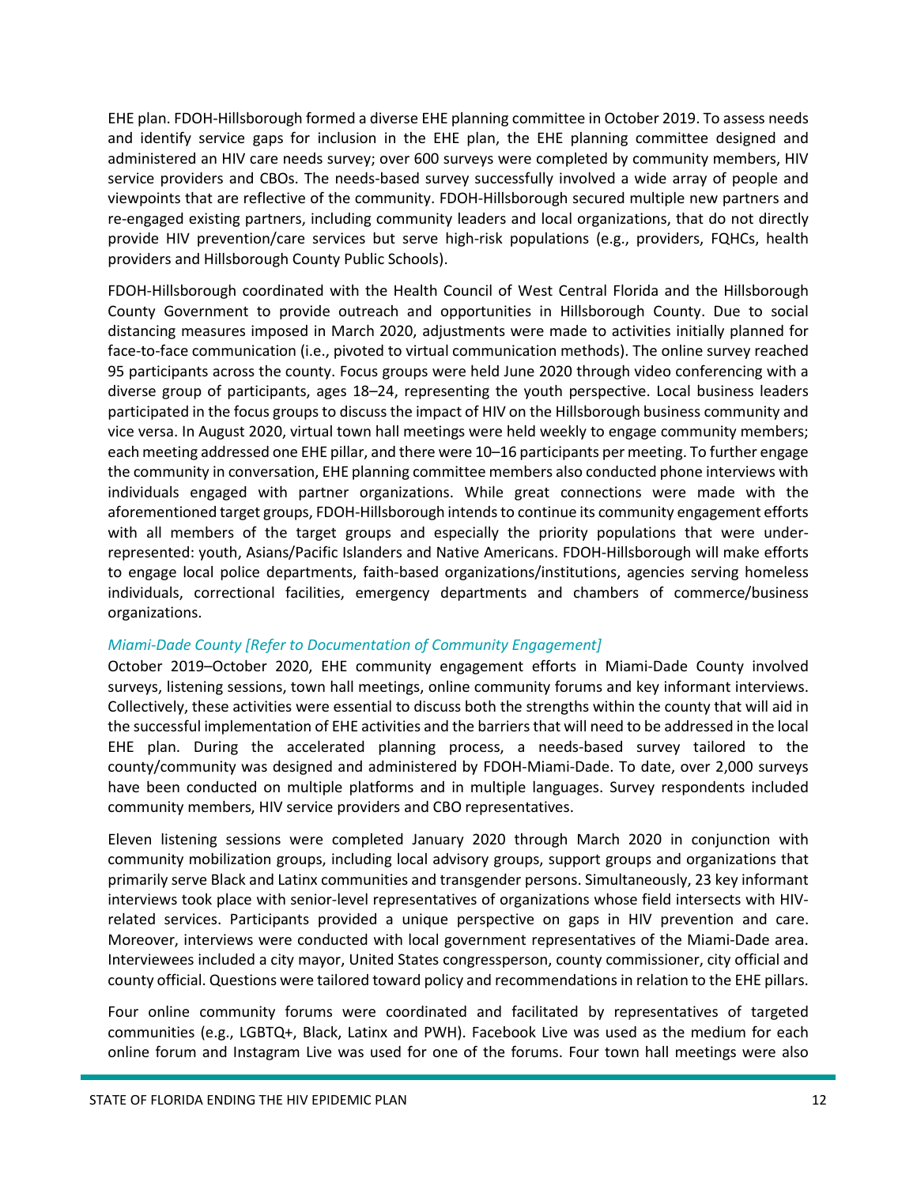EHE plan. FDOH-Hillsborough formed a diverse EHE planning committee in October 2019. To assess needs and identify service gaps for inclusion in the EHE plan, the EHE planning committee designed and administered an HIV care needs survey; over 600 surveys were completed by community members, HIV service providers and CBOs. The needs-based survey successfully involved a wide array of people and viewpoints that are reflective of the community. FDOH-Hillsborough secured multiple new partners and re-engaged existing partners, including community leaders and local organizations, that do not directly provide HIV prevention/care services but serve high-risk populations (e.g., providers, FQHCs, health providers and Hillsborough County Public Schools).

FDOH-Hillsborough coordinated with the Health Council of West Central Florida and the Hillsborough County Government to provide outreach and opportunities in Hillsborough County. Due to social distancing measures imposed in March 2020, adjustments were made to activities initially planned for face-to-face communication (i.e., pivoted to virtual communication methods). The online survey reached 95 participants across the county. Focus groups were held June 2020 through video conferencing with a diverse group of participants, ages 18–24, representing the youth perspective. Local business leaders participated in the focus groups to discuss the impact of HIV on the Hillsborough business community and vice versa. In August 2020, virtual town hall meetings were held weekly to engage community members; each meeting addressed one EHE pillar, and there were 10–16 participants per meeting. To further engage the community in conversation, EHE planning committee members also conducted phone interviews with individuals engaged with partner organizations. While great connections were made with the aforementioned target groups, FDOH-Hillsborough intends to continue its community engagement efforts with all members of the target groups and especially the priority populations that were under-represented: youth, Asians/Pacific Islanders and Native Americans. FDOH-Hillsborough will make efforts to engage local police departments, faith-based organizations/institutions, agencies serving homeless individuals, correctional facilities, emergency departments and chambers of commerce/business organizations.

*Miami-Dade County [Refer to Documentation of Community Engagement]*

October 2019–October 2020, EHE community engagement efforts in Miami-Dade County involved surveys, listening sessions, town hall meetings, online community forums and key informant interviews. Collectively, these activities were essential to discuss both the strengths within the county that will aid in the successful implementation of EHE activities and the barriers that will need to be addressed in the local EHE plan. During the accelerated planning process, a needs-based survey tailored to the county/community was designed and administered by FDOH-Miami-Dade. To date, over 2,000 surveys have been conducted on multiple platforms and in multiple languages. Survey respondents included community members, HIV service providers and CBO representatives.

Eleven listening sessions were completed January 2020 through March 2020 in conjunction with community mobilization groups, including local advisory groups, support groups and organizations that primarily serve Black and Latinx communities and transgender persons. Simultaneously, 23 key informant interviews took place with senior-level representatives of organizations whose field intersects with HIV-related services. Participants provided a unique perspective on gaps in HIV prevention and care. Moreover, interviews were conducted with local government representatives of the Miami-Dade area. Interviewees included a city mayor, United States congressperson, county commissioner, city official and county official. Questions were tailored toward policy and recommendations in relation to the EHE pillars.

Four online community forums were coordinated and facilitated by representatives of targeted communities (e.g., LGBTQ+, Black, Latinx and PWH). Facebook Live was used as the medium for each online forum and Instagram Live was used for one of the forums. Four town hall meetings were also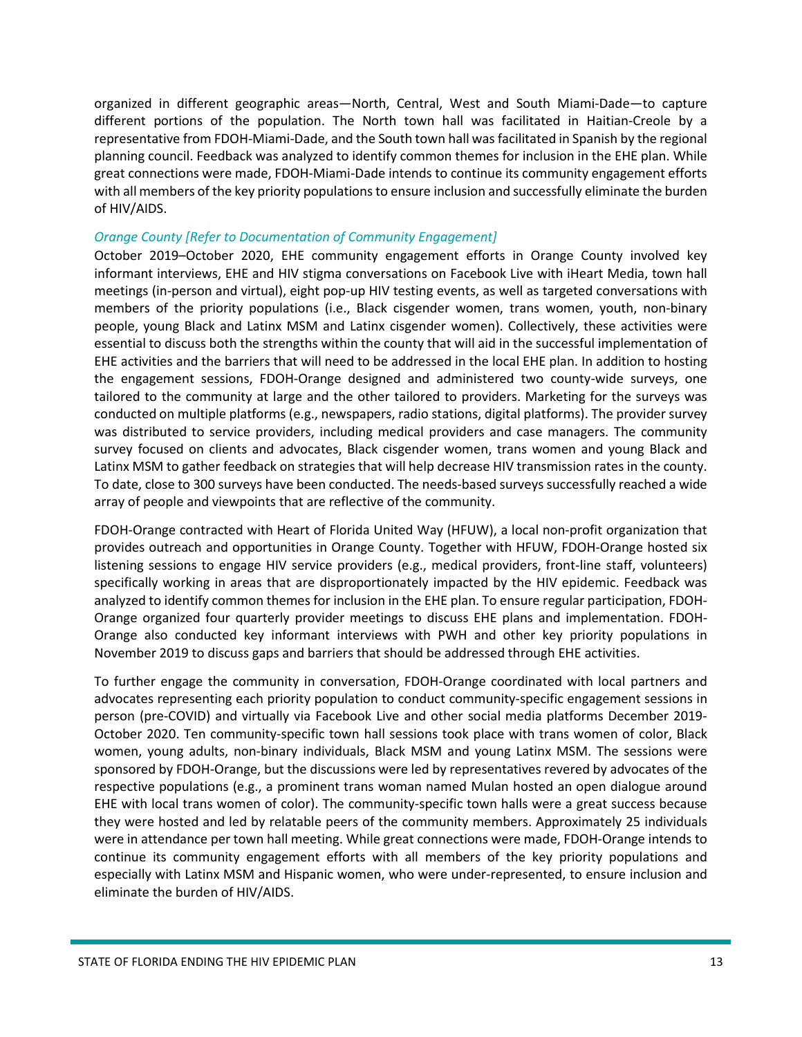organized in different geographic areas—North, Central, West and South Miami-Dade—to capture different portions of the population. The North town hall was facilitated in Haitian-Creole by a representative from FDOH-Miami-Dade, and the South town hall was facilitated in Spanish by the regional planning council. Feedback was analyzed to identify common themes for inclusion in the EHE plan. While great connections were made, FDOH-Miami-Dade intends to continue its community engagement efforts with all members of the key priority populations to ensure inclusion and successfully eliminate the burden of HIV/AIDS.

*Orange County [Refer to Documentation of Community Engagement]*

October 2019–October 2020, EHE community engagement efforts in Orange County involved key informant interviews, EHE and HIV stigma conversations on Facebook Live with iHeart Media, town hall meetings (in-person and virtual), eight pop-up HIV testing events, as well as targeted conversations with members of the priority populations (i.e., Black cisgender women, trans women, youth, non-binary people, young Black and Latinx MSM and Latinx cisgender women). Collectively, these activities were essential to discuss both the strengths within the county that will aid in the successful implementation of EHE activities and the barriers that will need to be addressed in the local EHE plan. In addition to hosting the engagement sessions, FDOH-Orange designed and administered two county-wide surveys, one tailored to the community at large and the other tailored to providers. Marketing for the surveys was conducted on multiple platforms (e.g., newspapers, radio stations, digital platforms). The provider survey was distributed to service providers, including medical providers and case managers. The community survey focused on clients and advocates, Black cisgender women, trans women and young Black and Latinx MSM to gather feedback on strategies that will help decrease HIV transmission rates in the county. To date, close to 300 surveys have been conducted. The needs-based surveys successfully reached a wide array of people and viewpoints that are reflective of the community.

FDOH-Orange contracted with Heart of Florida United Way (HFUW), a local non-profit organization that provides outreach and opportunities in Orange County. Together with HFUW, FDOH-Orange hosted six listening sessions to engage HIV service providers (e.g., medical providers, front-line staff, volunteers) specifically working in areas that are disproportionately impacted by the HIV epidemic. Feedback was analyzed to identify common themes for inclusion in the EHE plan. To ensure regular participation, FDOH-Orange organized four quarterly provider meetings to discuss EHE plans and implementation. FDOH-Orange also conducted key informant interviews with PWH and other key priority populations in November 2019 to discuss gaps and barriers that should be addressed through EHE activities.

To further engage the community in conversation, FDOH-Orange coordinated with local partners and advocates representing each priority population to conduct community-specific engagement sessions in person (pre-COVID) and virtually via Facebook Live and other social media platforms December 2019-October 2020. Ten community-specific town hall sessions took place with trans women of color, Black women, young adults, non-binary individuals, Black MSM and young Latinx MSM. The sessions were sponsored by FDOH-Orange, but the discussions were led by representatives revered by advocates of the respective populations (e.g., a prominent trans woman named Mulan hosted an open dialogue around EHE with local trans women of color). The community-specific town halls were a great success because they were hosted and led by relatable peers of the community members. Approximately 25 individuals were in attendance per town hall meeting. While great connections were made, FDOH-Orange intends to continue its community engagement efforts with all members of the key priority populations and especially with Latinx MSM and Hispanic women, who were under-represented, to ensure inclusion and eliminate the burden of HIV/AIDS.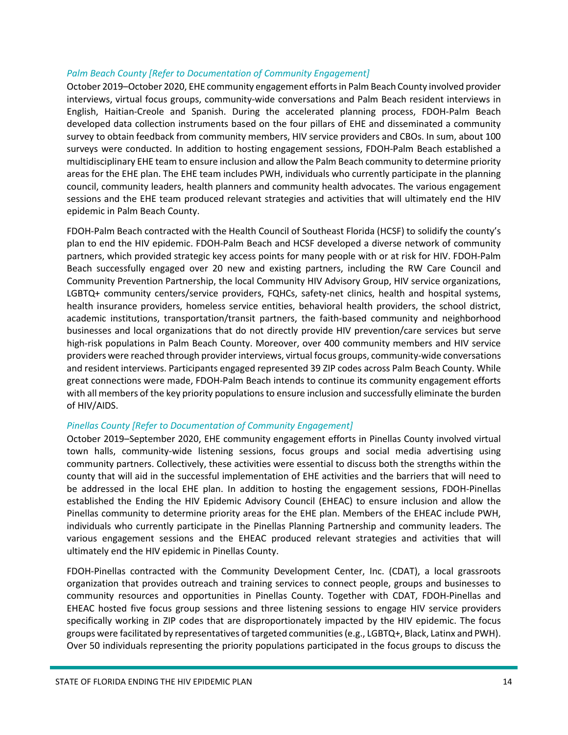*Palm Beach County [Refer to Documentation of Community Engagement]*

October 2019–October 2020, EHE community engagement efforts in Palm Beach County involved provider interviews, virtual focus groups, community-wide conversations and Palm Beach resident interviews in English, Haitian-Creole and Spanish. During the accelerated planning process, FDOH-Palm Beach developed data collection instruments based on the four pillars of EHE and disseminated a community survey to obtain feedback from community members, HIV service providers and CBOs. In sum, about 100 surveys were conducted. In addition to hosting engagement sessions, FDOH-Palm Beach established a multidisciplinary EHE team to ensure inclusion and allow the Palm Beach community to determine priority areas for the EHE plan. The EHE team includes PWH, individuals who currently participate in the planning council, community leaders, health planners and community health advocates. The various engagement sessions and the EHE team produced relevant strategies and activities that will ultimately end the HIV epidemic in Palm Beach County.

FDOH-Palm Beach contracted with the Health Council of Southeast Florida (HCSF) to solidify the county's plan to end the HIV epidemic. FDOH-Palm Beach and HCSF developed a diverse network of community partners, which provided strategic key access points for many people with or at risk for HIV. FDOH-Palm Beach successfully engaged over 20 new and existing partners, including the RW Care Council and Community Prevention Partnership, the local Community HIV Advisory Group, HIV service organizations, LGBTQ+ community centers/service providers, FQHCs, safety-net clinics, health and hospital systems, health insurance providers, homeless service entities, behavioral health providers, the school district, academic institutions, transportation/transit partners, the faith-based community and neighborhood businesses and local organizations that do not directly provide HIV prevention/care services but serve high-risk populations in Palm Beach County. Moreover, over 400 community members and HIV service providers were reached through provider interviews, virtual focus groups, community-wide conversations and resident interviews. Participants engaged represented 39 ZIP codes across Palm Beach County. While great connections were made, FDOH-Palm Beach intends to continue its community engagement efforts with all members of the key priority populations to ensure inclusion and successfully eliminate the burden of HIV/AIDS.

*Pinellas County [Refer to Documentation of Community Engagement]*

October 2019–September 2020, EHE community engagement efforts in Pinellas County involved virtual town halls, community-wide listening sessions, focus groups and social media advertising using community partners. Collectively, these activities were essential to discuss both the strengths within the county that will aid in the successful implementation of EHE activities and the barriers that will need to be addressed in the local EHE plan. In addition to hosting the engagement sessions, FDOH-Pinellas established the Ending the HIV Epidemic Advisory Council (EHEAC) to ensure inclusion and allow the Pinellas community to determine priority areas for the EHE plan. Members of the EHEAC include PWH, individuals who currently participate in the Pinellas Planning Partnership and community leaders. The various engagement sessions and the EHEAC produced relevant strategies and activities that will ultimately end the HIV epidemic in Pinellas County.

FDOH-Pinellas contracted with the Community Development Center, Inc. (CDAT), a local grassroots organization that provides outreach and training services to connect people, groups and businesses to community resources and opportunities in Pinellas County. Together with CDAT, FDOH-Pinellas and EHEAC hosted five focus group sessions and three listening sessions to engage HIV service providers specifically working in ZIP codes that are disproportionately impacted by the HIV epidemic. The focus groups were facilitated by representatives of targeted communities (e.g., LGBTQ+, Black, Latinx and PWH). Over 50 individuals representing the priority populations participated in the focus groups to discuss the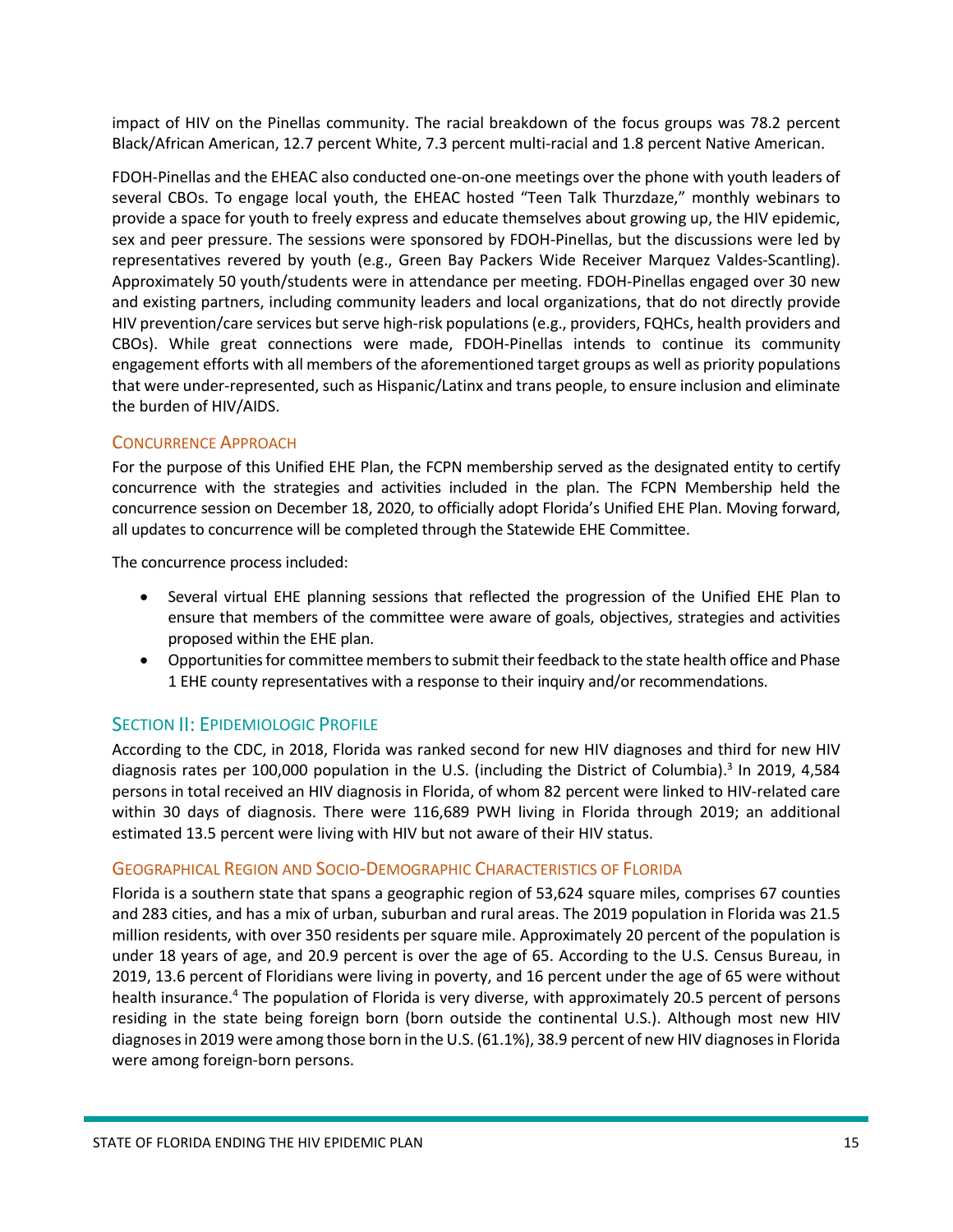impact of HIV on the Pinellas community. The racial breakdown of the focus groups was 78.2 percent Black/African American, 12.7 percent White, 7.3 percent multi-racial and 1.8 percent Native American.

FDOH-Pinellas and the EHEAC also conducted one-on-one meetings over the phone with youth leaders of several CBOs. To engage local youth, the EHEAC hosted "Teen Talk Thurzdaze," monthly webinars to provide a space for youth to freely express and educate themselves about growing up, the HIV epidemic, sex and peer pressure. The sessions were sponsored by FDOH-Pinellas, but the discussions were led by representatives revered by youth (e.g., Green Bay Packers Wide Receiver Marquez Valdes-Scantling). Approximately 50 youth/students were in attendance per meeting. FDOH-Pinellas engaged over 30 new and existing partners, including community leaders and local organizations, that do not directly provide HIV prevention/care services but serve high-risk populations (e.g., providers, FQHCs, health providers and CBOs). While great connections were made, FDOH-Pinellas intends to continue its community engagement efforts with all members of the aforementioned target groups as well as priority populations that were under-represented, such as Hispanic/Latinx and trans people, to ensure inclusion and eliminate the burden of HIV/AIDS.

### Concurrence Approach

For the purpose of this Unified EHE Plan, the FCPN membership served as the designated entity to certify concurrence with the strategies and activities included in the plan. The FCPN Membership held the concurrence session on December 18, 2020, to officially adopt Florida's Unified EHE Plan. Moving forward, all updates to concurrence will be completed through the Statewide EHE Committee.

The concurrence process included:

- Several virtual EHE planning sessions that reflected the progression of the Unified EHE Plan to ensure that members of the committee were aware of goals, objectives, strategies and activities proposed within the EHE plan.
- Opportunities for committee members to submit their feedback to the state health office and Phase 1 EHE county representatives with a response to their inquiry and/or recommendations.

## Section II: Epidemiologic Profile

According to the CDC, in 2018, Florida was ranked second for new HIV diagnoses and third for new HIV diagnosis rates per 100,000 population in the U.S. (including the District of Columbia).[3] In 2019, 4,584 persons in total received an HIV diagnosis in Florida, of whom 82 percent were linked to HIV-related care within 30 days of diagnosis. There were 116,689 PWH living in Florida through 2019; an additional estimated 13.5 percent were living with HIV but not aware of their HIV status.

### Geographical Region and Socio-Demographic Characteristics of Florida

Florida is a southern state that spans a geographic region of 53,624 square miles, comprises 67 counties and 283 cities, and has a mix of urban, suburban and rural areas. The 2019 population in Florida was 21.5 million residents, with over 350 residents per square mile. Approximately 20 percent of the population is under 18 years of age, and 20.9 percent is over the age of 65. According to the U.S. Census Bureau, in 2019, 13.6 percent of Floridians were living in poverty, and 16 percent under the age of 65 were without health insurance.[4] The population of Florida is very diverse, with approximately 20.5 percent of persons residing in the state being foreign born (born outside the continental U.S.). Although most new HIV diagnoses in 2019 were among those born in the U.S. (61.1%), 38.9 percent of new HIV diagnoses in Florida were among foreign-born persons.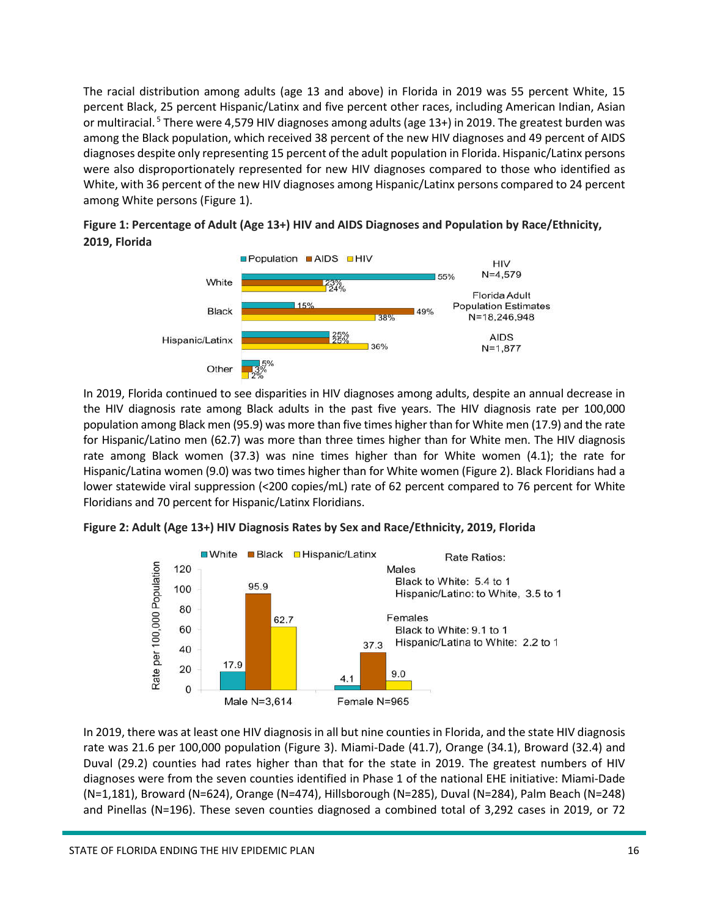The racial distribution among adults (age 13 and above) in Florida in 2019 was 55 percent White, 15 percent Black, 25 percent Hispanic/Latinx and five percent other races, including American Indian, Asian or multiracial.[5] There were 4,579 HIV diagnoses among adults (age 13+) in 2019. The greatest burden was among the Black population, which received 38 percent of the new HIV diagnoses and 49 percent of AIDS diagnoses despite only representing 15 percent of the adult population in Florida. Hispanic/Latinx persons were also disproportionately represented for new HIV diagnoses compared to those who identified as White, with 36 percent of the new HIV diagnoses among Hispanic/Latinx persons compared to 24 percent among White persons (Figure 1).

**Figure 1: Percentage of Adult (Age 13+) HIV and AIDS Diagnoses and Population by Race/Ethnicity, 2019, Florida**

| Race/Ethnicity | Population | AIDS | HIV |
|---|---|---|---|
| White | 55% | 23% | 24% |
| Black | 15% | 49% | 38% |
| Hispanic/Latinx | 25% | 25% | 36% |
| Other | 5% | 3% | 2% |

HIV N=4,579

Florida Adult Population Estimates N=18,246,948

AIDS N=1,877

In 2019, Florida continued to see disparities in HIV diagnoses among adults, despite an annual decrease in the HIV diagnosis rate among Black adults in the past five years. The HIV diagnosis rate per 100,000 population among Black men (95.9) was more than five times higher than for White men (17.9) and the rate for Hispanic/Latino men (62.7) was more than three times higher than for White men. The HIV diagnosis rate among Black women (37.3) was nine times higher than for White women (4.1); the rate for Hispanic/Latina women (9.0) was two times higher than for White women (Figure 2). Black Floridians had a lower statewide viral suppression (<200 copies/mL) rate of 62 percent compared to 76 percent for White Floridians and 70 percent for Hispanic/Latinx Floridians.

**Figure 2: Adult (Age 13+) HIV Diagnosis Rates by Sex and Race/Ethnicity, 2019, Florida**

| Rate per 100,000 Population | White | Black | Hispanic/Latinx |
|---|---|---|---|
| Male N=3,614 | 17.9 | 95.9 | 62.7 |
| Female N=965 | 4.1 | 37.3 | 9.0 |

Rate Ratios:

Males
- Black to White: 5.4 to 1
- Hispanic/Latino: to White, 3.5 to 1

Females
- Black to White: 9.1 to 1
- Hispanic/Latina to White: 2.2 to 1

In 2019, there was at least one HIV diagnosis in all but nine counties in Florida, and the state HIV diagnosis rate was 21.6 per 100,000 population (Figure 3). Miami-Dade (41.7), Orange (34.1), Broward (32.4) and Duval (29.2) counties had rates higher than that for the state in 2019. The greatest numbers of HIV diagnoses were from the seven counties identified in Phase 1 of the national EHE initiative: Miami-Dade (N=1,181), Broward (N=624), Orange (N=474), Hillsborough (N=285), Duval (N=284), Palm Beach (N=248) and Pinellas (N=196). These seven counties diagnosed a combined total of 3,292 cases in 2019, or 72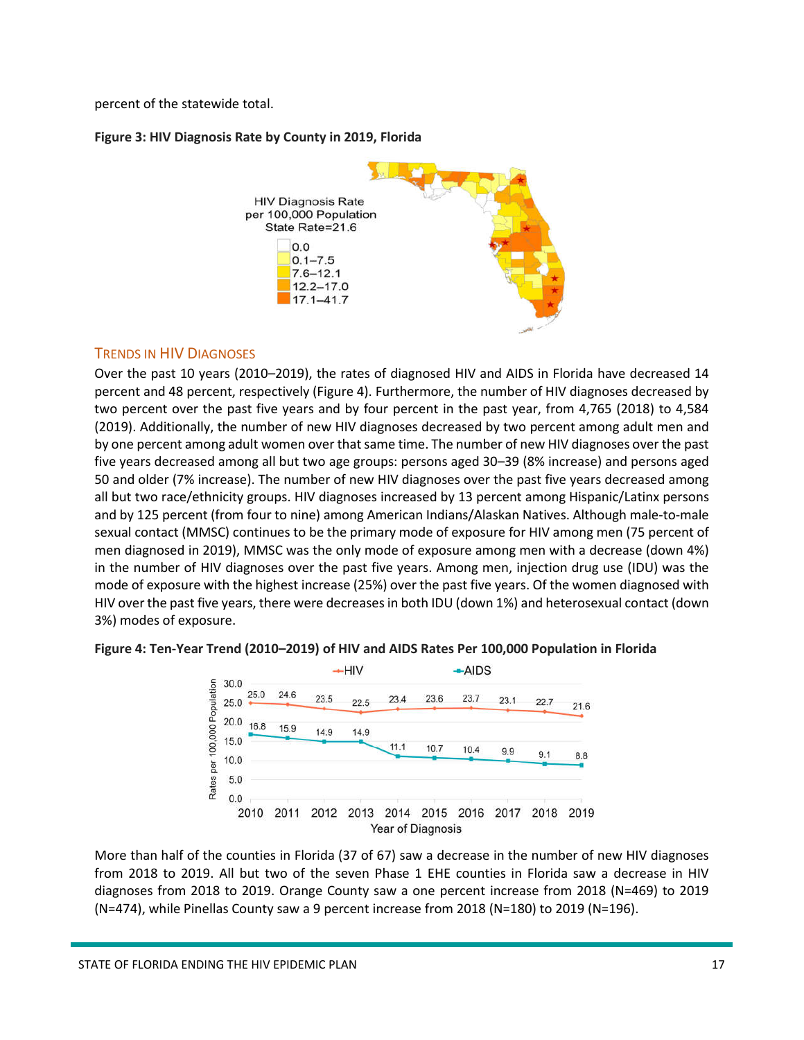percent of the statewide total.

**Figure 3: HIV Diagnosis Rate by County in 2019, Florida**

## Trends in HIV Diagnoses

Over the past 10 years (2010–2019), the rates of diagnosed HIV and AIDS in Florida have decreased 14 percent and 48 percent, respectively (Figure 4). Furthermore, the number of HIV diagnoses decreased by two percent over the past five years and by four percent in the past year, from 4,765 (2018) to 4,584 (2019). Additionally, the number of new HIV diagnoses decreased by two percent among adult men and by one percent among adult women over that same time. The number of new HIV diagnoses over the past five years decreased among all but two age groups: persons aged 30–39 (8% increase) and persons aged 50 and older (7% increase). The number of new HIV diagnoses over the past five years decreased among all but two race/ethnicity groups. HIV diagnoses increased by 13 percent among Hispanic/Latinx persons and by 125 percent (from four to nine) among American Indians/Alaskan Natives. Although male-to-male sexual contact (MMSC) continues to be the primary mode of exposure for HIV among men (75 percent of men diagnosed in 2019), MMSC was the only mode of exposure among men with a decrease (down 4%) in the number of HIV diagnoses over the past five years. Among men, injection drug use (IDU) was the mode of exposure with the highest increase (25%) over the past five years. Of the women diagnosed with HIV over the past five years, there were decreases in both IDU (down 1%) and heterosexual contact (down 3%) modes of exposure.

**Figure 4: Ten-Year Trend (2010–2019) of HIV and AIDS Rates Per 100,000 Population in Florida**

| Year of Diagnosis | HIV | AIDS |
|---|---|---|
| 2010 | 25.0 | 16.8 |
| 2011 | 24.6 | 15.9 |
| 2012 | 23.5 | 14.9 |
| 2013 | 22.5 | 14.9 |
| 2014 | 23.4 | 11.1 |
| 2015 | 23.6 | 10.7 |
| 2016 | 23.7 | 10.4 |
| 2017 | 23.1 | 9.9 |
| 2018 | 22.7 | 9.1 |
| 2019 | 21.6 | 8.8 |

More than half of the counties in Florida (37 of 67) saw a decrease in the number of new HIV diagnoses from 2018 to 2019. All but two of the seven Phase 1 EHE counties in Florida saw a decrease in HIV diagnoses from 2018 to 2019. Orange County saw a one percent increase from 2018 (N=469) to 2019 (N=474), while Pinellas County saw a 9 percent increase from 2018 (N=180) to 2019 (N=196).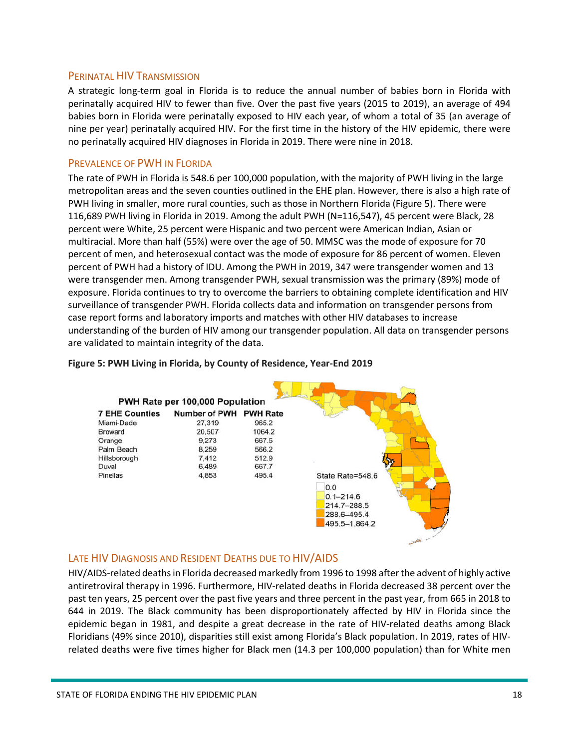## Perinatal HIV Transmission

A strategic long-term goal in Florida is to reduce the annual number of babies born in Florida with perinatally acquired HIV to fewer than five. Over the past five years (2015 to 2019), an average of 494 babies born in Florida were perinatally exposed to HIV each year, of whom a total of 35 (an average of nine per year) perinatally acquired HIV. For the first time in the history of the HIV epidemic, there were no perinatally acquired HIV diagnoses in Florida in 2019. There were nine in 2018.

## Prevalence of PWH in Florida

The rate of PWH in Florida is 548.6 per 100,000 population, with the majority of PWH living in the large metropolitan areas and the seven counties outlined in the EHE plan. However, there is also a high rate of PWH living in smaller, more rural counties, such as those in Northern Florida (Figure 5). There were 116,689 PWH living in Florida in 2019. Among the adult PWH (N=116,547), 45 percent were Black, 28 percent were White, 25 percent were Hispanic and two percent were American Indian, Asian or multiracial. More than half (55%) were over the age of 50. MMSC was the mode of exposure for 70 percent of men, and heterosexual contact was the mode of exposure for 86 percent of women. Eleven percent of PWH had a history of IDU. Among the PWH in 2019, 347 were transgender women and 13 were transgender men. Among transgender PWH, sexual transmission was the primary (89%) mode of exposure. Florida continues to try to overcome the barriers to obtaining complete identification and HIV surveillance of transgender PWH. Florida collects data and information on transgender persons from case report forms and laboratory imports and matches with other HIV databases to increase understanding of the burden of HIV among our transgender population. All data on transgender persons are validated to maintain integrity of the data.

**Figure 5: PWH Living in Florida, by County of Residence, Year-End 2019**

PWH Rate per 100,000 Population

| 7 EHE Counties | Number of PWH | PWH Rate |
|---|---|---|
| Miami-Dade | 27,319 | 965.2 |
| Broward | 20,507 | 1064.2 |
| Orange | 9,273 | 667.5 |
| Palm Beach | 8,259 | 566.2 |
| Hillsborough | 7,412 | 512.9 |
| Duval | 6,489 | 667.7 |
| Pinellas | 4,853 | 495.4 |

State Rate=548.6

- 0.0
- 0.1–214.6
- 214.7–288.5
- 288.6–495.4
- 495.5–1,864.2

## Late HIV Diagnosis and Resident Deaths due to HIV/AIDS

HIV/AIDS-related deaths in Florida decreased markedly from 1996 to 1998 after the advent of highly active antiretroviral therapy in 1996. Furthermore, HIV-related deaths in Florida decreased 38 percent over the past ten years, 25 percent over the past five years and three percent in the past year, from 665 in 2018 to 644 in 2019. The Black community has been disproportionately affected by HIV in Florida since the epidemic began in 1981, and despite a great decrease in the rate of HIV-related deaths among Black Floridians (49% since 2010), disparities still exist among Florida's Black population. In 2019, rates of HIV-related deaths were five times higher for Black men (14.3 per 100,000 population) than for White men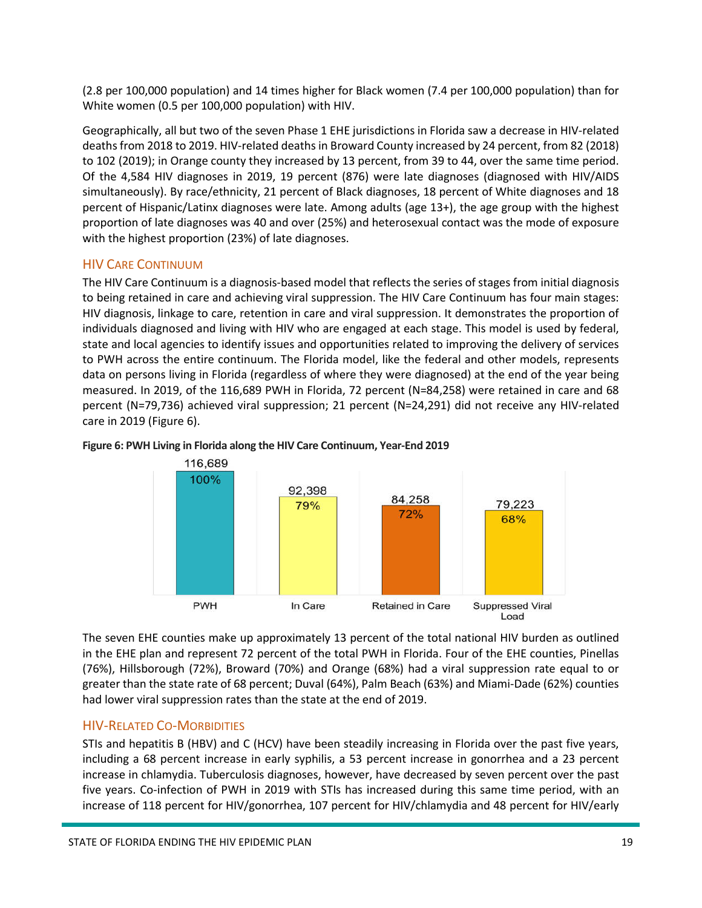(2.8 per 100,000 population) and 14 times higher for Black women (7.4 per 100,000 population) than for White women (0.5 per 100,000 population) with HIV.

Geographically, all but two of the seven Phase 1 EHE jurisdictions in Florida saw a decrease in HIV-related deaths from 2018 to 2019. HIV-related deaths in Broward County increased by 24 percent, from 82 (2018) to 102 (2019); in Orange county they increased by 13 percent, from 39 to 44, over the same time period. Of the 4,584 HIV diagnoses in 2019, 19 percent (876) were late diagnoses (diagnosed with HIV/AIDS simultaneously). By race/ethnicity, 21 percent of Black diagnoses, 18 percent of White diagnoses and 18 percent of Hispanic/Latinx diagnoses were late. Among adults (age 13+), the age group with the highest proportion of late diagnoses was 40 and over (25%) and heterosexual contact was the mode of exposure with the highest proportion (23%) of late diagnoses.

## HIV Care Continuum

The HIV Care Continuum is a diagnosis-based model that reflects the series of stages from initial diagnosis to being retained in care and achieving viral suppression. The HIV Care Continuum has four main stages: HIV diagnosis, linkage to care, retention in care and viral suppression. It demonstrates the proportion of individuals diagnosed and living with HIV who are engaged at each stage. This model is used by federal, state and local agencies to identify issues and opportunities related to improving the delivery of services to PWH across the entire continuum. The Florida model, like the federal and other models, represents data on persons living in Florida (regardless of where they were diagnosed) at the end of the year being measured. In 2019, of the 116,689 PWH in Florida, 72 percent (N=84,258) were retained in care and 68 percent (N=79,736) achieved viral suppression; 21 percent (N=24,291) did not receive any HIV-related care in 2019 (Figure 6).

**Figure 6: PWH Living in Florida along the HIV Care Continuum, Year-End 2019**

| Stage | Number | Percent |
|---|---|---|
| PWH | 116,689 | 100% |
| In Care | 92,398 | 79% |
| Retained in Care | 84,258 | 72% |
| Suppressed Viral Load | 79,223 | 68% |

The seven EHE counties make up approximately 13 percent of the total national HIV burden as outlined in the EHE plan and represent 72 percent of the total PWH in Florida. Four of the EHE counties, Pinellas (76%), Hillsborough (72%), Broward (70%) and Orange (68%) had a viral suppression rate equal to or greater than the state rate of 68 percent; Duval (64%), Palm Beach (63%) and Miami-Dade (62%) counties had lower viral suppression rates than the state at the end of 2019.

## HIV-Related Co-Morbidities

STIs and hepatitis B (HBV) and C (HCV) have been steadily increasing in Florida over the past five years, including a 68 percent increase in early syphilis, a 53 percent increase in gonorrhea and a 23 percent increase in chlamydia. Tuberculosis diagnoses, however, have decreased by seven percent over the past five years. Co-infection of PWH in 2019 with STIs has increased during this same time period, with an increase of 118 percent for HIV/gonorrhea, 107 percent for HIV/chlamydia and 48 percent for HIV/early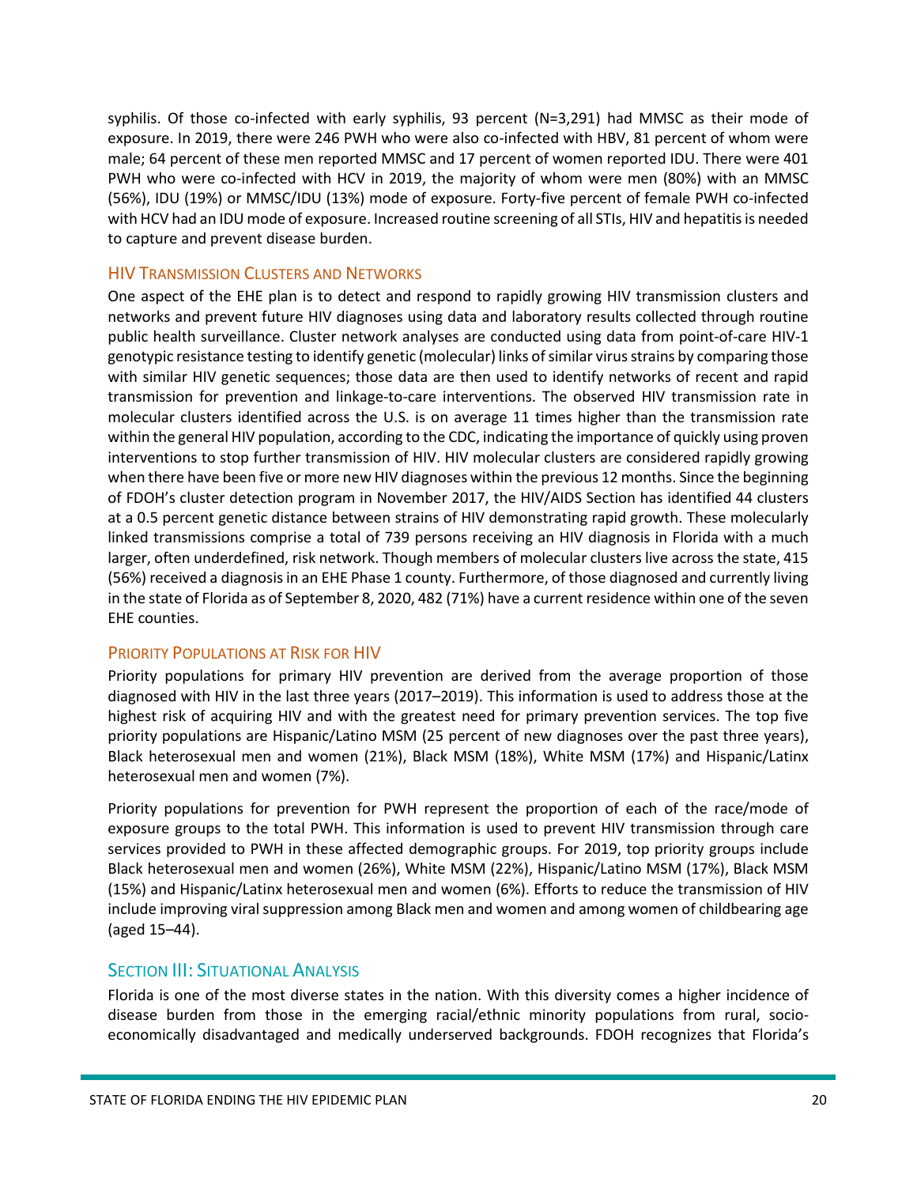syphilis. Of those co-infected with early syphilis, 93 percent (N=3,291) had MMSC as their mode of exposure. In 2019, there were 246 PWH who were also co-infected with HBV, 81 percent of whom were male; 64 percent of these men reported MMSC and 17 percent of women reported IDU. There were 401 PWH who were co-infected with HCV in 2019, the majority of whom were men (80%) with an MMSC (56%), IDU (19%) or MMSC/IDU (13%) mode of exposure. Forty-five percent of female PWH co-infected with HCV had an IDU mode of exposure. Increased routine screening of all STIs, HIV and hepatitis is needed to capture and prevent disease burden.

### HIV Transmission Clusters and Networks

One aspect of the EHE plan is to detect and respond to rapidly growing HIV transmission clusters and networks and prevent future HIV diagnoses using data and laboratory results collected through routine public health surveillance. Cluster network analyses are conducted using data from point-of-care HIV-1 genotypic resistance testing to identify genetic (molecular) links of similar virus strains by comparing those with similar HIV genetic sequences; those data are then used to identify networks of recent and rapid transmission for prevention and linkage-to-care interventions. The observed HIV transmission rate in molecular clusters identified across the U.S. is on average 11 times higher than the transmission rate within the general HIV population, according to the CDC, indicating the importance of quickly using proven interventions to stop further transmission of HIV. HIV molecular clusters are considered rapidly growing when there have been five or more new HIV diagnoses within the previous 12 months. Since the beginning of FDOH's cluster detection program in November 2017, the HIV/AIDS Section has identified 44 clusters at a 0.5 percent genetic distance between strains of HIV demonstrating rapid growth. These molecularly linked transmissions comprise a total of 739 persons receiving an HIV diagnosis in Florida with a much larger, often underdefined, risk network. Though members of molecular clusters live across the state, 415 (56%) received a diagnosis in an EHE Phase 1 county. Furthermore, of those diagnosed and currently living in the state of Florida as of September 8, 2020, 482 (71%) have a current residence within one of the seven EHE counties.

### Priority Populations at Risk for HIV

Priority populations for primary HIV prevention are derived from the average proportion of those diagnosed with HIV in the last three years (2017–2019). This information is used to address those at the highest risk of acquiring HIV and with the greatest need for primary prevention services. The top five priority populations are Hispanic/Latino MSM (25 percent of new diagnoses over the past three years), Black heterosexual men and women (21%), Black MSM (18%), White MSM (17%) and Hispanic/Latinx heterosexual men and women (7%).

Priority populations for prevention for PWH represent the proportion of each of the race/mode of exposure groups to the total PWH. This information is used to prevent HIV transmission through care services provided to PWH in these affected demographic groups. For 2019, top priority groups include Black heterosexual men and women (26%), White MSM (22%), Hispanic/Latino MSM (17%), Black MSM (15%) and Hispanic/Latinx heterosexual men and women (6%). Efforts to reduce the transmission of HIV include improving viral suppression among Black men and women and among women of childbearing age (aged 15–44).

## Section III: Situational Analysis

Florida is one of the most diverse states in the nation. With this diversity comes a higher incidence of disease burden from those in the emerging racial/ethnic minority populations from rural, socio-economically disadvantaged and medically underserved backgrounds. FDOH recognizes that Florida's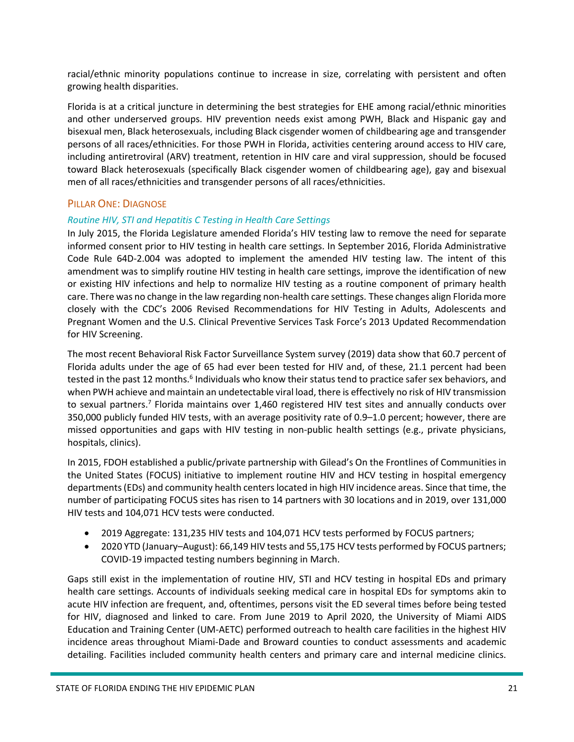racial/ethnic minority populations continue to increase in size, correlating with persistent and often growing health disparities.

Florida is at a critical juncture in determining the best strategies for EHE among racial/ethnic minorities and other underserved groups. HIV prevention needs exist among PWH, Black and Hispanic gay and bisexual men, Black heterosexuals, including Black cisgender women of childbearing age and transgender persons of all races/ethnicities. For those PWH in Florida, activities centering around access to HIV care, including antiretroviral (ARV) treatment, retention in HIV care and viral suppression, should be focused toward Black heterosexuals (specifically Black cisgender women of childbearing age), gay and bisexual men of all races/ethnicities and transgender persons of all races/ethnicities.

## Pillar One: Diagnose

### *Routine HIV, STI and Hepatitis C Testing in Health Care Settings*

In July 2015, the Florida Legislature amended Florida's HIV testing law to remove the need for separate informed consent prior to HIV testing in health care settings. In September 2016, Florida Administrative Code Rule 64D-2.004 was adopted to implement the amended HIV testing law. The intent of this amendment was to simplify routine HIV testing in health care settings, improve the identification of new or existing HIV infections and help to normalize HIV testing as a routine component of primary health care. There was no change in the law regarding non-health care settings. These changes align Florida more closely with the CDC's 2006 Revised Recommendations for HIV Testing in Adults, Adolescents and Pregnant Women and the U.S. Clinical Preventive Services Task Force's 2013 Updated Recommendation for HIV Screening.

The most recent Behavioral Risk Factor Surveillance System survey (2019) data show that 60.7 percent of Florida adults under the age of 65 had ever been tested for HIV and, of these, 21.1 percent had been tested in the past 12 months.[6] Individuals who know their status tend to practice safer sex behaviors, and when PWH achieve and maintain an undetectable viral load, there is effectively no risk of HIV transmission to sexual partners.[7] Florida maintains over 1,460 registered HIV test sites and annually conducts over 350,000 publicly funded HIV tests, with an average positivity rate of 0.9–1.0 percent; however, there are missed opportunities and gaps with HIV testing in non-public health settings (e.g., private physicians, hospitals, clinics).

In 2015, FDOH established a public/private partnership with Gilead's On the Frontlines of Communities in the United States (FOCUS) initiative to implement routine HIV and HCV testing in hospital emergency departments (EDs) and community health centers located in high HIV incidence areas. Since that time, the number of participating FOCUS sites has risen to 14 partners with 30 locations and in 2019, over 131,000 HIV tests and 104,071 HCV tests were conducted.

- 2019 Aggregate: 131,235 HIV tests and 104,071 HCV tests performed by FOCUS partners;
- 2020 YTD (January–August): 66,149 HIV tests and 55,175 HCV tests performed by FOCUS partners; COVID-19 impacted testing numbers beginning in March.

Gaps still exist in the implementation of routine HIV, STI and HCV testing in hospital EDs and primary health care settings. Accounts of individuals seeking medical care in hospital EDs for symptoms akin to acute HIV infection are frequent, and, oftentimes, persons visit the ED several times before being tested for HIV, diagnosed and linked to care. From June 2019 to April 2020, the University of Miami AIDS Education and Training Center (UM-AETC) performed outreach to health care facilities in the highest HIV incidence areas throughout Miami-Dade and Broward counties to conduct assessments and academic detailing. Facilities included community health centers and primary care and internal medicine clinics.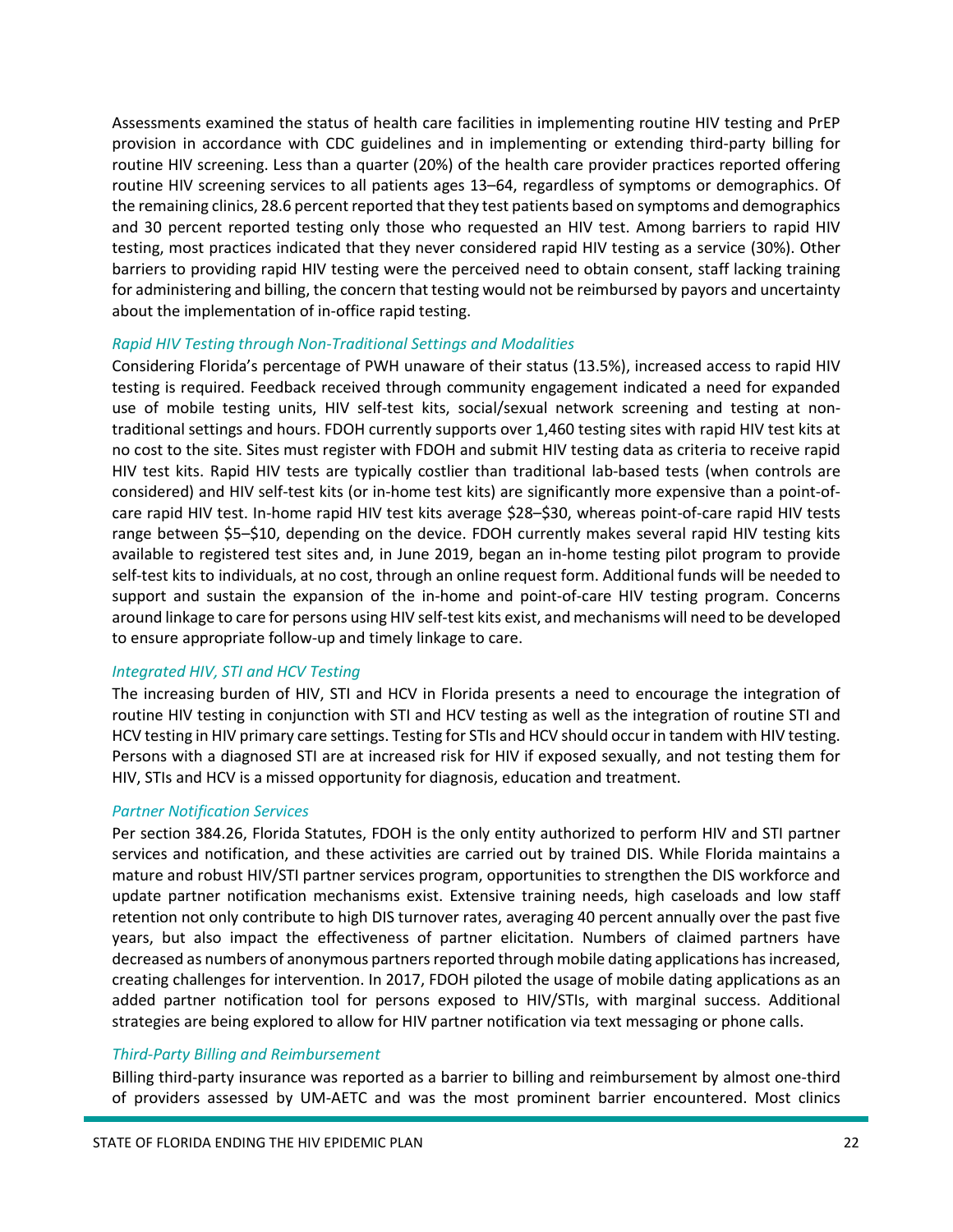Assessments examined the status of health care facilities in implementing routine HIV testing and PrEP provision in accordance with CDC guidelines and in implementing or extending third-party billing for routine HIV screening. Less than a quarter (20%) of the health care provider practices reported offering routine HIV screening services to all patients ages 13–64, regardless of symptoms or demographics. Of the remaining clinics, 28.6 percent reported that they test patients based on symptoms and demographics and 30 percent reported testing only those who requested an HIV test. Among barriers to rapid HIV testing, most practices indicated that they never considered rapid HIV testing as a service (30%). Other barriers to providing rapid HIV testing were the perceived need to obtain consent, staff lacking training for administering and billing, the concern that testing would not be reimbursed by payors and uncertainty about the implementation of in-office rapid testing.

### *Rapid HIV Testing through Non-Traditional Settings and Modalities*

Considering Florida's percentage of PWH unaware of their status (13.5%), increased access to rapid HIV testing is required. Feedback received through community engagement indicated a need for expanded use of mobile testing units, HIV self-test kits, social/sexual network screening and testing at non-traditional settings and hours. FDOH currently supports over 1,460 testing sites with rapid HIV test kits at no cost to the site. Sites must register with FDOH and submit HIV testing data as criteria to receive rapid HIV test kits. Rapid HIV tests are typically costlier than traditional lab-based tests (when controls are considered) and HIV self-test kits (or in-home test kits) are significantly more expensive than a point-of-care rapid HIV test. In-home rapid HIV test kits average $28–$30, whereas point-of-care rapid HIV tests range between $5–$10, depending on the device. FDOH currently makes several rapid HIV testing kits available to registered test sites and, in June 2019, began an in-home testing pilot program to provide self-test kits to individuals, at no cost, through an online request form. Additional funds will be needed to support and sustain the expansion of the in-home and point-of-care HIV testing program. Concerns around linkage to care for persons using HIV self-test kits exist, and mechanisms will need to be developed to ensure appropriate follow-up and timely linkage to care.

### *Integrated HIV, STI and HCV Testing*

The increasing burden of HIV, STI and HCV in Florida presents a need to encourage the integration of routine HIV testing in conjunction with STI and HCV testing as well as the integration of routine STI and HCV testing in HIV primary care settings. Testing for STIs and HCV should occur in tandem with HIV testing. Persons with a diagnosed STI are at increased risk for HIV if exposed sexually, and not testing them for HIV, STIs and HCV is a missed opportunity for diagnosis, education and treatment.

### *Partner Notification Services*

Per section 384.26, Florida Statutes, FDOH is the only entity authorized to perform HIV and STI partner services and notification, and these activities are carried out by trained DIS. While Florida maintains a mature and robust HIV/STI partner services program, opportunities to strengthen the DIS workforce and update partner notification mechanisms exist. Extensive training needs, high caseloads and low staff retention not only contribute to high DIS turnover rates, averaging 40 percent annually over the past five years, but also impact the effectiveness of partner elicitation. Numbers of claimed partners have decreased as numbers of anonymous partners reported through mobile dating applications has increased, creating challenges for intervention. In 2017, FDOH piloted the usage of mobile dating applications as an added partner notification tool for persons exposed to HIV/STIs, with marginal success. Additional strategies are being explored to allow for HIV partner notification via text messaging or phone calls.

### *Third-Party Billing and Reimbursement*

Billing third-party insurance was reported as a barrier to billing and reimbursement by almost one-third of providers assessed by UM-AETC and was the most prominent barrier encountered. Most clinics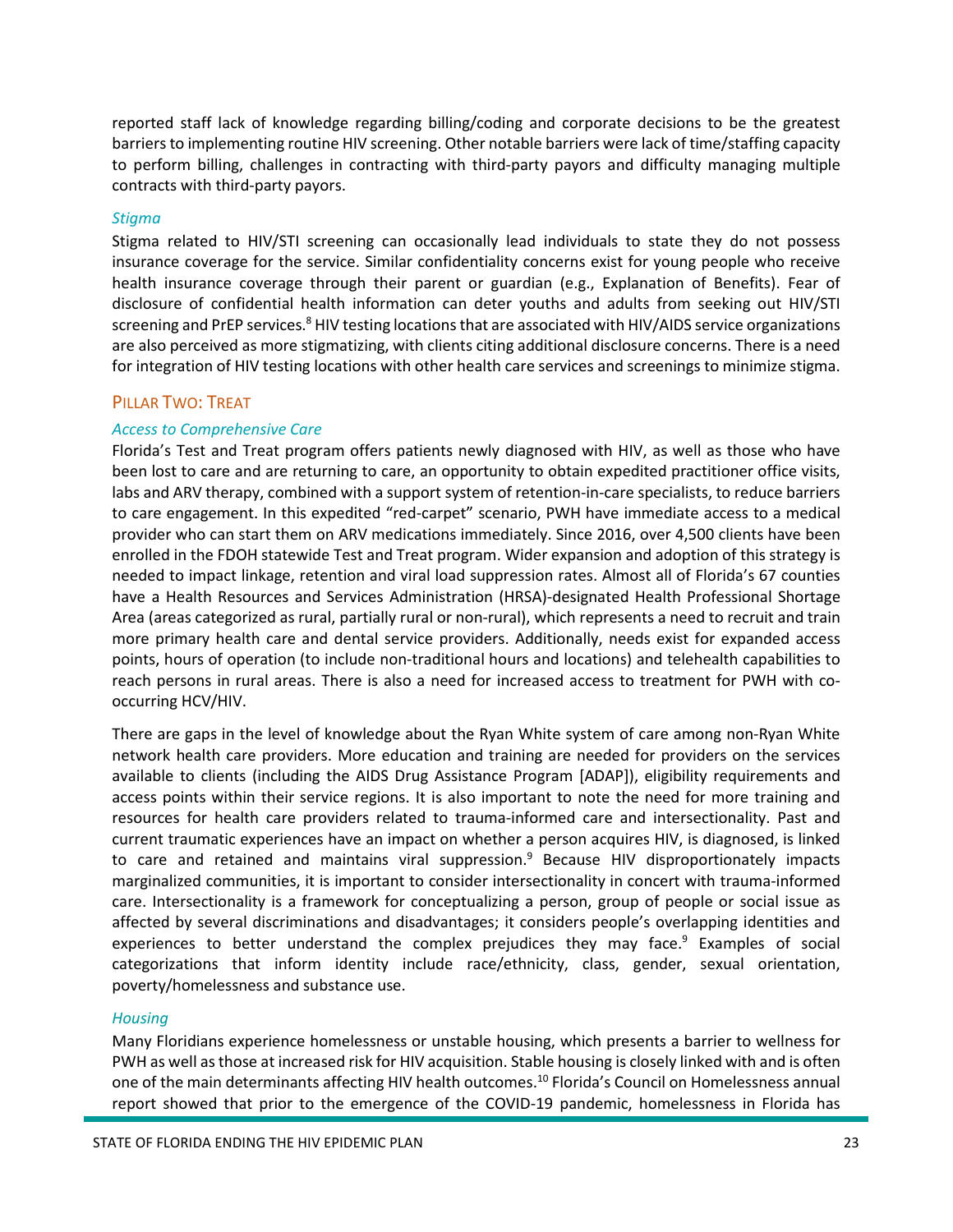reported staff lack of knowledge regarding billing/coding and corporate decisions to be the greatest barriers to implementing routine HIV screening. Other notable barriers were lack of time/staffing capacity to perform billing, challenges in contracting with third-party payors and difficulty managing multiple contracts with third-party payors.

#### *Stigma*

Stigma related to HIV/STI screening can occasionally lead individuals to state they do not possess insurance coverage for the service. Similar confidentiality concerns exist for young people who receive health insurance coverage through their parent or guardian (e.g., Explanation of Benefits). Fear of disclosure of confidential health information can deter youths and adults from seeking out HIV/STI screening and PrEP services.[8] HIV testing locations that are associated with HIV/AIDS service organizations are also perceived as more stigmatizing, with clients citing additional disclosure concerns. There is a need for integration of HIV testing locations with other health care services and screenings to minimize stigma.

### Pillar Two: Treat

#### *Access to Comprehensive Care*

Florida's Test and Treat program offers patients newly diagnosed with HIV, as well as those who have been lost to care and are returning to care, an opportunity to obtain expedited practitioner office visits, labs and ARV therapy, combined with a support system of retention-in-care specialists, to reduce barriers to care engagement. In this expedited "red-carpet" scenario, PWH have immediate access to a medical provider who can start them on ARV medications immediately. Since 2016, over 4,500 clients have been enrolled in the FDOH statewide Test and Treat program. Wider expansion and adoption of this strategy is needed to impact linkage, retention and viral load suppression rates. Almost all of Florida's 67 counties have a Health Resources and Services Administration (HRSA)-designated Health Professional Shortage Area (areas categorized as rural, partially rural or non-rural), which represents a need to recruit and train more primary health care and dental service providers. Additionally, needs exist for expanded access points, hours of operation (to include non-traditional hours and locations) and telehealth capabilities to reach persons in rural areas. There is also a need for increased access to treatment for PWH with co-occurring HCV/HIV.

There are gaps in the level of knowledge about the Ryan White system of care among non-Ryan White network health care providers. More education and training are needed for providers on the services available to clients (including the AIDS Drug Assistance Program [ADAP]), eligibility requirements and access points within their service regions. It is also important to note the need for more training and resources for health care providers related to trauma-informed care and intersectionality. Past and current traumatic experiences have an impact on whether a person acquires HIV, is diagnosed, is linked to care and retained and maintains viral suppression.[9] Because HIV disproportionately impacts marginalized communities, it is important to consider intersectionality in concert with trauma-informed care. Intersectionality is a framework for conceptualizing a person, group of people or social issue as affected by several discriminations and disadvantages; it considers people's overlapping identities and experiences to better understand the complex prejudices they may face.[9] Examples of social categorizations that inform identity include race/ethnicity, class, gender, sexual orientation, poverty/homelessness and substance use.

#### *Housing*

Many Floridians experience homelessness or unstable housing, which presents a barrier to wellness for PWH as well as those at increased risk for HIV acquisition. Stable housing is closely linked with and is often one of the main determinants affecting HIV health outcomes.[10] Florida's Council on Homelessness annual report showed that prior to the emergence of the COVID-19 pandemic, homelessness in Florida has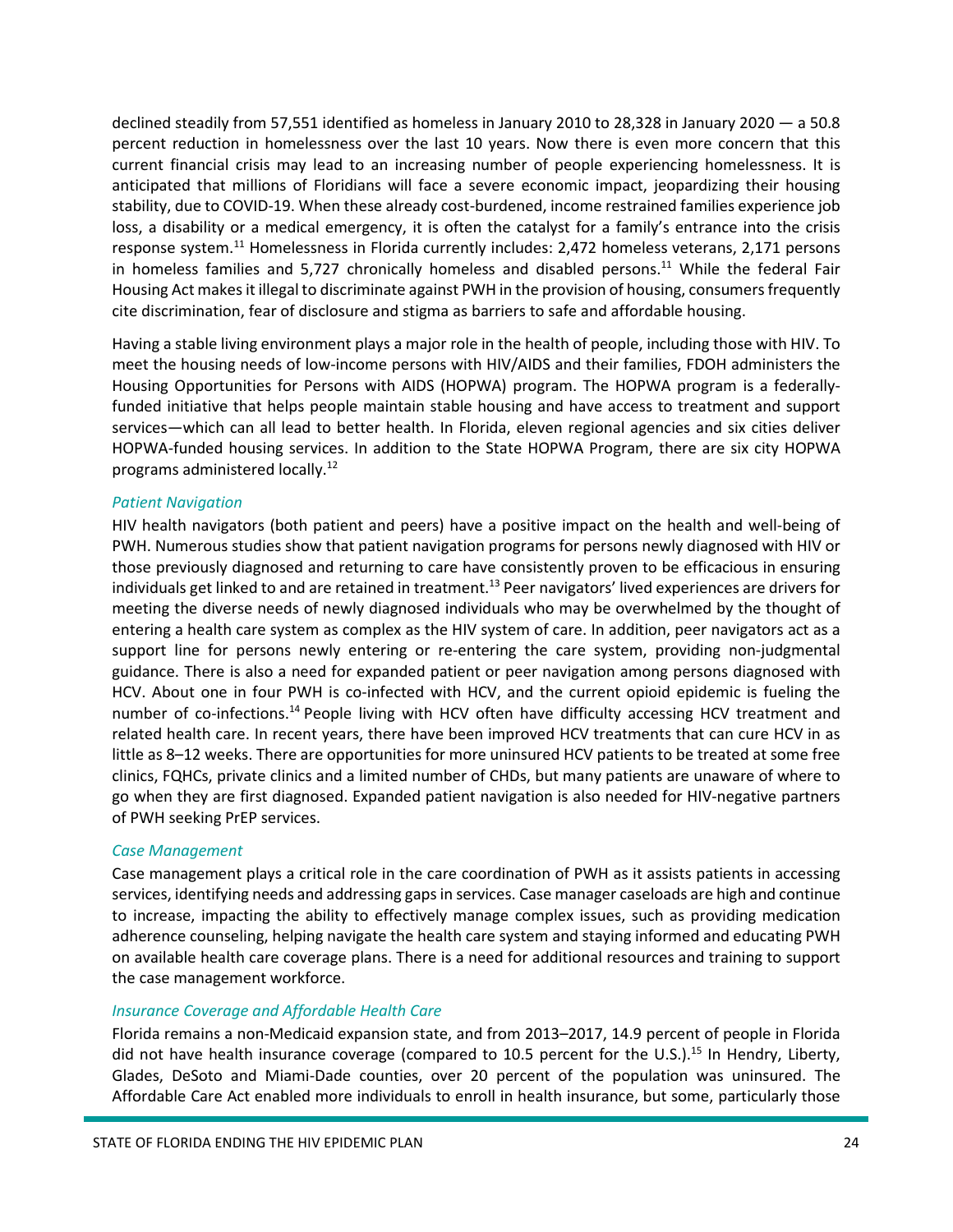declined steadily from 57,551 identified as homeless in January 2010 to 28,328 in January 2020 — a 50.8 percent reduction in homelessness over the last 10 years. Now there is even more concern that this current financial crisis may lead to an increasing number of people experiencing homelessness. It is anticipated that millions of Floridians will face a severe economic impact, jeopardizing their housing stability, due to COVID-19. When these already cost-burdened, income restrained families experience job loss, a disability or a medical emergency, it is often the catalyst for a family's entrance into the crisis response system.[11] Homelessness in Florida currently includes: 2,472 homeless veterans, 2,171 persons in homeless families and 5,727 chronically homeless and disabled persons.[11] While the federal Fair Housing Act makes it illegal to discriminate against PWH in the provision of housing, consumers frequently cite discrimination, fear of disclosure and stigma as barriers to safe and affordable housing.

Having a stable living environment plays a major role in the health of people, including those with HIV. To meet the housing needs of low-income persons with HIV/AIDS and their families, FDOH administers the Housing Opportunities for Persons with AIDS (HOPWA) program. The HOPWA program is a federally-funded initiative that helps people maintain stable housing and have access to treatment and support services—which can all lead to better health. In Florida, eleven regional agencies and six cities deliver HOPWA-funded housing services. In addition to the State HOPWA Program, there are six city HOPWA programs administered locally.[12]

### *Patient Navigation*

HIV health navigators (both patient and peers) have a positive impact on the health and well-being of PWH. Numerous studies show that patient navigation programs for persons newly diagnosed with HIV or those previously diagnosed and returning to care have consistently proven to be efficacious in ensuring individuals get linked to and are retained in treatment.[13] Peer navigators' lived experiences are drivers for meeting the diverse needs of newly diagnosed individuals who may be overwhelmed by the thought of entering a health care system as complex as the HIV system of care. In addition, peer navigators act as a support line for persons newly entering or re-entering the care system, providing non-judgmental guidance. There is also a need for expanded patient or peer navigation among persons diagnosed with HCV. About one in four PWH is co-infected with HCV, and the current opioid epidemic is fueling the number of co-infections.[14] People living with HCV often have difficulty accessing HCV treatment and related health care. In recent years, there have been improved HCV treatments that can cure HCV in as little as 8–12 weeks. There are opportunities for more uninsured HCV patients to be treated at some free clinics, FQHCs, private clinics and a limited number of CHDs, but many patients are unaware of where to go when they are first diagnosed. Expanded patient navigation is also needed for HIV-negative partners of PWH seeking PrEP services.

### *Case Management*

Case management plays a critical role in the care coordination of PWH as it assists patients in accessing services, identifying needs and addressing gaps in services. Case manager caseloads are high and continue to increase, impacting the ability to effectively manage complex issues, such as providing medication adherence counseling, helping navigate the health care system and staying informed and educating PWH on available health care coverage plans. There is a need for additional resources and training to support the case management workforce.

### *Insurance Coverage and Affordable Health Care*

Florida remains a non-Medicaid expansion state, and from 2013–2017, 14.9 percent of people in Florida did not have health insurance coverage (compared to 10.5 percent for the U.S.).[15] In Hendry, Liberty, Glades, DeSoto and Miami-Dade counties, over 20 percent of the population was uninsured. The Affordable Care Act enabled more individuals to enroll in health insurance, but some, particularly those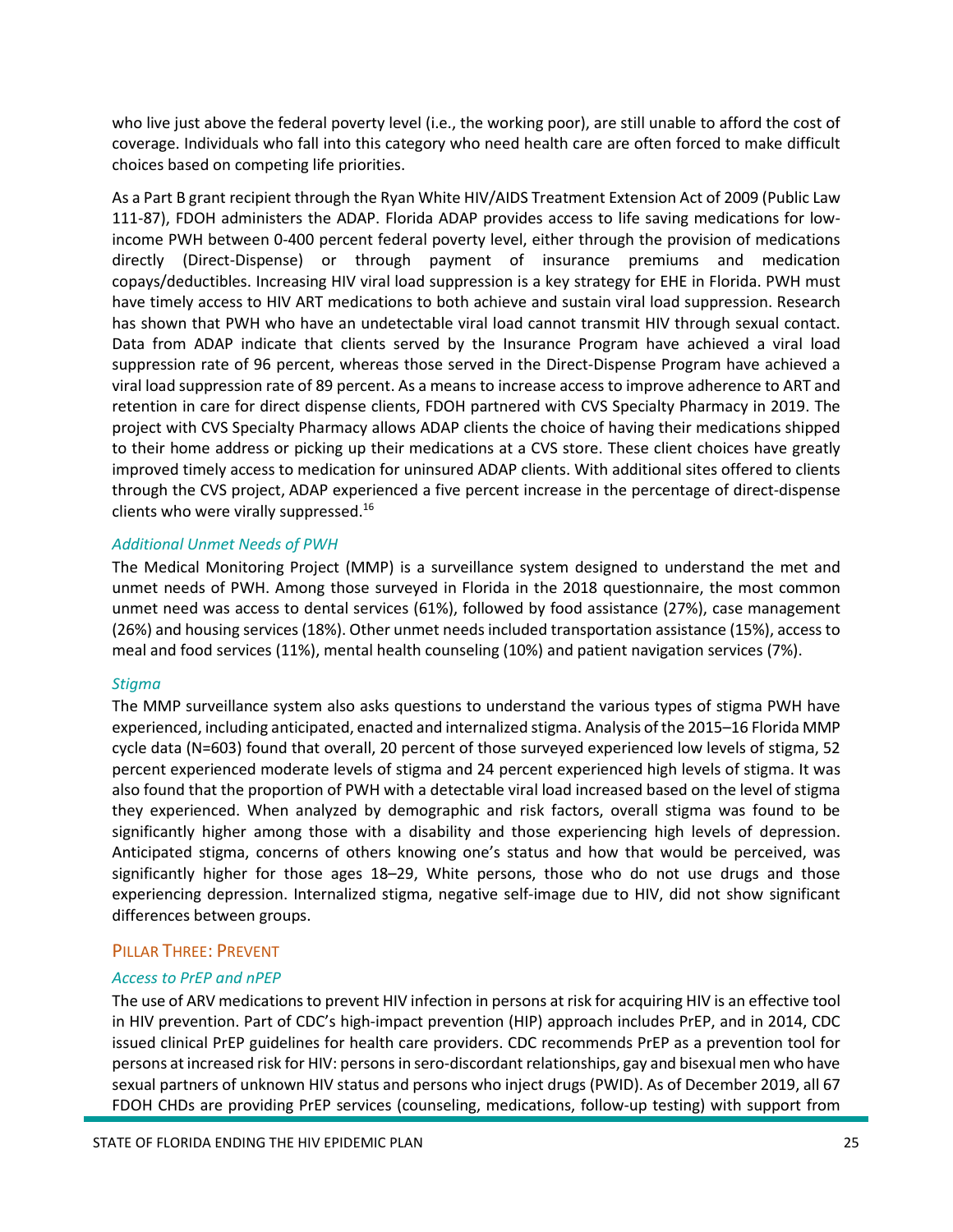who live just above the federal poverty level (i.e., the working poor), are still unable to afford the cost of coverage. Individuals who fall into this category who need health care are often forced to make difficult choices based on competing life priorities.

As a Part B grant recipient through the Ryan White HIV/AIDS Treatment Extension Act of 2009 (Public Law 111-87), FDOH administers the ADAP. Florida ADAP provides access to life saving medications for low-income PWH between 0-400 percent federal poverty level, either through the provision of medications directly (Direct-Dispense) or through payment of insurance premiums and medication copays/deductibles. Increasing HIV viral load suppression is a key strategy for EHE in Florida. PWH must have timely access to HIV ART medications to both achieve and sustain viral load suppression. Research has shown that PWH who have an undetectable viral load cannot transmit HIV through sexual contact. Data from ADAP indicate that clients served by the Insurance Program have achieved a viral load suppression rate of 96 percent, whereas those served in the Direct-Dispense Program have achieved a viral load suppression rate of 89 percent. As a means to increase access to improve adherence to ART and retention in care for direct dispense clients, FDOH partnered with CVS Specialty Pharmacy in 2019. The project with CVS Specialty Pharmacy allows ADAP clients the choice of having their medications shipped to their home address or picking up their medications at a CVS store. These client choices have greatly improved timely access to medication for uninsured ADAP clients. With additional sites offered to clients through the CVS project, ADAP experienced a five percent increase in the percentage of direct-dispense clients who were virally suppressed.[16]

### *Additional Unmet Needs of PWH*

The Medical Monitoring Project (MMP) is a surveillance system designed to understand the met and unmet needs of PWH. Among those surveyed in Florida in the 2018 questionnaire, the most common unmet need was access to dental services (61%), followed by food assistance (27%), case management (26%) and housing services (18%). Other unmet needs included transportation assistance (15%), access to meal and food services (11%), mental health counseling (10%) and patient navigation services (7%).

### *Stigma*

The MMP surveillance system also asks questions to understand the various types of stigma PWH have experienced, including anticipated, enacted and internalized stigma. Analysis of the 2015–16 Florida MMP cycle data (N=603) found that overall, 20 percent of those surveyed experienced low levels of stigma, 52 percent experienced moderate levels of stigma and 24 percent experienced high levels of stigma. It was also found that the proportion of PWH with a detectable viral load increased based on the level of stigma they experienced. When analyzed by demographic and risk factors, overall stigma was found to be significantly higher among those with a disability and those experiencing high levels of depression. Anticipated stigma, concerns of others knowing one's status and how that would be perceived, was significantly higher for those ages 18–29, White persons, those who do not use drugs and those experiencing depression. Internalized stigma, negative self-image due to HIV, did not show significant differences between groups.

## Pillar Three: Prevent

### *Access to PrEP and nPEP*

The use of ARV medications to prevent HIV infection in persons at risk for acquiring HIV is an effective tool in HIV prevention. Part of CDC's high-impact prevention (HIP) approach includes PrEP, and in 2014, CDC issued clinical PrEP guidelines for health care providers. CDC recommends PrEP as a prevention tool for persons at increased risk for HIV: persons in sero-discordant relationships, gay and bisexual men who have sexual partners of unknown HIV status and persons who inject drugs (PWID). As of December 2019, all 67 FDOH CHDs are providing PrEP services (counseling, medications, follow-up testing) with support from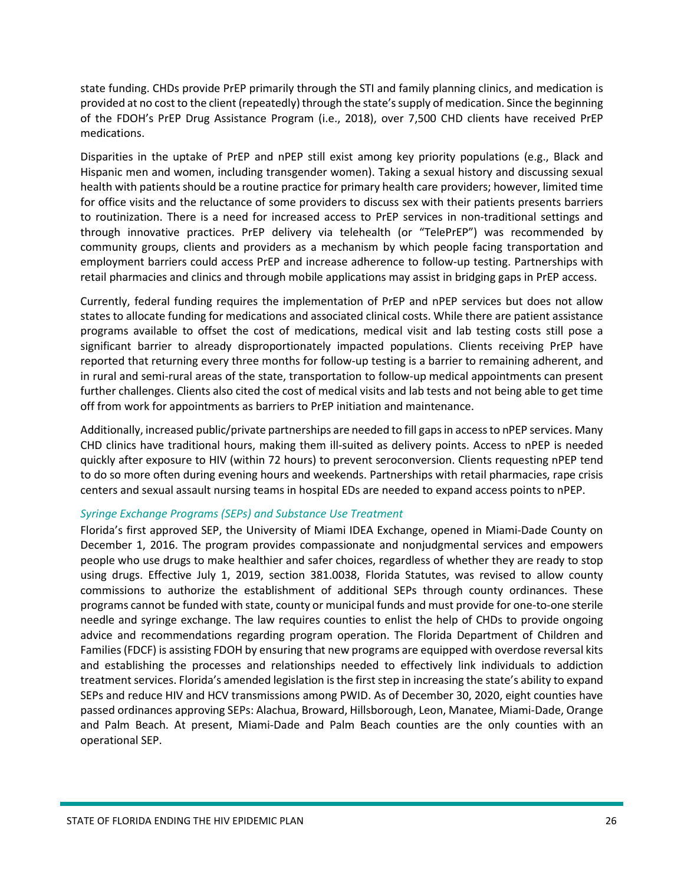state funding. CHDs provide PrEP primarily through the STI and family planning clinics, and medication is provided at no cost to the client (repeatedly) through the state's supply of medication. Since the beginning of the FDOH's PrEP Drug Assistance Program (i.e., 2018), over 7,500 CHD clients have received PrEP medications.

Disparities in the uptake of PrEP and nPEP still exist among key priority populations (e.g., Black and Hispanic men and women, including transgender women). Taking a sexual history and discussing sexual health with patients should be a routine practice for primary health care providers; however, limited time for office visits and the reluctance of some providers to discuss sex with their patients presents barriers to routinization. There is a need for increased access to PrEP services in non-traditional settings and through innovative practices. PrEP delivery via telehealth (or "TelePrEP") was recommended by community groups, clients and providers as a mechanism by which people facing transportation and employment barriers could access PrEP and increase adherence to follow-up testing. Partnerships with retail pharmacies and clinics and through mobile applications may assist in bridging gaps in PrEP access.

Currently, federal funding requires the implementation of PrEP and nPEP services but does not allow states to allocate funding for medications and associated clinical costs. While there are patient assistance programs available to offset the cost of medications, medical visit and lab testing costs still pose a significant barrier to already disproportionately impacted populations. Clients receiving PrEP have reported that returning every three months for follow-up testing is a barrier to remaining adherent, and in rural and semi-rural areas of the state, transportation to follow-up medical appointments can present further challenges. Clients also cited the cost of medical visits and lab tests and not being able to get time off from work for appointments as barriers to PrEP initiation and maintenance.

Additionally, increased public/private partnerships are needed to fill gaps in access to nPEP services. Many CHD clinics have traditional hours, making them ill-suited as delivery points. Access to nPEP is needed quickly after exposure to HIV (within 72 hours) to prevent seroconversion. Clients requesting nPEP tend to do so more often during evening hours and weekends. Partnerships with retail pharmacies, rape crisis centers and sexual assault nursing teams in hospital EDs are needed to expand access points to nPEP.

*Syringe Exchange Programs (SEPs) and Substance Use Treatment*

Florida's first approved SEP, the University of Miami IDEA Exchange, opened in Miami-Dade County on December 1, 2016. The program provides compassionate and nonjudgmental services and empowers people who use drugs to make healthier and safer choices, regardless of whether they are ready to stop using drugs. Effective July 1, 2019, section 381.0038, Florida Statutes, was revised to allow county commissions to authorize the establishment of additional SEPs through county ordinances. These programs cannot be funded with state, county or municipal funds and must provide for one-to-one sterile needle and syringe exchange. The law requires counties to enlist the help of CHDs to provide ongoing advice and recommendations regarding program operation. The Florida Department of Children and Families (FDCF) is assisting FDOH by ensuring that new programs are equipped with overdose reversal kits and establishing the processes and relationships needed to effectively link individuals to addiction treatment services. Florida's amended legislation is the first step in increasing the state's ability to expand SEPs and reduce HIV and HCV transmissions among PWID. As of December 30, 2020, eight counties have passed ordinances approving SEPs: Alachua, Broward, Hillsborough, Leon, Manatee, Miami-Dade, Orange and Palm Beach. At present, Miami-Dade and Palm Beach counties are the only counties with an operational SEP.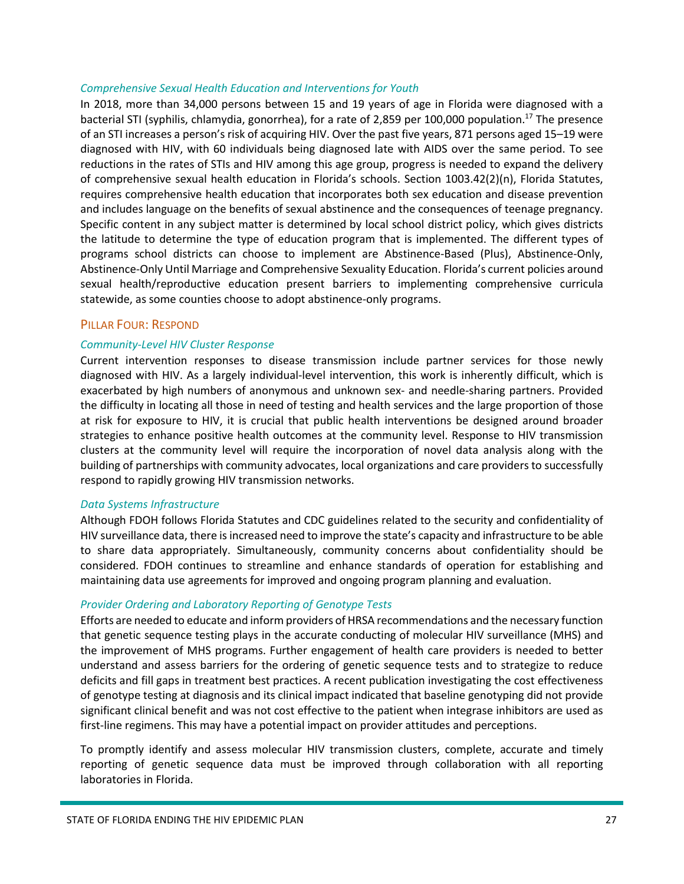*Comprehensive Sexual Health Education and Interventions for Youth*

In 2018, more than 34,000 persons between 15 and 19 years of age in Florida were diagnosed with a bacterial STI (syphilis, chlamydia, gonorrhea), for a rate of 2,859 per 100,000 population.[17] The presence of an STI increases a person's risk of acquiring HIV. Over the past five years, 871 persons aged 15–19 were diagnosed with HIV, with 60 individuals being diagnosed late with AIDS over the same period. To see reductions in the rates of STIs and HIV among this age group, progress is needed to expand the delivery of comprehensive sexual health education in Florida's schools. Section 1003.42(2)(n), Florida Statutes, requires comprehensive health education that incorporates both sex education and disease prevention and includes language on the benefits of sexual abstinence and the consequences of teenage pregnancy. Specific content in any subject matter is determined by local school district policy, which gives districts the latitude to determine the type of education program that is implemented. The different types of programs school districts can choose to implement are Abstinence-Based (Plus), Abstinence-Only, Abstinence-Only Until Marriage and Comprehensive Sexuality Education. Florida's current policies around sexual health/reproductive education present barriers to implementing comprehensive curricula statewide, as some counties choose to adopt abstinence-only programs.

## Pillar Four: Respond

*Community-Level HIV Cluster Response*

Current intervention responses to disease transmission include partner services for those newly diagnosed with HIV. As a largely individual-level intervention, this work is inherently difficult, which is exacerbated by high numbers of anonymous and unknown sex- and needle-sharing partners. Provided the difficulty in locating all those in need of testing and health services and the large proportion of those at risk for exposure to HIV, it is crucial that public health interventions be designed around broader strategies to enhance positive health outcomes at the community level. Response to HIV transmission clusters at the community level will require the incorporation of novel data analysis along with the building of partnerships with community advocates, local organizations and care providers to successfully respond to rapidly growing HIV transmission networks.

*Data Systems Infrastructure*

Although FDOH follows Florida Statutes and CDC guidelines related to the security and confidentiality of HIV surveillance data, there is increased need to improve the state's capacity and infrastructure to be able to share data appropriately. Simultaneously, community concerns about confidentiality should be considered. FDOH continues to streamline and enhance standards of operation for establishing and maintaining data use agreements for improved and ongoing program planning and evaluation.

*Provider Ordering and Laboratory Reporting of Genotype Tests*

Efforts are needed to educate and inform providers of HRSA recommendations and the necessary function that genetic sequence testing plays in the accurate conducting of molecular HIV surveillance (MHS) and the improvement of MHS programs. Further engagement of health care providers is needed to better understand and assess barriers for the ordering of genetic sequence tests and to strategize to reduce deficits and fill gaps in treatment best practices. A recent publication investigating the cost effectiveness of genotype testing at diagnosis and its clinical impact indicated that baseline genotyping did not provide significant clinical benefit and was not cost effective to the patient when integrase inhibitors are used as first-line regimens. This may have a potential impact on provider attitudes and perceptions.

To promptly identify and assess molecular HIV transmission clusters, complete, accurate and timely reporting of genetic sequence data must be improved through collaboration with all reporting laboratories in Florida.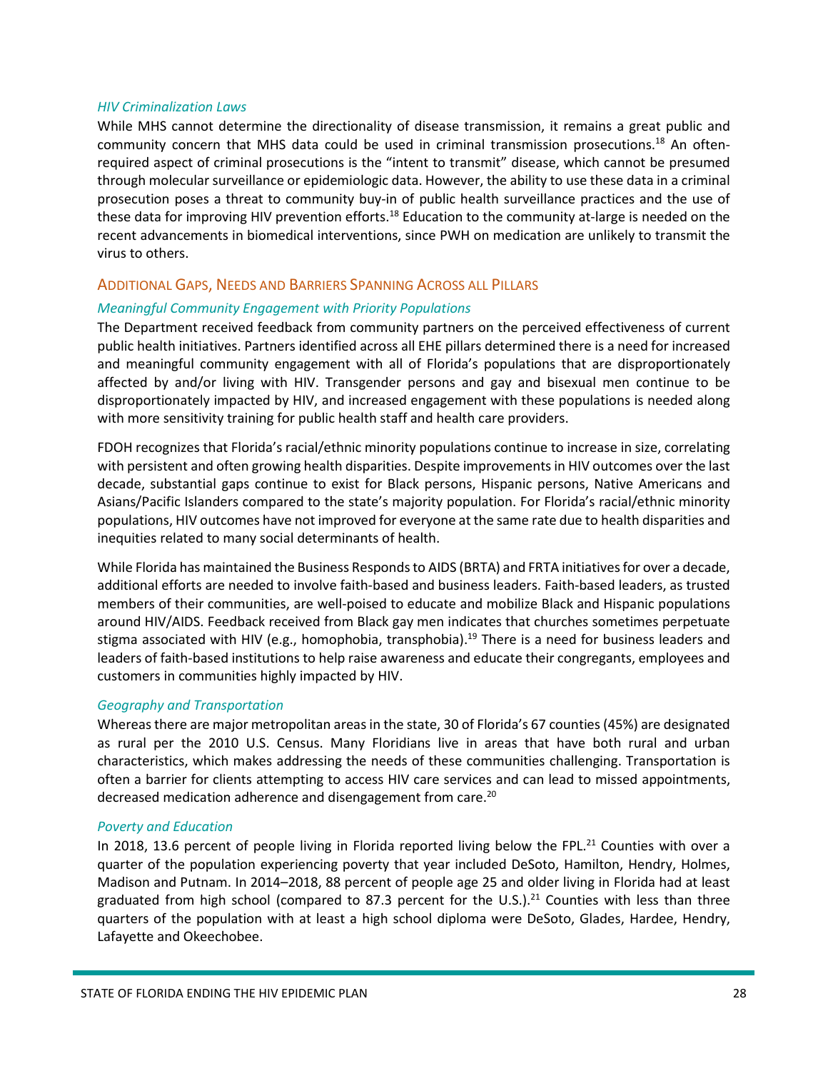### *HIV Criminalization Laws*

While MHS cannot determine the directionality of disease transmission, it remains a great public and community concern that MHS data could be used in criminal transmission prosecutions.[18] An often-required aspect of criminal prosecutions is the "intent to transmit" disease, which cannot be presumed through molecular surveillance or epidemiologic data. However, the ability to use these data in a criminal prosecution poses a threat to community buy-in of public health surveillance practices and the use of these data for improving HIV prevention efforts.[18] Education to the community at-large is needed on the recent advancements in biomedical interventions, since PWH on medication are unlikely to transmit the virus to others.

## Additional Gaps, Needs and Barriers Spanning Across all Pillars

### *Meaningful Community Engagement with Priority Populations*

The Department received feedback from community partners on the perceived effectiveness of current public health initiatives. Partners identified across all EHE pillars determined there is a need for increased and meaningful community engagement with all of Florida's populations that are disproportionately affected by and/or living with HIV. Transgender persons and gay and bisexual men continue to be disproportionately impacted by HIV, and increased engagement with these populations is needed along with more sensitivity training for public health staff and health care providers.

FDOH recognizes that Florida's racial/ethnic minority populations continue to increase in size, correlating with persistent and often growing health disparities. Despite improvements in HIV outcomes over the last decade, substantial gaps continue to exist for Black persons, Hispanic persons, Native Americans and Asians/Pacific Islanders compared to the state's majority population. For Florida's racial/ethnic minority populations, HIV outcomes have not improved for everyone at the same rate due to health disparities and inequities related to many social determinants of health.

While Florida has maintained the Business Responds to AIDS (BRTA) and FRTA initiatives for over a decade, additional efforts are needed to involve faith-based and business leaders. Faith-based leaders, as trusted members of their communities, are well-poised to educate and mobilize Black and Hispanic populations around HIV/AIDS. Feedback received from Black gay men indicates that churches sometimes perpetuate stigma associated with HIV (e.g., homophobia, transphobia).[19] There is a need for business leaders and leaders of faith-based institutions to help raise awareness and educate their congregants, employees and customers in communities highly impacted by HIV.

### *Geography and Transportation*

Whereas there are major metropolitan areas in the state, 30 of Florida's 67 counties (45%) are designated as rural per the 2010 U.S. Census. Many Floridians live in areas that have both rural and urban characteristics, which makes addressing the needs of these communities challenging. Transportation is often a barrier for clients attempting to access HIV care services and can lead to missed appointments, decreased medication adherence and disengagement from care.[20]

### *Poverty and Education*

In 2018, 13.6 percent of people living in Florida reported living below the FPL.[21] Counties with over a quarter of the population experiencing poverty that year included DeSoto, Hamilton, Hendry, Holmes, Madison and Putnam. In 2014–2018, 88 percent of people age 25 and older living in Florida had at least graduated from high school (compared to 87.3 percent for the U.S.).[21] Counties with less than three quarters of the population with at least a high school diploma were DeSoto, Glades, Hardee, Hendry, Lafayette and Okeechobee.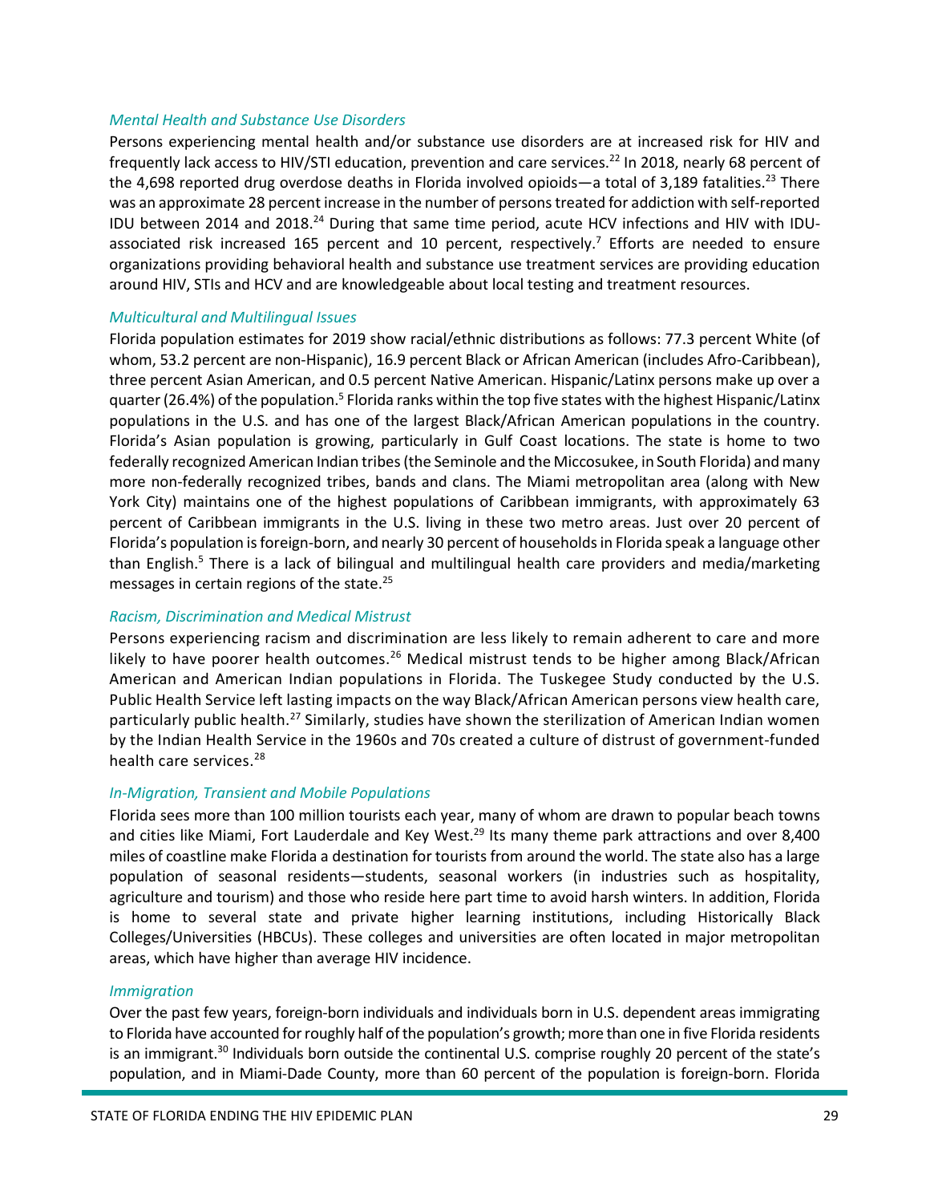### *Mental Health and Substance Use Disorders*

Persons experiencing mental health and/or substance use disorders are at increased risk for HIV and frequently lack access to HIV/STI education, prevention and care services.[22] In 2018, nearly 68 percent of the 4,698 reported drug overdose deaths in Florida involved opioids—a total of 3,189 fatalities.[23] There was an approximate 28 percent increase in the number of persons treated for addiction with self-reported IDU between 2014 and 2018.[24] During that same time period, acute HCV infections and HIV with IDU-associated risk increased 165 percent and 10 percent, respectively.[7] Efforts are needed to ensure organizations providing behavioral health and substance use treatment services are providing education around HIV, STIs and HCV and are knowledgeable about local testing and treatment resources.

### *Multicultural and Multilingual Issues*

Florida population estimates for 2019 show racial/ethnic distributions as follows: 77.3 percent White (of whom, 53.2 percent are non-Hispanic), 16.9 percent Black or African American (includes Afro-Caribbean), three percent Asian American, and 0.5 percent Native American. Hispanic/Latinx persons make up over a quarter (26.4%) of the population.[5] Florida ranks within the top five states with the highest Hispanic/Latinx populations in the U.S. and has one of the largest Black/African American populations in the country. Florida's Asian population is growing, particularly in Gulf Coast locations. The state is home to two federally recognized American Indian tribes (the Seminole and the Miccosukee, in South Florida) and many more non-federally recognized tribes, bands and clans. The Miami metropolitan area (along with New York City) maintains one of the highest populations of Caribbean immigrants, with approximately 63 percent of Caribbean immigrants in the U.S. living in these two metro areas. Just over 20 percent of Florida's population is foreign-born, and nearly 30 percent of households in Florida speak a language other than English.[5] There is a lack of bilingual and multilingual health care providers and media/marketing messages in certain regions of the state.[25]

### *Racism, Discrimination and Medical Mistrust*

Persons experiencing racism and discrimination are less likely to remain adherent to care and more likely to have poorer health outcomes.[26] Medical mistrust tends to be higher among Black/African American and American Indian populations in Florida. The Tuskegee Study conducted by the U.S. Public Health Service left lasting impacts on the way Black/African American persons view health care, particularly public health.[27] Similarly, studies have shown the sterilization of American Indian women by the Indian Health Service in the 1960s and 70s created a culture of distrust of government-funded health care services.[28]

### *In-Migration, Transient and Mobile Populations*

Florida sees more than 100 million tourists each year, many of whom are drawn to popular beach towns and cities like Miami, Fort Lauderdale and Key West.[29] Its many theme park attractions and over 8,400 miles of coastline make Florida a destination for tourists from around the world. The state also has a large population of seasonal residents—students, seasonal workers (in industries such as hospitality, agriculture and tourism) and those who reside here part time to avoid harsh winters. In addition, Florida is home to several state and private higher learning institutions, including Historically Black Colleges/Universities (HBCUs). These colleges and universities are often located in major metropolitan areas, which have higher than average HIV incidence.

### *Immigration*

Over the past few years, foreign-born individuals and individuals born in U.S. dependent areas immigrating to Florida have accounted for roughly half of the population's growth; more than one in five Florida residents is an immigrant.[30] Individuals born outside the continental U.S. comprise roughly 20 percent of the state's population, and in Miami-Dade County, more than 60 percent of the population is foreign-born. Florida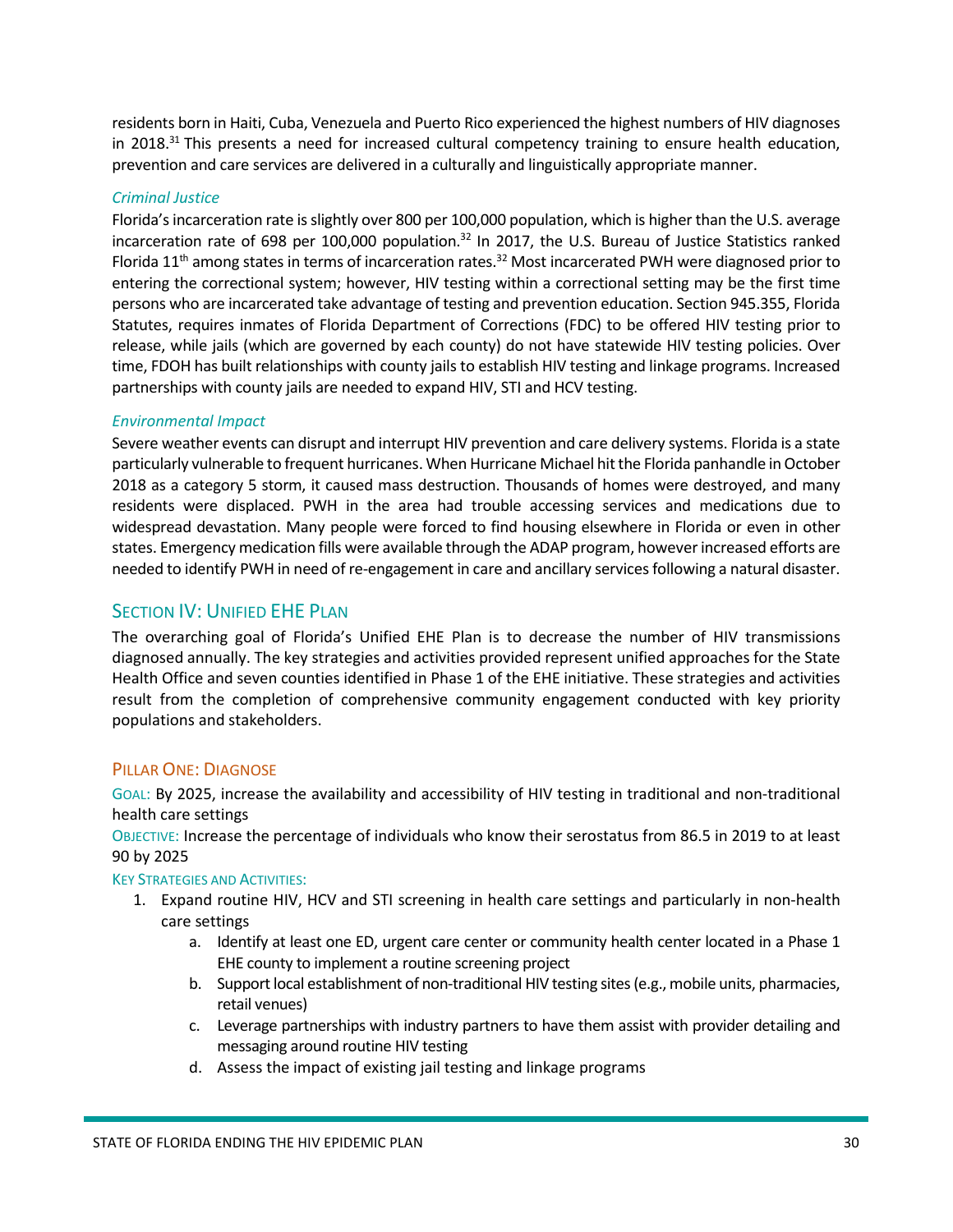residents born in Haiti, Cuba, Venezuela and Puerto Rico experienced the highest numbers of HIV diagnoses in 2018.[31] This presents a need for increased cultural competency training to ensure health education, prevention and care services are delivered in a culturally and linguistically appropriate manner.

### *Criminal Justice*

Florida's incarceration rate is slightly over 800 per 100,000 population, which is higher than the U.S. average incarceration rate of 698 per 100,000 population.[32] In 2017, the U.S. Bureau of Justice Statistics ranked Florida 11th among states in terms of incarceration rates.[32] Most incarcerated PWH were diagnosed prior to entering the correctional system; however, HIV testing within a correctional setting may be the first time persons who are incarcerated take advantage of testing and prevention education. Section 945.355, Florida Statutes, requires inmates of Florida Department of Corrections (FDC) to be offered HIV testing prior to release, while jails (which are governed by each county) do not have statewide HIV testing policies. Over time, FDOH has built relationships with county jails to establish HIV testing and linkage programs. Increased partnerships with county jails are needed to expand HIV, STI and HCV testing.

### *Environmental Impact*

Severe weather events can disrupt and interrupt HIV prevention and care delivery systems. Florida is a state particularly vulnerable to frequent hurricanes. When Hurricane Michael hit the Florida panhandle in October 2018 as a category 5 storm, it caused mass destruction. Thousands of homes were destroyed, and many residents were displaced. PWH in the area had trouble accessing services and medications due to widespread devastation. Many people were forced to find housing elsewhere in Florida or even in other states. Emergency medication fills were available through the ADAP program, however increased efforts are needed to identify PWH in need of re-engagement in care and ancillary services following a natural disaster.

## Section IV: Unified EHE Plan

The overarching goal of Florida's Unified EHE Plan is to decrease the number of HIV transmissions diagnosed annually. The key strategies and activities provided represent unified approaches for the State Health Office and seven counties identified in Phase 1 of the EHE initiative. These strategies and activities result from the completion of comprehensive community engagement conducted with key priority populations and stakeholders.

### Pillar One: Diagnose

Goal: By 2025, increase the availability and accessibility of HIV testing in traditional and non-traditional health care settings

Objective: Increase the percentage of individuals who know their serostatus from 86.5 in 2019 to at least 90 by 2025

Key Strategies and Activities:

1. Expand routine HIV, HCV and STI screening in health care settings and particularly in non-health care settings
    a. Identify at least one ED, urgent care center or community health center located in a Phase 1 EHE county to implement a routine screening project
    b. Support local establishment of non-traditional HIV testing sites (e.g., mobile units, pharmacies, retail venues)
    c. Leverage partnerships with industry partners to have them assist with provider detailing and messaging around routine HIV testing
    d. Assess the impact of existing jail testing and linkage programs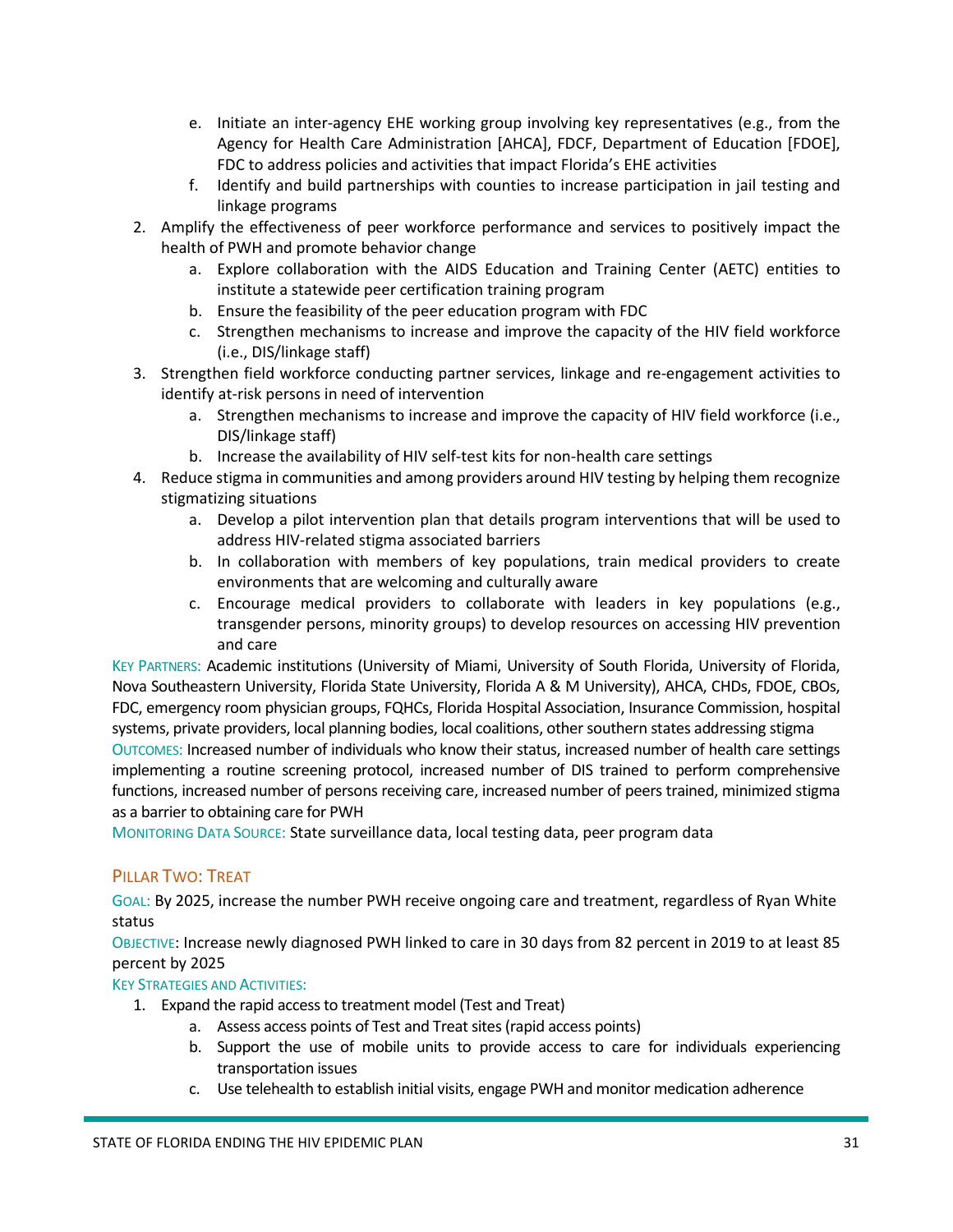e. Initiate an inter-agency EHE working group involving key representatives (e.g., from the Agency for Health Care Administration [AHCA], FDCF, Department of Education [FDOE], FDC to address policies and activities that impact Florida's EHE activities
   f. Identify and build partnerships with counties to increase participation in jail testing and linkage programs
2. Amplify the effectiveness of peer workforce performance and services to positively impact the health of PWH and promote behavior change
   a. Explore collaboration with the AIDS Education and Training Center (AETC) entities to institute a statewide peer certification training program
   b. Ensure the feasibility of the peer education program with FDC
   c. Strengthen mechanisms to increase and improve the capacity of the HIV field workforce (i.e., DIS/linkage staff)
3. Strengthen field workforce conducting partner services, linkage and re-engagement activities to identify at-risk persons in need of intervention
   a. Strengthen mechanisms to increase and improve the capacity of HIV field workforce (i.e., DIS/linkage staff)
   b. Increase the availability of HIV self-test kits for non-health care settings
4. Reduce stigma in communities and among providers around HIV testing by helping them recognize stigmatizing situations
   a. Develop a pilot intervention plan that details program interventions that will be used to address HIV-related stigma associated barriers
   b. In collaboration with members of key populations, train medical providers to create environments that are welcoming and culturally aware
   c. Encourage medical providers to collaborate with leaders in key populations (e.g., transgender persons, minority groups) to develop resources on accessing HIV prevention and care

KEY PARTNERS: Academic institutions (University of Miami, University of South Florida, University of Florida, Nova Southeastern University, Florida State University, Florida A & M University), AHCA, CHDs, FDOE, CBOs, FDC, emergency room physician groups, FQHCs, Florida Hospital Association, Insurance Commission, hospital systems, private providers, local planning bodies, local coalitions, other southern states addressing stigma

OUTCOMES: Increased number of individuals who know their status, increased number of health care settings implementing a routine screening protocol, increased number of DIS trained to perform comprehensive functions, increased number of persons receiving care, increased number of peers trained, minimized stigma as a barrier to obtaining care for PWH

MONITORING DATA SOURCE: State surveillance data, local testing data, peer program data

## PILLAR TWO: TREAT

GOAL: By 2025, increase the number PWH receive ongoing care and treatment, regardless of Ryan White status

OBJECTIVE: Increase newly diagnosed PWH linked to care in 30 days from 82 percent in 2019 to at least 85 percent by 2025

KEY STRATEGIES AND ACTIVITIES:

1. Expand the rapid access to treatment model (Test and Treat)
   a. Assess access points of Test and Treat sites (rapid access points)
   b. Support the use of mobile units to provide access to care for individuals experiencing transportation issues
   c. Use telehealth to establish initial visits, engage PWH and monitor medication adherence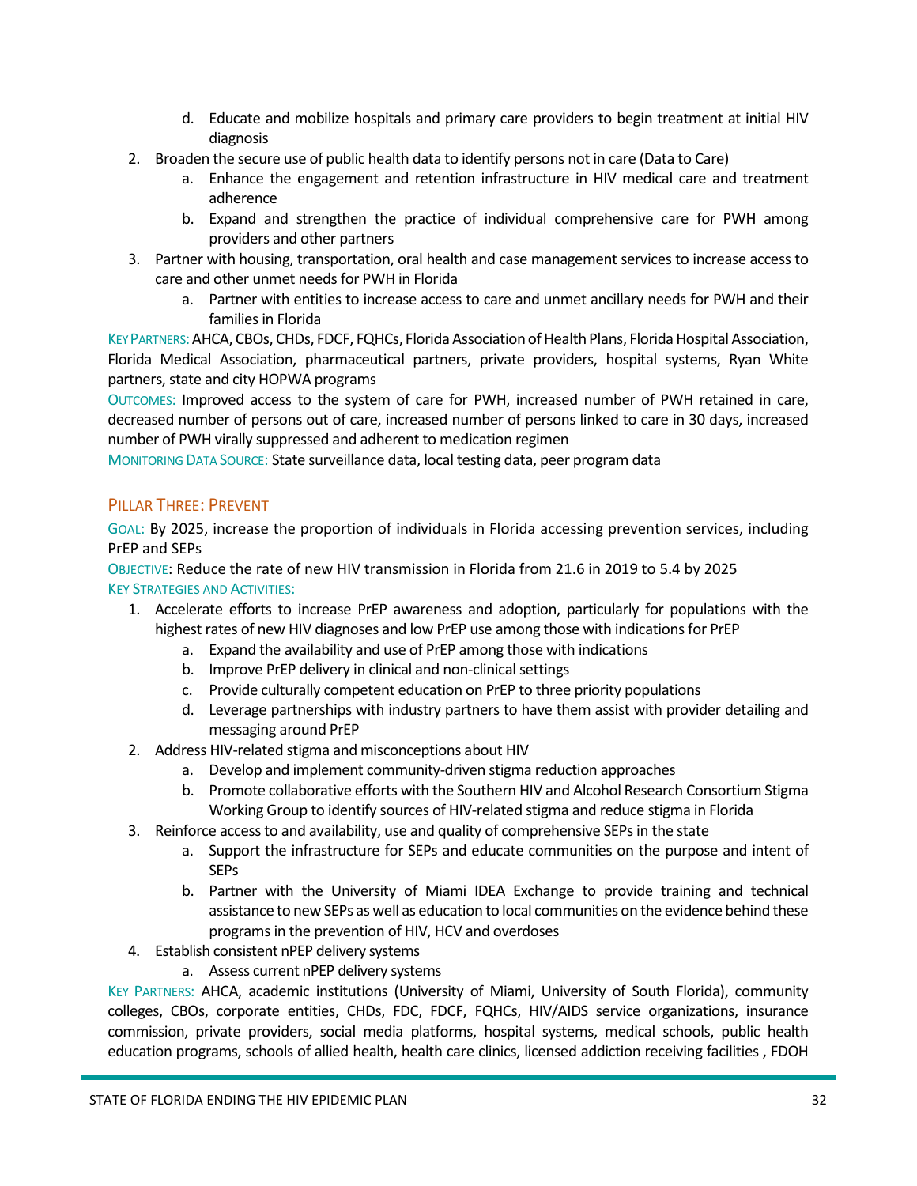d. Educate and mobilize hospitals and primary care providers to begin treatment at initial HIV diagnosis

2. Broaden the secure use of public health data to identify persons not in care (Data to Care)
   a. Enhance the engagement and retention infrastructure in HIV medical care and treatment adherence
   b. Expand and strengthen the practice of individual comprehensive care for PWH among providers and other partners
3. Partner with housing, transportation, oral health and case management services to increase access to care and other unmet needs for PWH in Florida
   a. Partner with entities to increase access to care and unmet ancillary needs for PWH and their families in Florida

KEY PARTNERS: AHCA, CBOs, CHDs, FDCF, FQHCs, Florida Association of Health Plans, Florida Hospital Association, Florida Medical Association, pharmaceutical partners, private providers, hospital systems, Ryan White partners, state and city HOPWA programs

OUTCOMES: Improved access to the system of care for PWH, increased number of PWH retained in care, decreased number of persons out of care, increased number of persons linked to care in 30 days, increased number of PWH virally suppressed and adherent to medication regimen

MONITORING DATA SOURCE: State surveillance data, local testing data, peer program data

### PILLAR THREE: PREVENT

GOAL: By 2025, increase the proportion of individuals in Florida accessing prevention services, including PrEP and SEPs

OBJECTIVE: Reduce the rate of new HIV transmission in Florida from 21.6 in 2019 to 5.4 by 2025

KEY STRATEGIES AND ACTIVITIES:

1. Accelerate efforts to increase PrEP awareness and adoption, particularly for populations with the highest rates of new HIV diagnoses and low PrEP use among those with indications for PrEP
   a. Expand the availability and use of PrEP among those with indications
   b. Improve PrEP delivery in clinical and non-clinical settings
   c. Provide culturally competent education on PrEP to three priority populations
   d. Leverage partnerships with industry partners to have them assist with provider detailing and messaging around PrEP
2. Address HIV-related stigma and misconceptions about HIV
   a. Develop and implement community-driven stigma reduction approaches
   b. Promote collaborative efforts with the Southern HIV and Alcohol Research Consortium Stigma Working Group to identify sources of HIV-related stigma and reduce stigma in Florida
3. Reinforce access to and availability, use and quality of comprehensive SEPs in the state
   a. Support the infrastructure for SEPs and educate communities on the purpose and intent of SEPs
   b. Partner with the University of Miami IDEA Exchange to provide training and technical assistance to new SEPs as well as education to local communities on the evidence behind these programs in the prevention of HIV, HCV and overdoses
4. Establish consistent nPEP delivery systems
   a. Assess current nPEP delivery systems

KEY PARTNERS: AHCA, academic institutions (University of Miami, University of South Florida), community colleges, CBOs, corporate entities, CHDs, FDC, FDCF, FQHCs, HIV/AIDS service organizations, insurance commission, private providers, social media platforms, hospital systems, medical schools, public health education programs, schools of allied health, health care clinics, licensed addiction receiving facilities , FDOH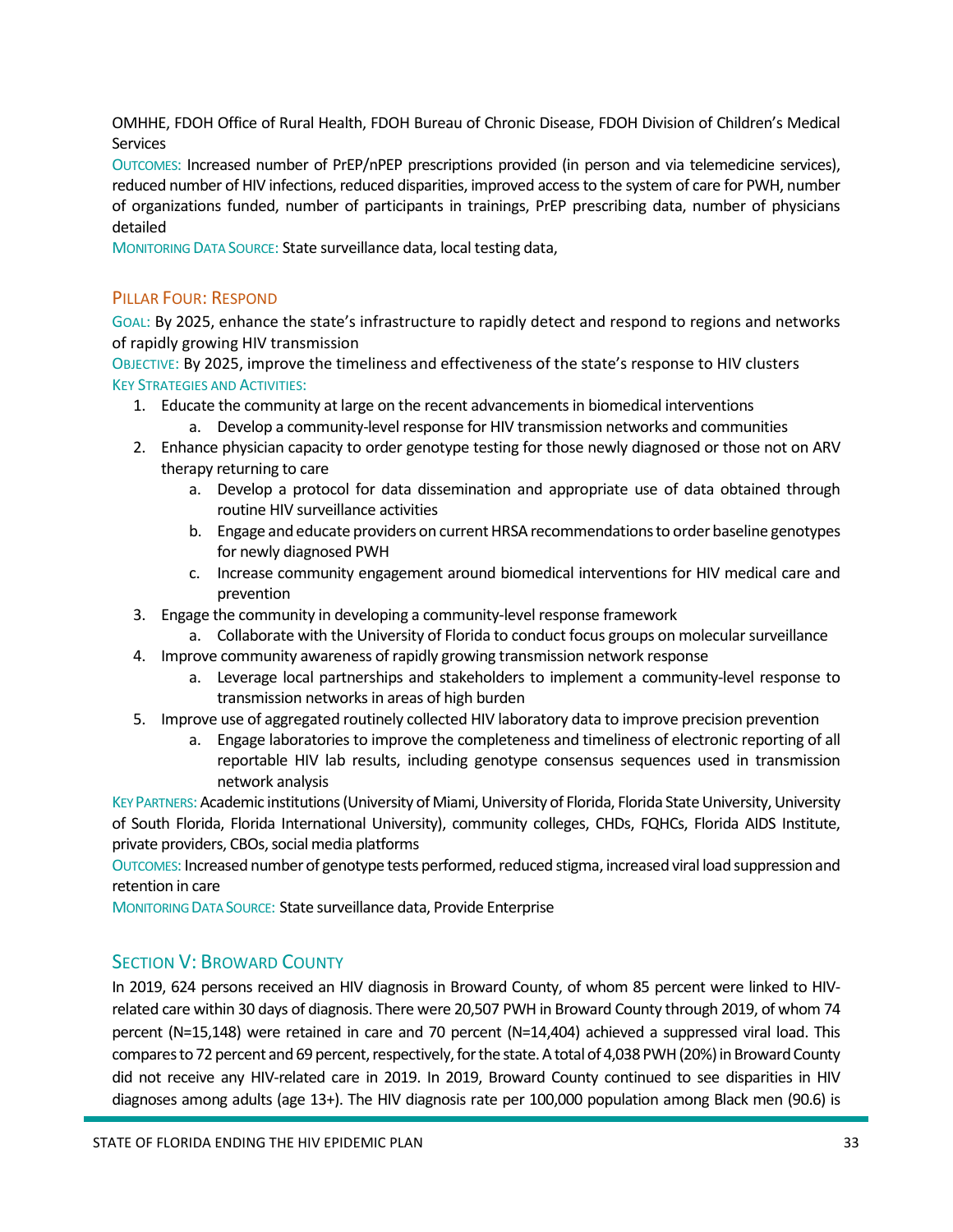OMHHE, FDOH Office of Rural Health, FDOH Bureau of Chronic Disease, FDOH Division of Children's Medical Services

Outcomes: Increased number of PrEP/nPEP prescriptions provided (in person and via telemedicine services), reduced number of HIV infections, reduced disparities, improved access to the system of care for PWH, number of organizations funded, number of participants in trainings, PrEP prescribing data, number of physicians detailed

Monitoring Data Source: State surveillance data, local testing data,

### Pillar Four: Respond

Goal: By 2025, enhance the state's infrastructure to rapidly detect and respond to regions and networks of rapidly growing HIV transmission

Objective: By 2025, improve the timeliness and effectiveness of the state's response to HIV clusters

Key Strategies and Activities:

1. Educate the community at large on the recent advancements in biomedical interventions
    a. Develop a community-level response for HIV transmission networks and communities
2. Enhance physician capacity to order genotype testing for those newly diagnosed or those not on ARV therapy returning to care
    a. Develop a protocol for data dissemination and appropriate use of data obtained through routine HIV surveillance activities
    b. Engage and educate providers on current HRSA recommendations to order baseline genotypes for newly diagnosed PWH
    c. Increase community engagement around biomedical interventions for HIV medical care and prevention
3. Engage the community in developing a community-level response framework
    a. Collaborate with the University of Florida to conduct focus groups on molecular surveillance
4. Improve community awareness of rapidly growing transmission network response
    a. Leverage local partnerships and stakeholders to implement a community-level response to transmission networks in areas of high burden
5. Improve use of aggregated routinely collected HIV laboratory data to improve precision prevention
    a. Engage laboratories to improve the completeness and timeliness of electronic reporting of all reportable HIV lab results, including genotype consensus sequences used in transmission network analysis

Key Partners: Academic institutions (University of Miami, University of Florida, Florida State University, University of South Florida, Florida International University), community colleges, CHDs, FQHCs, Florida AIDS Institute, private providers, CBOs, social media platforms

Outcomes: Increased number of genotype tests performed, reduced stigma, increased viral load suppression and retention in care

Monitoring Data Source: State surveillance data, Provide Enterprise

## Section V: Broward County

In 2019, 624 persons received an HIV diagnosis in Broward County, of whom 85 percent were linked to HIV-related care within 30 days of diagnosis. There were 20,507 PWH in Broward County through 2019, of whom 74 percent (N=15,148) were retained in care and 70 percent (N=14,404) achieved a suppressed viral load. This compares to 72 percent and 69 percent, respectively, for the state. A total of 4,038 PWH (20%) in Broward County did not receive any HIV-related care in 2019. In 2019, Broward County continued to see disparities in HIV diagnoses among adults (age 13+). The HIV diagnosis rate per 100,000 population among Black men (90.6) is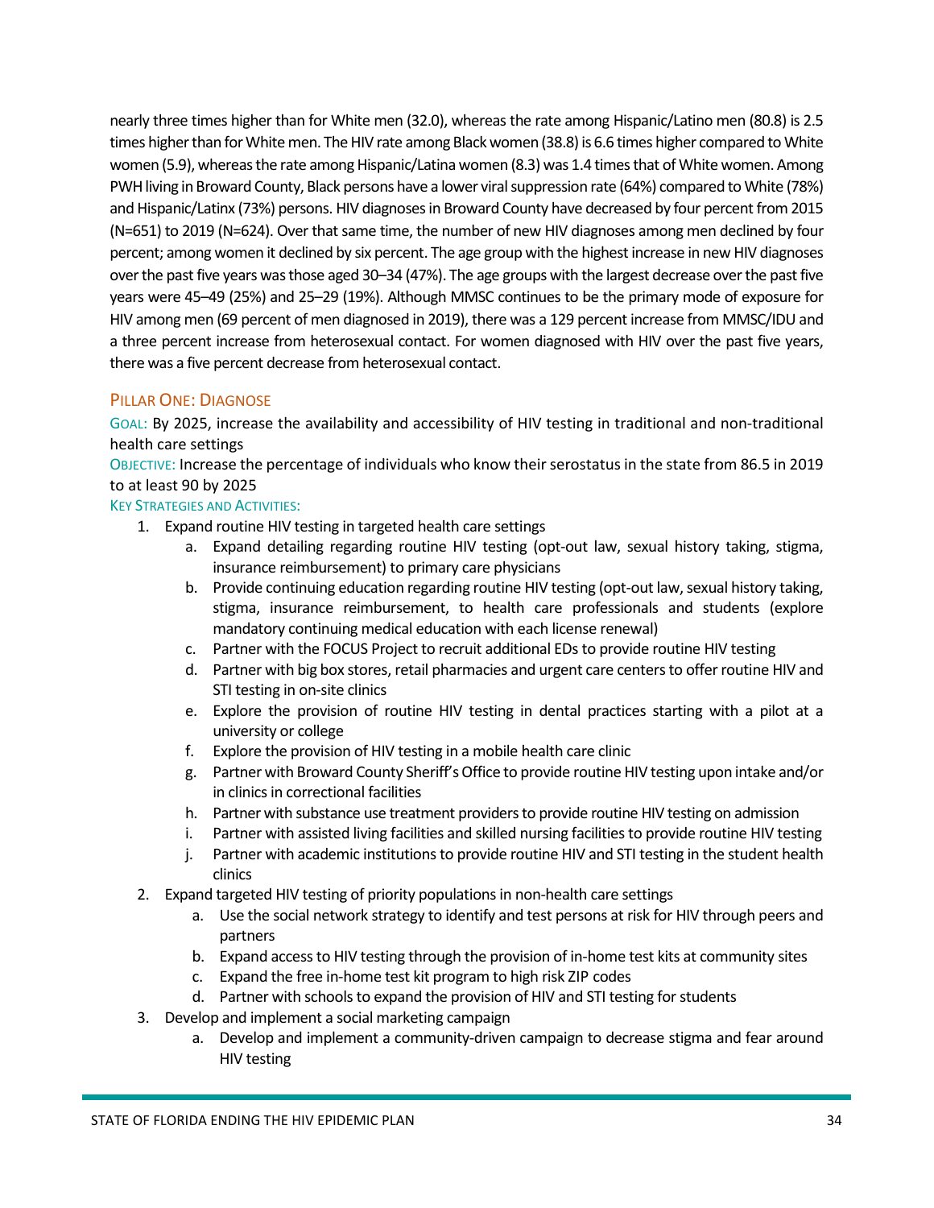nearly three times higher than for White men (32.0), whereas the rate among Hispanic/Latino men (80.8) is 2.5 times higher than for White men. The HIV rate among Black women (38.8) is 6.6 times higher compared to White women (5.9), whereas the rate among Hispanic/Latina women (8.3) was 1.4 times that of White women. Among PWH living in Broward County, Black persons have a lower viral suppression rate (64%) compared to White (78%) and Hispanic/Latinx (73%) persons. HIV diagnoses in Broward County have decreased by four percent from 2015 (N=651) to 2019 (N=624). Over that same time, the number of new HIV diagnoses among men declined by four percent; among women it declined by six percent. The age group with the highest increase in new HIV diagnoses over the past five years was those aged 30–34 (47%). The age groups with the largest decrease over the past five years were 45–49 (25%) and 25–29 (19%). Although MMSC continues to be the primary mode of exposure for HIV among men (69 percent of men diagnosed in 2019), there was a 129 percent increase from MMSC/IDU and a three percent increase from heterosexual contact. For women diagnosed with HIV over the past five years, there was a five percent decrease from heterosexual contact.

### Pillar One: Diagnose

Goal: By 2025, increase the availability and accessibility of HIV testing in traditional and non-traditional health care settings

Objective: Increase the percentage of individuals who know their serostatus in the state from 86.5 in 2019 to at least 90 by 2025

Key Strategies and Activities:

1. Expand routine HIV testing in targeted health care settings
   a. Expand detailing regarding routine HIV testing (opt-out law, sexual history taking, stigma, insurance reimbursement) to primary care physicians
   b. Provide continuing education regarding routine HIV testing (opt-out law, sexual history taking, stigma, insurance reimbursement, to health care professionals and students (explore mandatory continuing medical education with each license renewal)
   c. Partner with the FOCUS Project to recruit additional EDs to provide routine HIV testing
   d. Partner with big box stores, retail pharmacies and urgent care centers to offer routine HIV and STI testing in on-site clinics
   e. Explore the provision of routine HIV testing in dental practices starting with a pilot at a university or college
   f. Explore the provision of HIV testing in a mobile health care clinic
   g. Partner with Broward County Sheriff's Office to provide routine HIV testing upon intake and/or in clinics in correctional facilities
   h. Partner with substance use treatment providers to provide routine HIV testing on admission
   i. Partner with assisted living facilities and skilled nursing facilities to provide routine HIV testing
   j. Partner with academic institutions to provide routine HIV and STI testing in the student health clinics
2. Expand targeted HIV testing of priority populations in non-health care settings
   a. Use the social network strategy to identify and test persons at risk for HIV through peers and partners
   b. Expand access to HIV testing through the provision of in-home test kits at community sites
   c. Expand the free in-home test kit program to high risk ZIP codes
   d. Partner with schools to expand the provision of HIV and STI testing for students
3. Develop and implement a social marketing campaign
   a. Develop and implement a community-driven campaign to decrease stigma and fear around HIV testing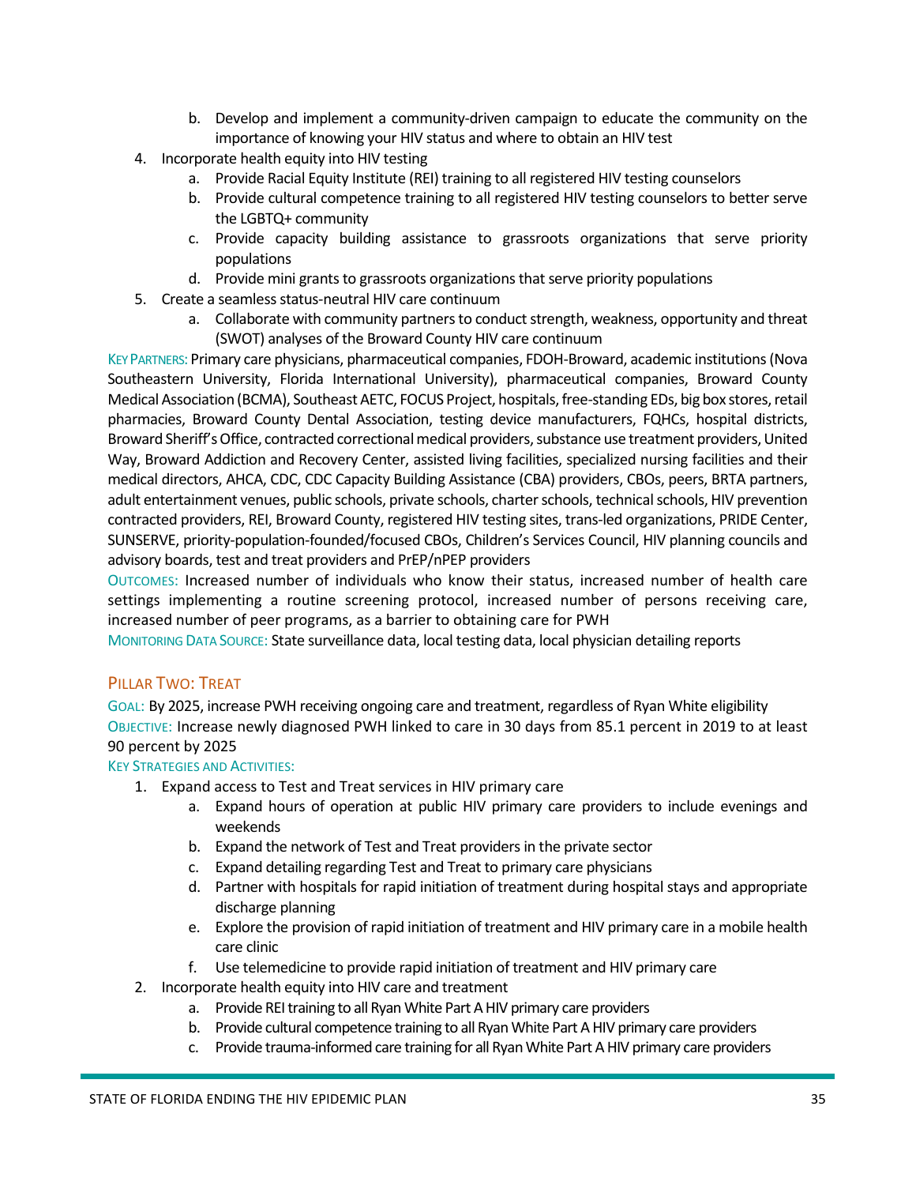b. Develop and implement a community-driven campaign to educate the community on the importance of knowing your HIV status and where to obtain an HIV test
4. Incorporate health equity into HIV testing
   a. Provide Racial Equity Institute (REI) training to all registered HIV testing counselors
   b. Provide cultural competence training to all registered HIV testing counselors to better serve the LGBTQ+ community
   c. Provide capacity building assistance to grassroots organizations that serve priority populations
   d. Provide mini grants to grassroots organizations that serve priority populations
5. Create a seamless status-neutral HIV care continuum
   a. Collaborate with community partners to conduct strength, weakness, opportunity and threat (SWOT) analyses of the Broward County HIV care continuum

KEY PARTNERS: Primary care physicians, pharmaceutical companies, FDOH-Broward, academic institutions (Nova Southeastern University, Florida International University), pharmaceutical companies, Broward County Medical Association (BCMA), Southeast AETC, FOCUS Project, hospitals, free-standing EDs, big box stores, retail pharmacies, Broward County Dental Association, testing device manufacturers, FQHCs, hospital districts, Broward Sheriff's Office, contracted correctional medical providers, substance use treatment providers, United Way, Broward Addiction and Recovery Center, assisted living facilities, specialized nursing facilities and their medical directors, AHCA, CDC, CDC Capacity Building Assistance (CBA) providers, CBOs, peers, BRTA partners, adult entertainment venues, public schools, private schools, charter schools, technical schools, HIV prevention contracted providers, REI, Broward County, registered HIV testing sites, trans-led organizations, PRIDE Center, SUNSERVE, priority-population-founded/focused CBOs, Children's Services Council, HIV planning councils and advisory boards, test and treat providers and PrEP/nPEP providers

OUTCOMES: Increased number of individuals who know their status, increased number of health care settings implementing a routine screening protocol, increased number of persons receiving care, increased number of peer programs, as a barrier to obtaining care for PWH

MONITORING DATA SOURCE: State surveillance data, local testing data, local physician detailing reports

## PILLAR TWO: TREAT

GOAL: By 2025, increase PWH receiving ongoing care and treatment, regardless of Ryan White eligibility

OBJECTIVE: Increase newly diagnosed PWH linked to care in 30 days from 85.1 percent in 2019 to at least 90 percent by 2025

KEY STRATEGIES AND ACTIVITIES:

1. Expand access to Test and Treat services in HIV primary care
   a. Expand hours of operation at public HIV primary care providers to include evenings and weekends
   b. Expand the network of Test and Treat providers in the private sector
   c. Expand detailing regarding Test and Treat to primary care physicians
   d. Partner with hospitals for rapid initiation of treatment during hospital stays and appropriate discharge planning
   e. Explore the provision of rapid initiation of treatment and HIV primary care in a mobile health care clinic
   f. Use telemedicine to provide rapid initiation of treatment and HIV primary care
2. Incorporate health equity into HIV care and treatment
   a. Provide REI training to all Ryan White Part A HIV primary care providers
   b. Provide cultural competence training to all Ryan White Part A HIV primary care providers
   c. Provide trauma-informed care training for all Ryan White Part A HIV primary care providers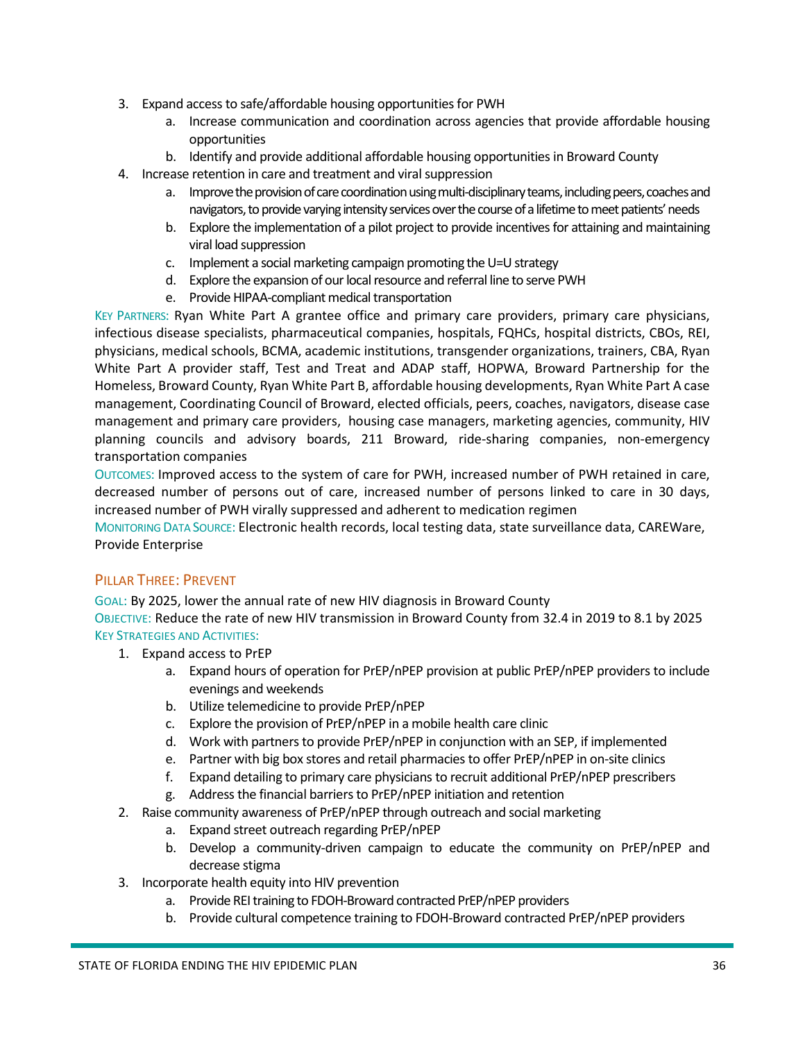3. Expand access to safe/affordable housing opportunities for PWH
    a. Increase communication and coordination across agencies that provide affordable housing opportunities
    b. Identify and provide additional affordable housing opportunities in Broward County
4. Increase retention in care and treatment and viral suppression
    a. Improve the provision of care coordination using multi-disciplinary teams, including peers, coaches and navigators, to provide varying intensity services over the course of a lifetime to meet patients' needs
    b. Explore the implementation of a pilot project to provide incentives for attaining and maintaining viral load suppression
    c. Implement a social marketing campaign promoting the U=U strategy
    d. Explore the expansion of our local resource and referral line to serve PWH
    e. Provide HIPAA-compliant medical transportation

KEY PARTNERS: Ryan White Part A grantee office and primary care providers, primary care physicians, infectious disease specialists, pharmaceutical companies, hospitals, FQHCs, hospital districts, CBOs, REI, physicians, medical schools, BCMA, academic institutions, transgender organizations, trainers, CBA, Ryan White Part A provider staff, Test and Treat and ADAP staff, HOPWA, Broward Partnership for the Homeless, Broward County, Ryan White Part B, affordable housing developments, Ryan White Part A case management, Coordinating Council of Broward, elected officials, peers, coaches, navigators, disease case management and primary care providers, housing case managers, marketing agencies, community, HIV planning councils and advisory boards, 211 Broward, ride-sharing companies, non-emergency transportation companies

OUTCOMES: Improved access to the system of care for PWH, increased number of PWH retained in care, decreased number of persons out of care, increased number of persons linked to care in 30 days, increased number of PWH virally suppressed and adherent to medication regimen

MONITORING DATA SOURCE: Electronic health records, local testing data, state surveillance data, CAREWare, Provide Enterprise

## PILLAR THREE: PREVENT

GOAL: By 2025, lower the annual rate of new HIV diagnosis in Broward County

OBJECTIVE: Reduce the rate of new HIV transmission in Broward County from 32.4 in 2019 to 8.1 by 2025

KEY STRATEGIES AND ACTIVITIES:

1. Expand access to PrEP
    a. Expand hours of operation for PrEP/nPEP provision at public PrEP/nPEP providers to include evenings and weekends
    b. Utilize telemedicine to provide PrEP/nPEP
    c. Explore the provision of PrEP/nPEP in a mobile health care clinic
    d. Work with partners to provide PrEP/nPEP in conjunction with an SEP, if implemented
    e. Partner with big box stores and retail pharmacies to offer PrEP/nPEP in on-site clinics
    f. Expand detailing to primary care physicians to recruit additional PrEP/nPEP prescribers
    g. Address the financial barriers to PrEP/nPEP initiation and retention
2. Raise community awareness of PrEP/nPEP through outreach and social marketing
    a. Expand street outreach regarding PrEP/nPEP
    b. Develop a community-driven campaign to educate the community on PrEP/nPEP and decrease stigma
3. Incorporate health equity into HIV prevention
    a. Provide REI training to FDOH-Broward contracted PrEP/nPEP providers
    b. Provide cultural competence training to FDOH-Broward contracted PrEP/nPEP providers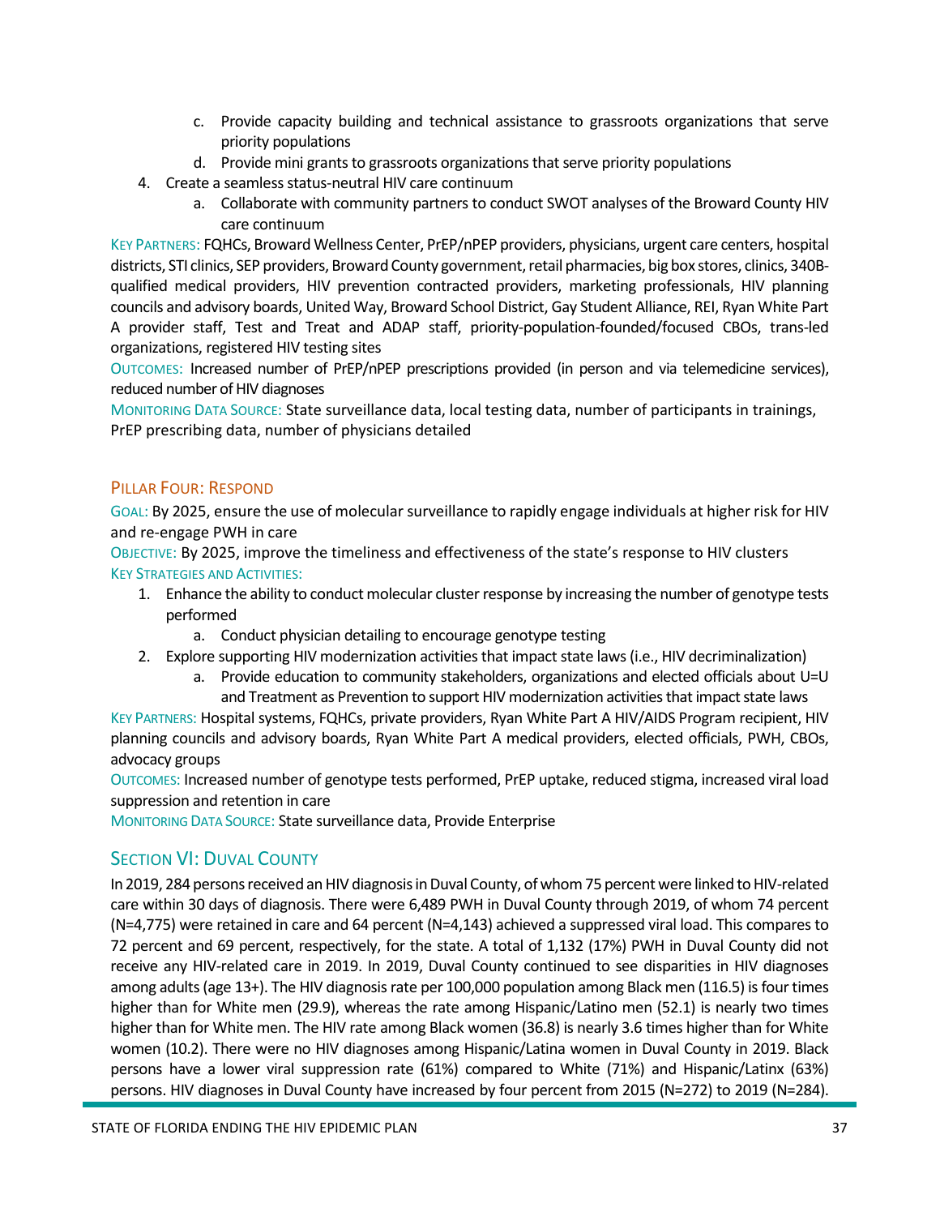c. Provide capacity building and technical assistance to grassroots organizations that serve priority populations
   d. Provide mini grants to grassroots organizations that serve priority populations
4. Create a seamless status-neutral HIV care continuum
   a. Collaborate with community partners to conduct SWOT analyses of the Broward County HIV care continuum

KEY PARTNERS: FQHCs, Broward Wellness Center, PrEP/nPEP providers, physicians, urgent care centers, hospital districts, STI clinics, SEP providers, Broward County government, retail pharmacies, big box stores, clinics, 340B-qualified medical providers, HIV prevention contracted providers, marketing professionals, HIV planning councils and advisory boards, United Way, Broward School District, Gay Student Alliance, REI, Ryan White Part A provider staff, Test and Treat and ADAP staff, priority-population-founded/focused CBOs, trans-led organizations, registered HIV testing sites

OUTCOMES: Increased number of PrEP/nPEP prescriptions provided (in person and via telemedicine services), reduced number of HIV diagnoses

MONITORING DATA SOURCE: State surveillance data, local testing data, number of participants in trainings, PrEP prescribing data, number of physicians detailed

### PILLAR FOUR: RESPOND

GOAL: By 2025, ensure the use of molecular surveillance to rapidly engage individuals at higher risk for HIV and re-engage PWH in care

OBJECTIVE: By 2025, improve the timeliness and effectiveness of the state's response to HIV clusters

KEY STRATEGIES AND ACTIVITIES:

1. Enhance the ability to conduct molecular cluster response by increasing the number of genotype tests performed
   a. Conduct physician detailing to encourage genotype testing
2. Explore supporting HIV modernization activities that impact state laws (i.e., HIV decriminalization)
   a. Provide education to community stakeholders, organizations and elected officials about U=U and Treatment as Prevention to support HIV modernization activities that impact state laws

KEY PARTNERS: Hospital systems, FQHCs, private providers, Ryan White Part A HIV/AIDS Program recipient, HIV planning councils and advisory boards, Ryan White Part A medical providers, elected officials, PWH, CBOs, advocacy groups

OUTCOMES: Increased number of genotype tests performed, PrEP uptake, reduced stigma, increased viral load suppression and retention in care

MONITORING DATA SOURCE: State surveillance data, Provide Enterprise

## SECTION VI: DUVAL COUNTY

In 2019, 284 persons received an HIV diagnosis in Duval County, of whom 75 percent were linked to HIV-related care within 30 days of diagnosis. There were 6,489 PWH in Duval County through 2019, of whom 74 percent (N=4,775) were retained in care and 64 percent (N=4,143) achieved a suppressed viral load. This compares to 72 percent and 69 percent, respectively, for the state. A total of 1,132 (17%) PWH in Duval County did not receive any HIV-related care in 2019. In 2019, Duval County continued to see disparities in HIV diagnoses among adults (age 13+). The HIV diagnosis rate per 100,000 population among Black men (116.5) is four times higher than for White men (29.9), whereas the rate among Hispanic/Latino men (52.1) is nearly two times higher than for White men. The HIV rate among Black women (36.8) is nearly 3.6 times higher than for White women (10.2). There were no HIV diagnoses among Hispanic/Latina women in Duval County in 2019. Black persons have a lower viral suppression rate (61%) compared to White (71%) and Hispanic/Latinx (63%) persons. HIV diagnoses in Duval County have increased by four percent from 2015 (N=272) to 2019 (N=284).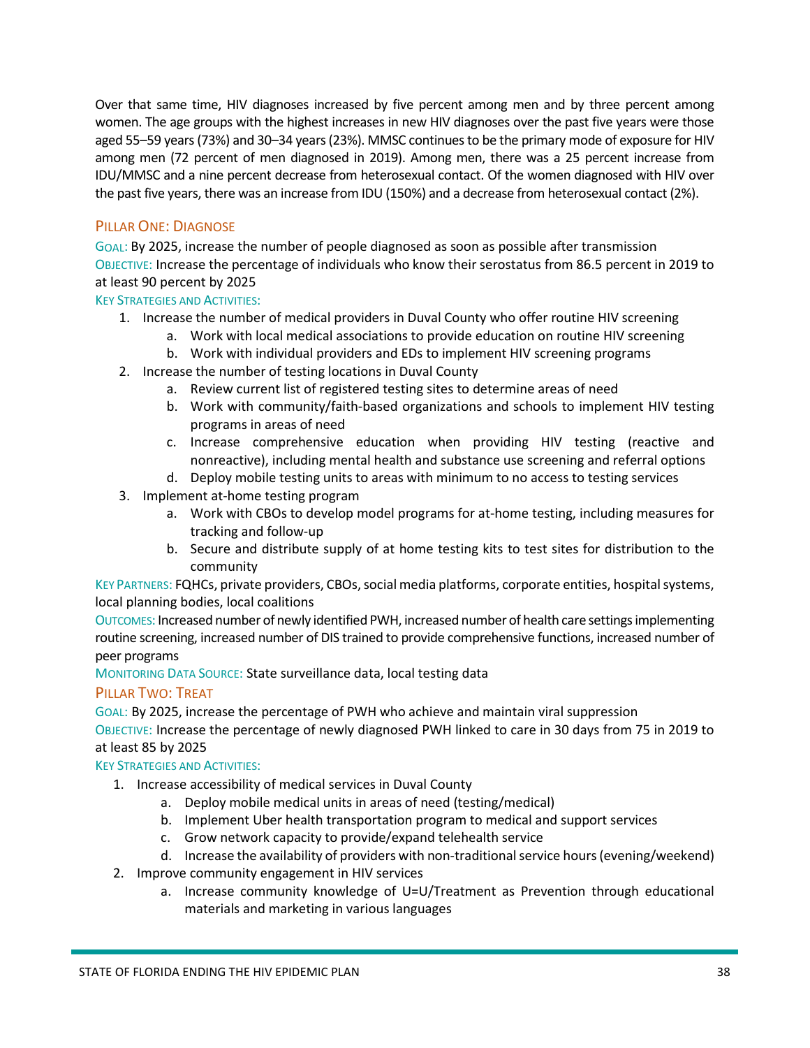Over that same time, HIV diagnoses increased by five percent among men and by three percent among women. The age groups with the highest increases in new HIV diagnoses over the past five years were those aged 55–59 years (73%) and 30–34 years (23%). MMSC continues to be the primary mode of exposure for HIV among men (72 percent of men diagnosed in 2019). Among men, there was a 25 percent increase from IDU/MMSC and a nine percent decrease from heterosexual contact. Of the women diagnosed with HIV over the past five years, there was an increase from IDU (150%) and a decrease from heterosexual contact (2%).

### Pillar One: Diagnose

Goal: By 2025, increase the number of people diagnosed as soon as possible after transmission

Objective: Increase the percentage of individuals who know their serostatus from 86.5 percent in 2019 to at least 90 percent by 2025

Key Strategies and Activities:

1. Increase the number of medical providers in Duval County who offer routine HIV screening
    a. Work with local medical associations to provide education on routine HIV screening
    b. Work with individual providers and EDs to implement HIV screening programs
2. Increase the number of testing locations in Duval County
    a. Review current list of registered testing sites to determine areas of need
    b. Work with community/faith-based organizations and schools to implement HIV testing programs in areas of need
    c. Increase comprehensive education when providing HIV testing (reactive and nonreactive), including mental health and substance use screening and referral options
    d. Deploy mobile testing units to areas with minimum to no access to testing services
3. Implement at-home testing program
    a. Work with CBOs to develop model programs for at-home testing, including measures for tracking and follow-up
    b. Secure and distribute supply of at home testing kits to test sites for distribution to the community

Key Partners: FQHCs, private providers, CBOs, social media platforms, corporate entities, hospital systems, local planning bodies, local coalitions

Outcomes: Increased number of newly identified PWH, increased number of health care settings implementing routine screening, increased number of DIS trained to provide comprehensive functions, increased number of peer programs

Monitoring Data Source: State surveillance data, local testing data

### Pillar Two: Treat

Goal: By 2025, increase the percentage of PWH who achieve and maintain viral suppression

Objective: Increase the percentage of newly diagnosed PWH linked to care in 30 days from 75 in 2019 to at least 85 by 2025

Key Strategies and Activities:

1. Increase accessibility of medical services in Duval County
    a. Deploy mobile medical units in areas of need (testing/medical)
    b. Implement Uber health transportation program to medical and support services
    c. Grow network capacity to provide/expand telehealth service
    d. Increase the availability of providers with non-traditional service hours (evening/weekend)
2. Improve community engagement in HIV services
    a. Increase community knowledge of U=U/Treatment as Prevention through educational materials and marketing in various languages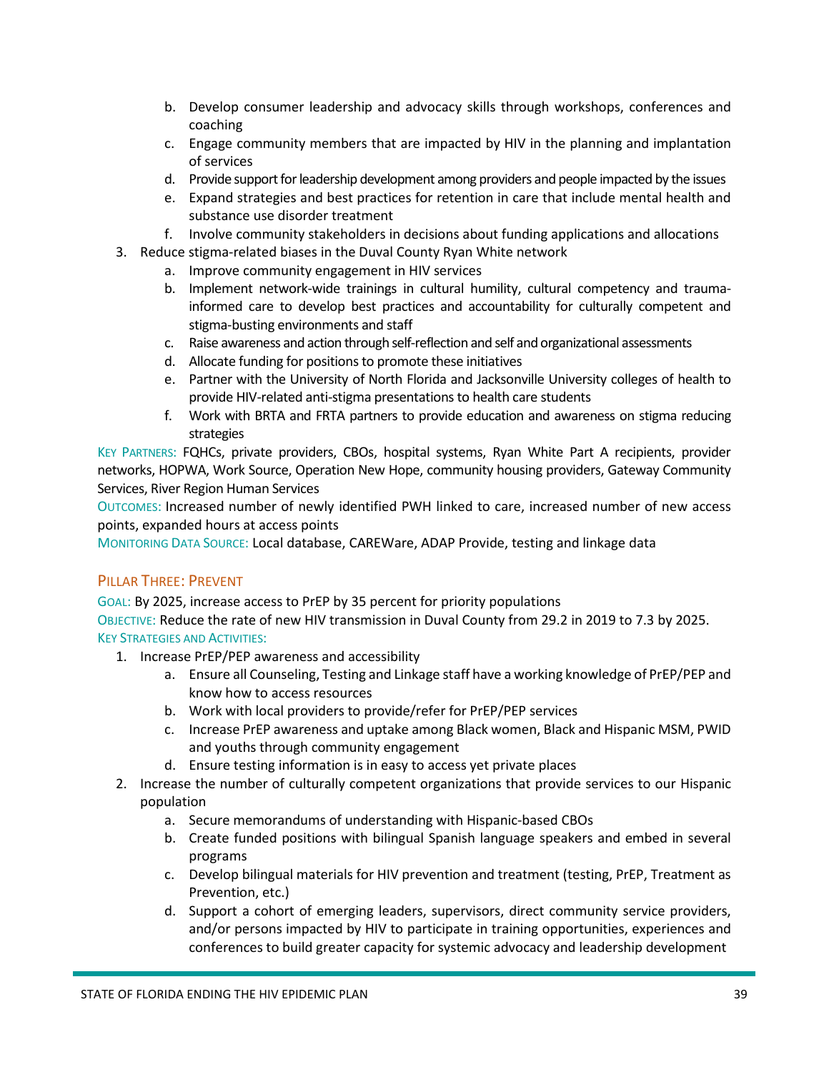b. Develop consumer leadership and advocacy skills through workshops, conferences and coaching
   c. Engage community members that are impacted by HIV in the planning and implantation of services
   d. Provide support for leadership development among providers and people impacted by the issues
   e. Expand strategies and best practices for retention in care that include mental health and substance use disorder treatment
   f. Involve community stakeholders in decisions about funding applications and allocations
3. Reduce stigma-related biases in the Duval County Ryan White network
   a. Improve community engagement in HIV services
   b. Implement network-wide trainings in cultural humility, cultural competency and trauma-informed care to develop best practices and accountability for culturally competent and stigma-busting environments and staff
   c. Raise awareness and action through self-reflection and self and organizational assessments
   d. Allocate funding for positions to promote these initiatives
   e. Partner with the University of North Florida and Jacksonville University colleges of health to provide HIV-related anti-stigma presentations to health care students
   f. Work with BRTA and FRTA partners to provide education and awareness on stigma reducing strategies

KEY PARTNERS: FQHCs, private providers, CBOs, hospital systems, Ryan White Part A recipients, provider networks, HOPWA, Work Source, Operation New Hope, community housing providers, Gateway Community Services, River Region Human Services

OUTCOMES: Increased number of newly identified PWH linked to care, increased number of new access points, expanded hours at access points

MONITORING DATA SOURCE: Local database, CAREWare, ADAP Provide, testing and linkage data

### PILLAR THREE: PREVENT

GOAL: By 2025, increase access to PrEP by 35 percent for priority populations

OBJECTIVE: Reduce the rate of new HIV transmission in Duval County from 29.2 in 2019 to 7.3 by 2025.

KEY STRATEGIES AND ACTIVITIES:

1. Increase PrEP/PEP awareness and accessibility
   a. Ensure all Counseling, Testing and Linkage staff have a working knowledge of PrEP/PEP and know how to access resources
   b. Work with local providers to provide/refer for PrEP/PEP services
   c. Increase PrEP awareness and uptake among Black women, Black and Hispanic MSM, PWID and youths through community engagement
   d. Ensure testing information is in easy to access yet private places
2. Increase the number of culturally competent organizations that provide services to our Hispanic population
   a. Secure memorandums of understanding with Hispanic-based CBOs
   b. Create funded positions with bilingual Spanish language speakers and embed in several programs
   c. Develop bilingual materials for HIV prevention and treatment (testing, PrEP, Treatment as Prevention, etc.)
   d. Support a cohort of emerging leaders, supervisors, direct community service providers, and/or persons impacted by HIV to participate in training opportunities, experiences and conferences to build greater capacity for systemic advocacy and leadership development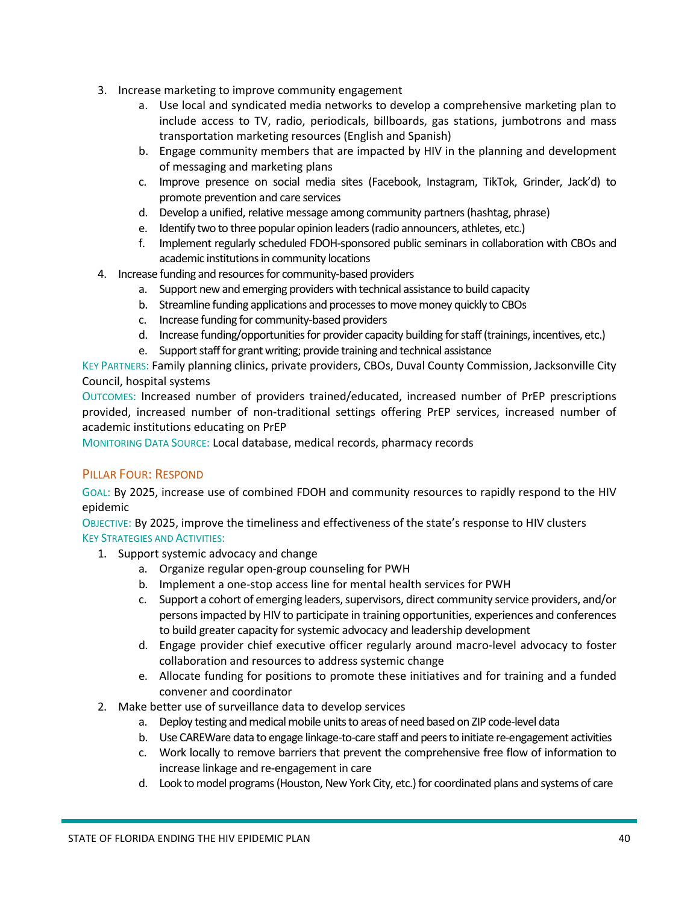3. Increase marketing to improve community engagement
    a. Use local and syndicated media networks to develop a comprehensive marketing plan to include access to TV, radio, periodicals, billboards, gas stations, jumbotrons and mass transportation marketing resources (English and Spanish)
    b. Engage community members that are impacted by HIV in the planning and development of messaging and marketing plans
    c. Improve presence on social media sites (Facebook, Instagram, TikTok, Grinder, Jack'd) to promote prevention and care services
    d. Develop a unified, relative message among community partners (hashtag, phrase)
    e. Identify two to three popular opinion leaders (radio announcers, athletes, etc.)
    f. Implement regularly scheduled FDOH-sponsored public seminars in collaboration with CBOs and academic institutions in community locations
4. Increase funding and resources for community-based providers
    a. Support new and emerging providers with technical assistance to build capacity
    b. Streamline funding applications and processes to move money quickly to CBOs
    c. Increase funding for community-based providers
    d. Increase funding/opportunities for provider capacity building for staff (trainings, incentives, etc.)
    e. Support staff for grant writing; provide training and technical assistance

KEY PARTNERS: Family planning clinics, private providers, CBOs, Duval County Commission, Jacksonville City Council, hospital systems

OUTCOMES: Increased number of providers trained/educated, increased number of PrEP prescriptions provided, increased number of non-traditional settings offering PrEP services, increased number of academic institutions educating on PrEP

MONITORING DATA SOURCE: Local database, medical records, pharmacy records

### PILLAR FOUR: RESPOND

GOAL: By 2025, increase use of combined FDOH and community resources to rapidly respond to the HIV epidemic

OBJECTIVE: By 2025, improve the timeliness and effectiveness of the state's response to HIV clusters

KEY STRATEGIES AND ACTIVITIES:

1. Support systemic advocacy and change
    a. Organize regular open-group counseling for PWH
    b. Implement a one-stop access line for mental health services for PWH
    c. Support a cohort of emerging leaders, supervisors, direct community service providers, and/or persons impacted by HIV to participate in training opportunities, experiences and conferences to build greater capacity for systemic advocacy and leadership development
    d. Engage provider chief executive officer regularly around macro-level advocacy to foster collaboration and resources to address systemic change
    e. Allocate funding for positions to promote these initiatives and for training and a funded convener and coordinator
2. Make better use of surveillance data to develop services
    a. Deploy testing and medical mobile units to areas of need based on ZIP code-level data
    b. Use CAREWare data to engage linkage-to-care staff and peers to initiate re-engagement activities
    c. Work locally to remove barriers that prevent the comprehensive free flow of information to increase linkage and re-engagement in care
    d. Look to model programs (Houston, New York City, etc.) for coordinated plans and systems of care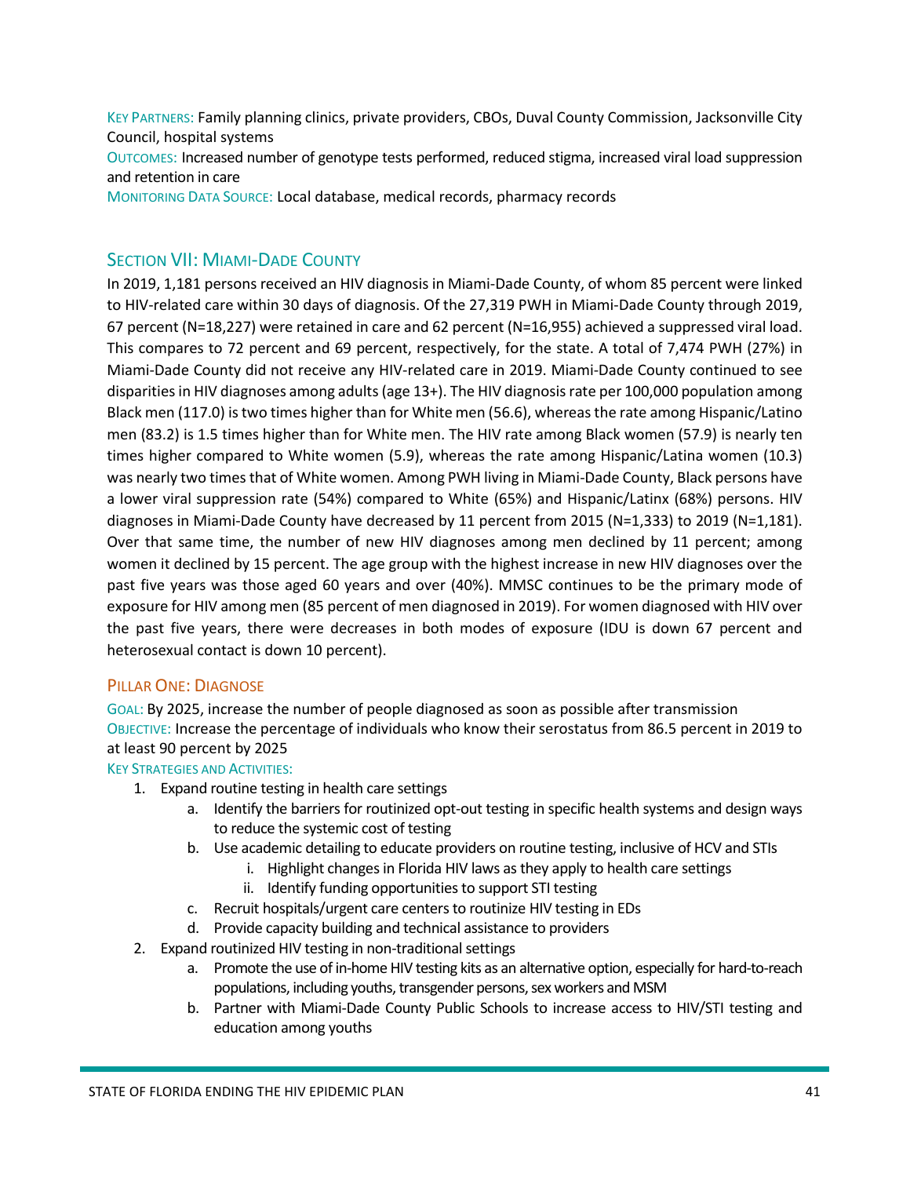KEY PARTNERS: Family planning clinics, private providers, CBOs, Duval County Commission, Jacksonville City Council, hospital systems
OUTCOMES: Increased number of genotype tests performed, reduced stigma, increased viral load suppression and retention in care
MONITORING DATA SOURCE: Local database, medical records, pharmacy records

## SECTION VII: MIAMI-DADE COUNTY

In 2019, 1,181 persons received an HIV diagnosis in Miami-Dade County, of whom 85 percent were linked to HIV-related care within 30 days of diagnosis. Of the 27,319 PWH in Miami-Dade County through 2019, 67 percent (N=18,227) were retained in care and 62 percent (N=16,955) achieved a suppressed viral load. This compares to 72 percent and 69 percent, respectively, for the state. A total of 7,474 PWH (27%) in Miami-Dade County did not receive any HIV-related care in 2019. Miami-Dade County continued to see disparities in HIV diagnoses among adults (age 13+). The HIV diagnosis rate per 100,000 population among Black men (117.0) is two times higher than for White men (56.6), whereas the rate among Hispanic/Latino men (83.2) is 1.5 times higher than for White men. The HIV rate among Black women (57.9) is nearly ten times higher compared to White women (5.9), whereas the rate among Hispanic/Latina women (10.3) was nearly two times that of White women. Among PWH living in Miami-Dade County, Black persons have a lower viral suppression rate (54%) compared to White (65%) and Hispanic/Latinx (68%) persons. HIV diagnoses in Miami-Dade County have decreased by 11 percent from 2015 (N=1,333) to 2019 (N=1,181). Over that same time, the number of new HIV diagnoses among men declined by 11 percent; among women it declined by 15 percent. The age group with the highest increase in new HIV diagnoses over the past five years was those aged 60 years and over (40%). MMSC continues to be the primary mode of exposure for HIV among men (85 percent of men diagnosed in 2019). For women diagnosed with HIV over the past five years, there were decreases in both modes of exposure (IDU is down 67 percent and heterosexual contact is down 10 percent).

### PILLAR ONE: DIAGNOSE

GOAL: By 2025, increase the number of people diagnosed as soon as possible after transmission
OBJECTIVE: Increase the percentage of individuals who know their serostatus from 86.5 percent in 2019 to at least 90 percent by 2025
KEY STRATEGIES AND ACTIVITIES:

1. Expand routine testing in health care settings
   a. Identify the barriers for routinized opt-out testing in specific health systems and design ways to reduce the systemic cost of testing
   b. Use academic detailing to educate providers on routine testing, inclusive of HCV and STIs
      i. Highlight changes in Florida HIV laws as they apply to health care settings
      ii. Identify funding opportunities to support STI testing
   c. Recruit hospitals/urgent care centers to routinize HIV testing in EDs
   d. Provide capacity building and technical assistance to providers
2. Expand routinized HIV testing in non-traditional settings
   a. Promote the use of in-home HIV testing kits as an alternative option, especially for hard-to-reach populations, including youths, transgender persons, sex workers and MSM
   b. Partner with Miami-Dade County Public Schools to increase access to HIV/STI testing and education among youths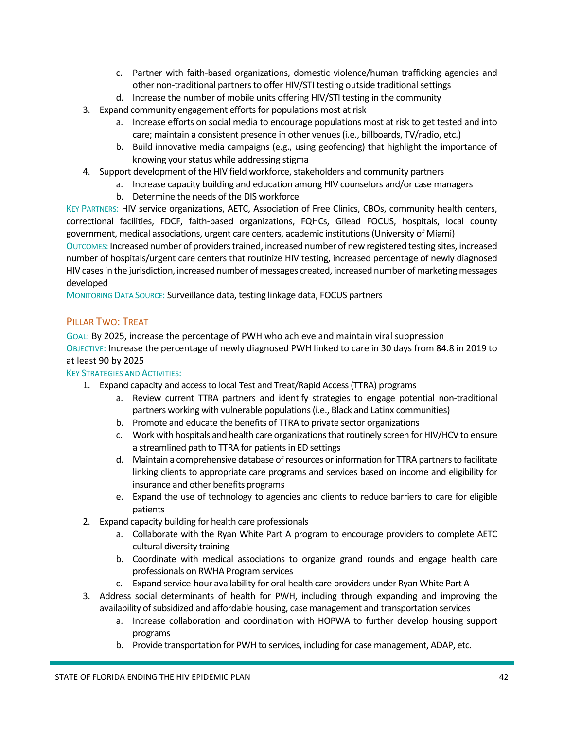c. Partner with faith-based organizations, domestic violence/human trafficking agencies and other non-traditional partners to offer HIV/STI testing outside traditional settings
   d. Increase the number of mobile units offering HIV/STI testing in the community
3. Expand community engagement efforts for populations most at risk
   a. Increase efforts on social media to encourage populations most at risk to get tested and into care; maintain a consistent presence in other venues (i.e., billboards, TV/radio, etc.)
   b. Build innovative media campaigns (e.g., using geofencing) that highlight the importance of knowing your status while addressing stigma
4. Support development of the HIV field workforce, stakeholders and community partners
   a. Increase capacity building and education among HIV counselors and/or case managers
   b. Determine the needs of the DIS workforce

KEY PARTNERS: HIV service organizations, AETC, Association of Free Clinics, CBOs, community health centers, correctional facilities, FDCF, faith-based organizations, FQHCs, Gilead FOCUS, hospitals, local county government, medical associations, urgent care centers, academic institutions (University of Miami)

OUTCOMES: Increased number of providers trained, increased number of new registered testing sites, increased number of hospitals/urgent care centers that routinize HIV testing, increased percentage of newly diagnosed HIV cases in the jurisdiction, increased number of messages created, increased number of marketing messages developed

MONITORING DATA SOURCE: Surveillance data, testing linkage data, FOCUS partners

## PILLAR TWO: TREAT

GOAL: By 2025, increase the percentage of PWH who achieve and maintain viral suppression

OBJECTIVE: Increase the percentage of newly diagnosed PWH linked to care in 30 days from 84.8 in 2019 to at least 90 by 2025

KEY STRATEGIES AND ACTIVITIES:

1. Expand capacity and access to local Test and Treat/Rapid Access (TTRA) programs
   a. Review current TTRA partners and identify strategies to engage potential non-traditional partners working with vulnerable populations (i.e., Black and Latinx communities)
   b. Promote and educate the benefits of TTRA to private sector organizations
   c. Work with hospitals and health care organizations that routinely screen for HIV/HCV to ensure a streamlined path to TTRA for patients in ED settings
   d. Maintain a comprehensive database of resources or information for TTRA partners to facilitate linking clients to appropriate care programs and services based on income and eligibility for insurance and other benefits programs
   e. Expand the use of technology to agencies and clients to reduce barriers to care for eligible patients
2. Expand capacity building for health care professionals
   a. Collaborate with the Ryan White Part A program to encourage providers to complete AETC cultural diversity training
   b. Coordinate with medical associations to organize grand rounds and engage health care professionals on RWHA Program services
   c. Expand service-hour availability for oral health care providers under Ryan White Part A
3. Address social determinants of health for PWH, including through expanding and improving the availability of subsidized and affordable housing, case management and transportation services
   a. Increase collaboration and coordination with HOPWA to further develop housing support programs
   b. Provide transportation for PWH to services, including for case management, ADAP, etc.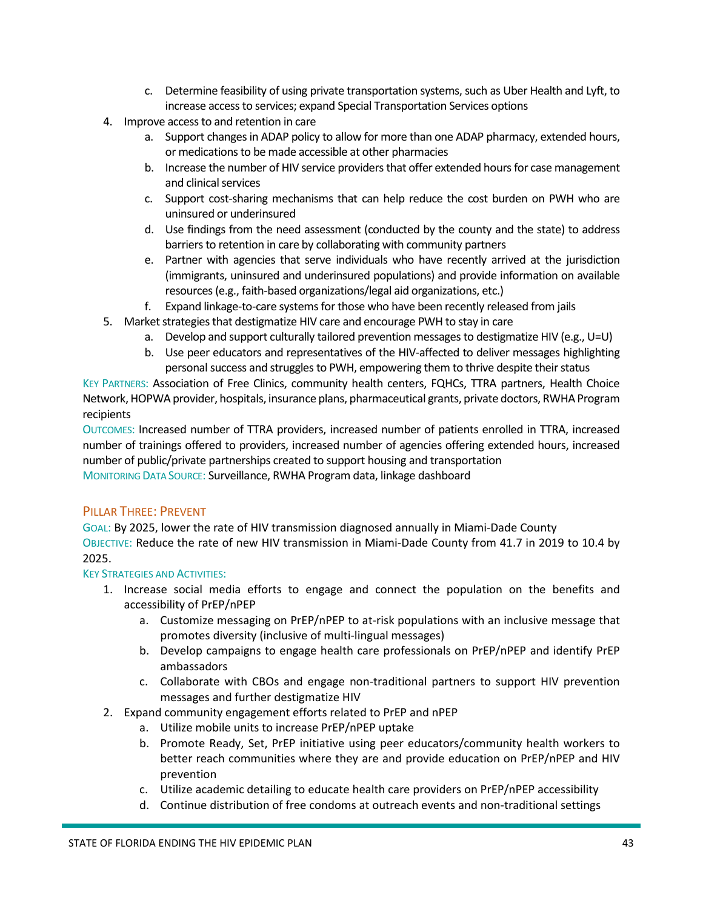c. Determine feasibility of using private transportation systems, such as Uber Health and Lyft, to increase access to services; expand Special Transportation Services options
4. Improve access to and retention in care
    a. Support changes in ADAP policy to allow for more than one ADAP pharmacy, extended hours, or medications to be made accessible at other pharmacies
    b. Increase the number of HIV service providers that offer extended hours for case management and clinical services
    c. Support cost-sharing mechanisms that can help reduce the cost burden on PWH who are uninsured or underinsured
    d. Use findings from the need assessment (conducted by the county and the state) to address barriers to retention in care by collaborating with community partners
    e. Partner with agencies that serve individuals who have recently arrived at the jurisdiction (immigrants, uninsured and underinsured populations) and provide information on available resources (e.g., faith-based organizations/legal aid organizations, etc.)
    f. Expand linkage-to-care systems for those who have been recently released from jails
5. Market strategies that destigmatize HIV care and encourage PWH to stay in care
    a. Develop and support culturally tailored prevention messages to destigmatize HIV (e.g., U=U)
    b. Use peer educators and representatives of the HIV-affected to deliver messages highlighting personal success and struggles to PWH, empowering them to thrive despite their status

KEY PARTNERS: Association of Free Clinics, community health centers, FQHCs, TTRA partners, Health Choice Network, HOPWA provider, hospitals, insurance plans, pharmaceutical grants, private doctors, RWHA Program recipients

OUTCOMES: Increased number of TTRA providers, increased number of patients enrolled in TTRA, increased number of trainings offered to providers, increased number of agencies offering extended hours, increased number of public/private partnerships created to support housing and transportation

MONITORING DATA SOURCE: Surveillance, RWHA Program data, linkage dashboard

## PILLAR THREE: PREVENT

GOAL: By 2025, lower the rate of HIV transmission diagnosed annually in Miami-Dade County

OBJECTIVE: Reduce the rate of new HIV transmission in Miami-Dade County from 41.7 in 2019 to 10.4 by 2025.

KEY STRATEGIES AND ACTIVITIES:

1. Increase social media efforts to engage and connect the population on the benefits and accessibility of PrEP/nPEP
    a. Customize messaging on PrEP/nPEP to at-risk populations with an inclusive message that promotes diversity (inclusive of multi-lingual messages)
    b. Develop campaigns to engage health care professionals on PrEP/nPEP and identify PrEP ambassadors
    c. Collaborate with CBOs and engage non-traditional partners to support HIV prevention messages and further destigmatize HIV
2. Expand community engagement efforts related to PrEP and nPEP
    a. Utilize mobile units to increase PrEP/nPEP uptake
    b. Promote Ready, Set, PrEP initiative using peer educators/community health workers to better reach communities where they are and provide education on PrEP/nPEP and HIV prevention
    c. Utilize academic detailing to educate health care providers on PrEP/nPEP accessibility
    d. Continue distribution of free condoms at outreach events and non-traditional settings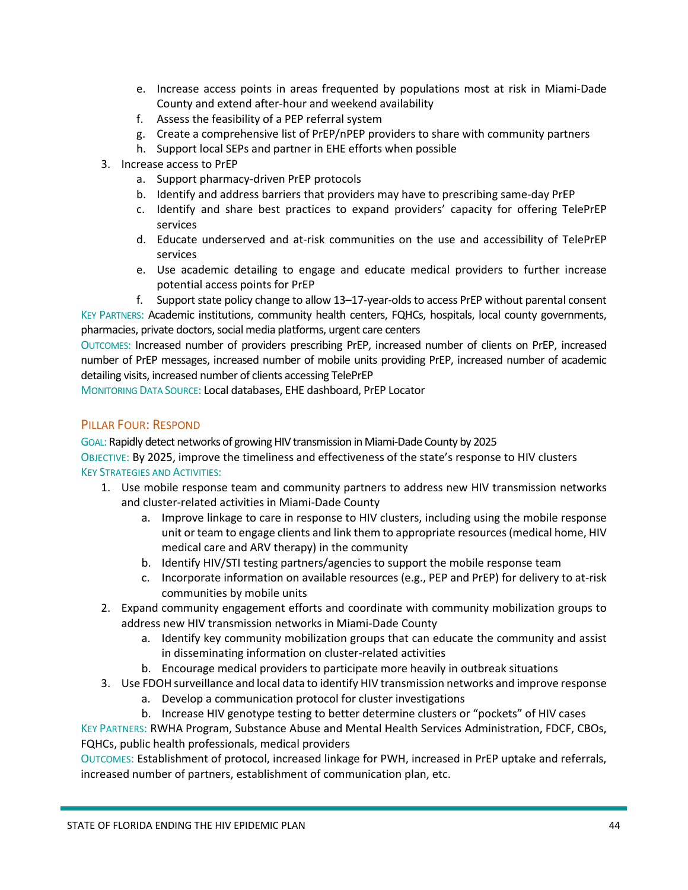e. Increase access points in areas frequented by populations most at risk in Miami-Dade County and extend after-hour and weekend availability
   f. Assess the feasibility of a PEP referral system
   g. Create a comprehensive list of PrEP/nPEP providers to share with community partners
   h. Support local SEPs and partner in EHE efforts when possible
3. Increase access to PrEP
   a. Support pharmacy-driven PrEP protocols
   b. Identify and address barriers that providers may have to prescribing same-day PrEP
   c. Identify and share best practices to expand providers' capacity for offering TelePrEP services
   d. Educate underserved and at-risk communities on the use and accessibility of TelePrEP services
   e. Use academic detailing to engage and educate medical providers to further increase potential access points for PrEP
   f. Support state policy change to allow 13–17-year-olds to access PrEP without parental consent

KEY PARTNERS: Academic institutions, community health centers, FQHCs, hospitals, local county governments, pharmacies, private doctors, social media platforms, urgent care centers

OUTCOMES: Increased number of providers prescribing PrEP, increased number of clients on PrEP, increased number of PrEP messages, increased number of mobile units providing PrEP, increased number of academic detailing visits, increased number of clients accessing TelePrEP

MONITORING DATA SOURCE: Local databases, EHE dashboard, PrEP Locator

### PILLAR FOUR: RESPOND

GOAL: Rapidly detect networks of growing HIV transmission in Miami-Dade County by 2025

OBJECTIVE: By 2025, improve the timeliness and effectiveness of the state's response to HIV clusters

KEY STRATEGIES AND ACTIVITIES:

1. Use mobile response team and community partners to address new HIV transmission networks and cluster-related activities in Miami-Dade County
   a. Improve linkage to care in response to HIV clusters, including using the mobile response unit or team to engage clients and link them to appropriate resources (medical home, HIV medical care and ARV therapy) in the community
   b. Identify HIV/STI testing partners/agencies to support the mobile response team
   c. Incorporate information on available resources (e.g., PEP and PrEP) for delivery to at-risk communities by mobile units
2. Expand community engagement efforts and coordinate with community mobilization groups to address new HIV transmission networks in Miami-Dade County
   a. Identify key community mobilization groups that can educate the community and assist in disseminating information on cluster-related activities
   b. Encourage medical providers to participate more heavily in outbreak situations
3. Use FDOH surveillance and local data to identify HIV transmission networks and improve response
   a. Develop a communication protocol for cluster investigations
   b. Increase HIV genotype testing to better determine clusters or "pockets" of HIV cases

KEY PARTNERS: RWHA Program, Substance Abuse and Mental Health Services Administration, FDCF, CBOs, FQHCs, public health professionals, medical providers

OUTCOMES: Establishment of protocol, increased linkage for PWH, increased in PrEP uptake and referrals, increased number of partners, establishment of communication plan, etc.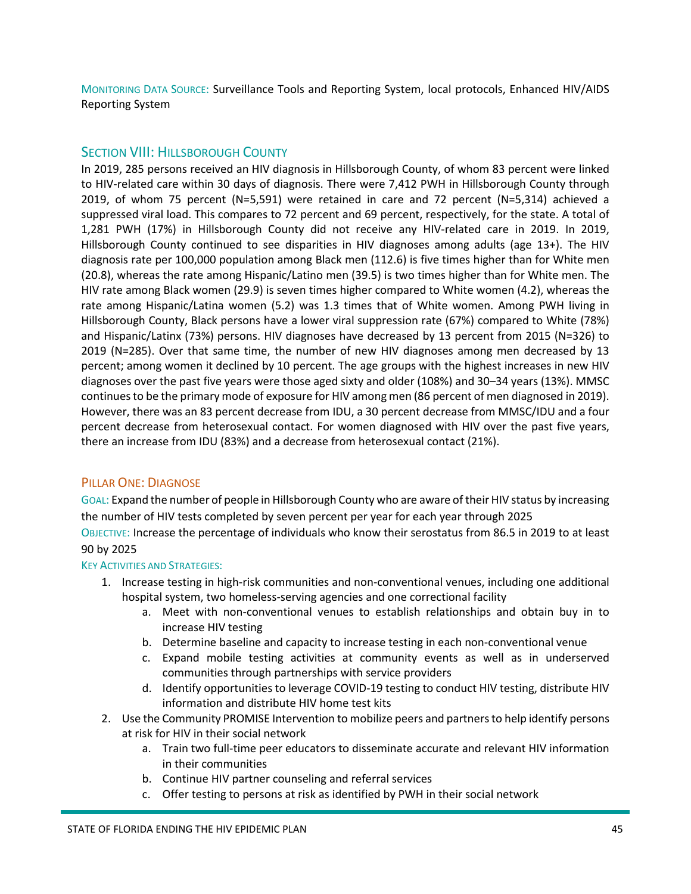Monitoring Data Source: Surveillance Tools and Reporting System, local protocols, Enhanced HIV/AIDS Reporting System

## Section VIII: Hillsborough County

In 2019, 285 persons received an HIV diagnosis in Hillsborough County, of whom 83 percent were linked to HIV-related care within 30 days of diagnosis. There were 7,412 PWH in Hillsborough County through 2019, of whom 75 percent (N=5,591) were retained in care and 72 percent (N=5,314) achieved a suppressed viral load. This compares to 72 percent and 69 percent, respectively, for the state. A total of 1,281 PWH (17%) in Hillsborough County did not receive any HIV-related care in 2019. In 2019, Hillsborough County continued to see disparities in HIV diagnoses among adults (age 13+). The HIV diagnosis rate per 100,000 population among Black men (112.6) is five times higher than for White men (20.8), whereas the rate among Hispanic/Latino men (39.5) is two times higher than for White men. The HIV rate among Black women (29.9) is seven times higher compared to White women (4.2), whereas the rate among Hispanic/Latina women (5.2) was 1.3 times that of White women. Among PWH living in Hillsborough County, Black persons have a lower viral suppression rate (67%) compared to White (78%) and Hispanic/Latinx (73%) persons. HIV diagnoses have decreased by 13 percent from 2015 (N=326) to 2019 (N=285). Over that same time, the number of new HIV diagnoses among men decreased by 13 percent; among women it declined by 10 percent. The age groups with the highest increases in new HIV diagnoses over the past five years were those aged sixty and older (108%) and 30–34 years (13%). MMSC continues to be the primary mode of exposure for HIV among men (86 percent of men diagnosed in 2019). However, there was an 83 percent decrease from IDU, a 30 percent decrease from MMSC/IDU and a four percent decrease from heterosexual contact. For women diagnosed with HIV over the past five years, there an increase from IDU (83%) and a decrease from heterosexual contact (21%).

### Pillar One: Diagnose

Goal: Expand the number of people in Hillsborough County who are aware of their HIV status by increasing the number of HIV tests completed by seven percent per year for each year through 2025

Objective: Increase the percentage of individuals who know their serostatus from 86.5 in 2019 to at least 90 by 2025

Key Activities and Strategies:

1. Increase testing in high-risk communities and non-conventional venues, including one additional hospital system, two homeless-serving agencies and one correctional facility
    a. Meet with non-conventional venues to establish relationships and obtain buy in to increase HIV testing
    b. Determine baseline and capacity to increase testing in each non-conventional venue
    c. Expand mobile testing activities at community events as well as in underserved communities through partnerships with service providers
    d. Identify opportunities to leverage COVID-19 testing to conduct HIV testing, distribute HIV information and distribute HIV home test kits
2. Use the Community PROMISE Intervention to mobilize peers and partners to help identify persons at risk for HIV in their social network
    a. Train two full-time peer educators to disseminate accurate and relevant HIV information in their communities
    b. Continue HIV partner counseling and referral services
    c. Offer testing to persons at risk as identified by PWH in their social network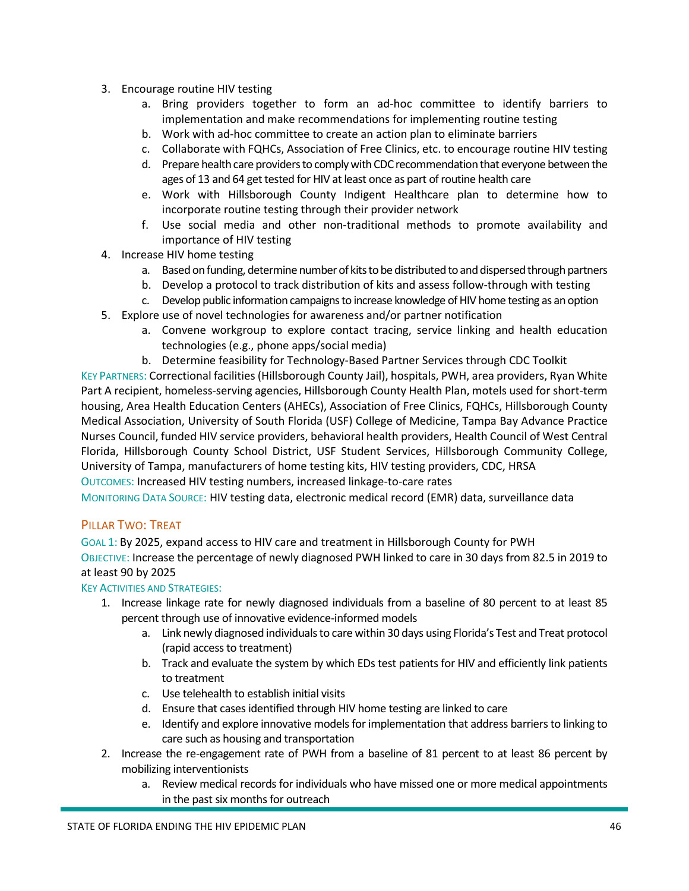3. Encourage routine HIV testing
    a. Bring providers together to form an ad-hoc committee to identify barriers to implementation and make recommendations for implementing routine testing
    b. Work with ad-hoc committee to create an action plan to eliminate barriers
    c. Collaborate with FQHCs, Association of Free Clinics, etc. to encourage routine HIV testing
    d. Prepare health care providers to comply with CDC recommendation that everyone between the ages of 13 and 64 get tested for HIV at least once as part of routine health care
    e. Work with Hillsborough County Indigent Healthcare plan to determine how to incorporate routine testing through their provider network
    f. Use social media and other non-traditional methods to promote availability and importance of HIV testing
4. Increase HIV home testing
    a. Based on funding, determine number of kits to be distributed to and dispersed through partners
    b. Develop a protocol to track distribution of kits and assess follow-through with testing
    c. Develop public information campaigns to increase knowledge of HIV home testing as an option
5. Explore use of novel technologies for awareness and/or partner notification
    a. Convene workgroup to explore contact tracing, service linking and health education technologies (e.g., phone apps/social media)
    b. Determine feasibility for Technology-Based Partner Services through CDC Toolkit

KEY PARTNERS: Correctional facilities (Hillsborough County Jail), hospitals, PWH, area providers, Ryan White Part A recipient, homeless-serving agencies, Hillsborough County Health Plan, motels used for short-term housing, Area Health Education Centers (AHECs), Association of Free Clinics, FQHCs, Hillsborough County Medical Association, University of South Florida (USF) College of Medicine, Tampa Bay Advance Practice Nurses Council, funded HIV service providers, behavioral health providers, Health Council of West Central Florida, Hillsborough County School District, USF Student Services, Hillsborough Community College, University of Tampa, manufacturers of home testing kits, HIV testing providers, CDC, HRSA

OUTCOMES: Increased HIV testing numbers, increased linkage-to-care rates

MONITORING DATA SOURCE: HIV testing data, electronic medical record (EMR) data, surveillance data

## PILLAR TWO: TREAT

GOAL 1: By 2025, expand access to HIV care and treatment in Hillsborough County for PWH

OBJECTIVE: Increase the percentage of newly diagnosed PWH linked to care in 30 days from 82.5 in 2019 to at least 90 by 2025

KEY ACTIVITIES AND STRATEGIES:

1. Increase linkage rate for newly diagnosed individuals from a baseline of 80 percent to at least 85 percent through use of innovative evidence-informed models
    a. Link newly diagnosed individuals to care within 30 days using Florida's Test and Treat protocol (rapid access to treatment)
    b. Track and evaluate the system by which EDs test patients for HIV and efficiently link patients to treatment
    c. Use telehealth to establish initial visits
    d. Ensure that cases identified through HIV home testing are linked to care
    e. Identify and explore innovative models for implementation that address barriers to linking to care such as housing and transportation
2. Increase the re-engagement rate of PWH from a baseline of 81 percent to at least 86 percent by mobilizing interventionists
    a. Review medical records for individuals who have missed one or more medical appointments in the past six months for outreach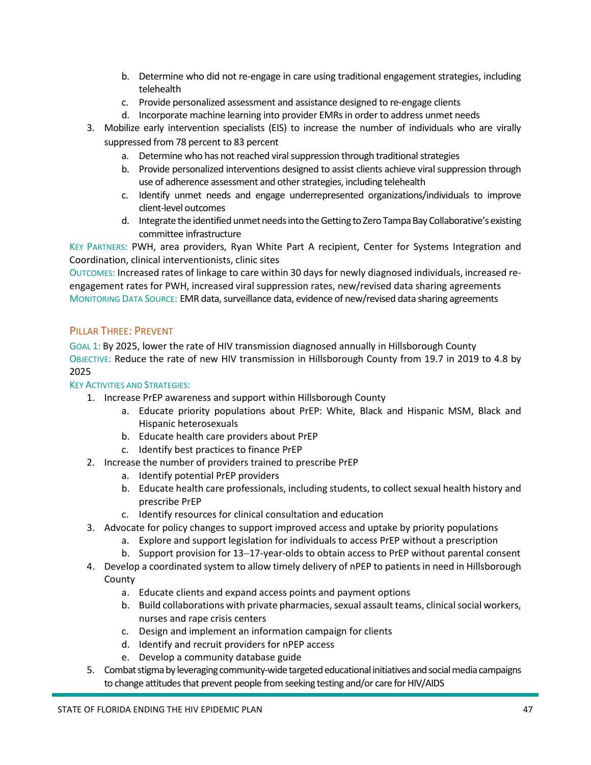b. Determine who did not re-engage in care using traditional engagement strategies, including telehealth
   c. Provide personalized assessment and assistance designed to re-engage clients
   d. Incorporate machine learning into provider EMRs in order to address unmet needs
3. Mobilize early intervention specialists (EIS) to increase the number of individuals who are virally suppressed from 78 percent to 83 percent
   a. Determine who has not reached viral suppression through traditional strategies
   b. Provide personalized interventions designed to assist clients achieve viral suppression through use of adherence assessment and other strategies, including telehealth
   c. Identify unmet needs and engage underrepresented organizations/individuals to improve client-level outcomes
   d. Integrate the identified unmet needs into the Getting to Zero Tampa Bay Collaborative's existing committee infrastructure

KEY PARTNERS: PWH, area providers, Ryan White Part A recipient, Center for Systems Integration and Coordination, clinical interventionists, clinic sites

OUTCOMES: Increased rates of linkage to care within 30 days for newly diagnosed individuals, increased re-engagement rates for PWH, increased viral suppression rates, new/revised data sharing agreements

MONITORING DATA SOURCE: EMR data, surveillance data, evidence of new/revised data sharing agreements

## PILLAR THREE: PREVENT

GOAL 1: By 2025, lower the rate of HIV transmission diagnosed annually in Hillsborough County

OBJECTIVE: Reduce the rate of new HIV transmission in Hillsborough County from 19.7 in 2019 to 4.8 by 2025

KEY ACTIVITIES AND STRATEGIES:

1. Increase PrEP awareness and support within Hillsborough County
   a. Educate priority populations about PrEP: White, Black and Hispanic MSM, Black and Hispanic heterosexuals
   b. Educate health care providers about PrEP
   c. Identify best practices to finance PrEP
2. Increase the number of providers trained to prescribe PrEP
   a. Identify potential PrEP providers
   b. Educate health care professionals, including students, to collect sexual health history and prescribe PrEP
   c. Identify resources for clinical consultation and education
3. Advocate for policy changes to support improved access and uptake by priority populations
   a. Explore and support legislation for individuals to access PrEP without a prescription
   b. Support provision for 13–17-year-olds to obtain access to PrEP without parental consent
4. Develop a coordinated system to allow timely delivery of nPEP to patients in need in Hillsborough County
   a. Educate clients and expand access points and payment options
   b. Build collaborations with private pharmacies, sexual assault teams, clinical social workers, nurses and rape crisis centers
   c. Design and implement an information campaign for clients
   d. Identify and recruit providers for nPEP access
   e. Develop a community database guide
5. Combat stigma by leveraging community-wide targeted educational initiatives and social media campaigns to change attitudes that prevent people from seeking testing and/or care for HIV/AIDS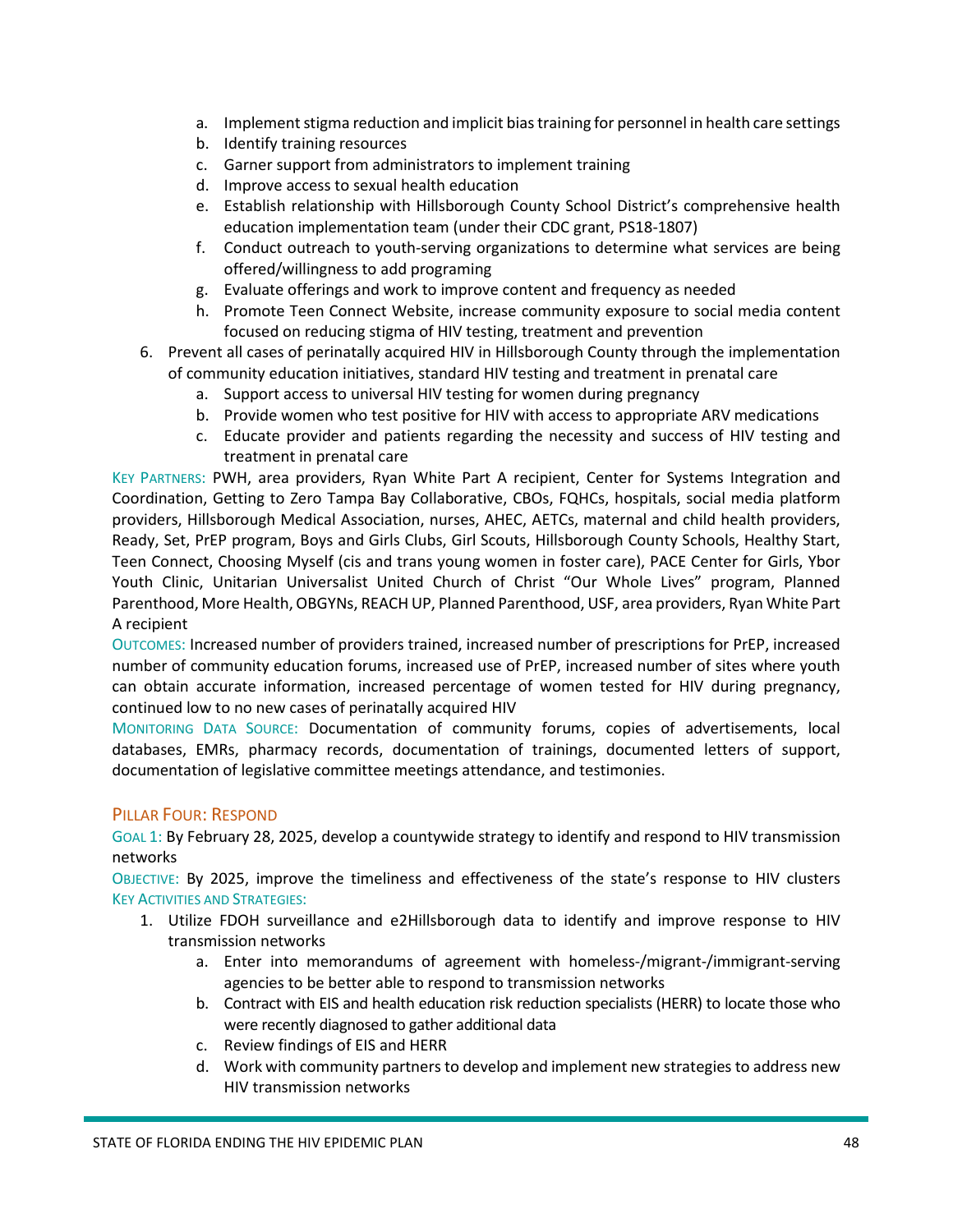a. Implement stigma reduction and implicit bias training for personnel in health care settings
   b. Identify training resources
   c. Garner support from administrators to implement training
   d. Improve access to sexual health education
   e. Establish relationship with Hillsborough County School District's comprehensive health education implementation team (under their CDC grant, PS18-1807)
   f. Conduct outreach to youth-serving organizations to determine what services are being offered/willingness to add programing
   g. Evaluate offerings and work to improve content and frequency as needed
   h. Promote Teen Connect Website, increase community exposure to social media content focused on reducing stigma of HIV testing, treatment and prevention

6. Prevent all cases of perinatally acquired HIV in Hillsborough County through the implementation of community education initiatives, standard HIV testing and treatment in prenatal care
   a. Support access to universal HIV testing for women during pregnancy
   b. Provide women who test positive for HIV with access to appropriate ARV medications
   c. Educate provider and patients regarding the necessity and success of HIV testing and treatment in prenatal care

KEY PARTNERS: PWH, area providers, Ryan White Part A recipient, Center for Systems Integration and Coordination, Getting to Zero Tampa Bay Collaborative, CBOs, FQHCs, hospitals, social media platform providers, Hillsborough Medical Association, nurses, AHEC, AETCs, maternal and child health providers, Ready, Set, PrEP program, Boys and Girls Clubs, Girl Scouts, Hillsborough County Schools, Healthy Start, Teen Connect, Choosing Myself (cis and trans young women in foster care), PACE Center for Girls, Ybor Youth Clinic, Unitarian Universalist United Church of Christ "Our Whole Lives" program, Planned Parenthood, More Health, OBGYNs, REACH UP, Planned Parenthood, USF, area providers, Ryan White Part A recipient

OUTCOMES: Increased number of providers trained, increased number of prescriptions for PrEP, increased number of community education forums, increased use of PrEP, increased number of sites where youth can obtain accurate information, increased percentage of women tested for HIV during pregnancy, continued low to no new cases of perinatally acquired HIV

MONITORING DATA SOURCE: Documentation of community forums, copies of advertisements, local databases, EMRs, pharmacy records, documentation of trainings, documented letters of support, documentation of legislative committee meetings attendance, and testimonies.

## PILLAR FOUR: RESPOND

GOAL 1: By February 28, 2025, develop a countywide strategy to identify and respond to HIV transmission networks

OBJECTIVE: By 2025, improve the timeliness and effectiveness of the state's response to HIV clusters

KEY ACTIVITIES AND STRATEGIES:

1. Utilize FDOH surveillance and e2Hillsborough data to identify and improve response to HIV transmission networks
   a. Enter into memorandums of agreement with homeless-/migrant-/immigrant-serving agencies to be better able to respond to transmission networks
   b. Contract with EIS and health education risk reduction specialists (HERR) to locate those who were recently diagnosed to gather additional data
   c. Review findings of EIS and HERR
   d. Work with community partners to develop and implement new strategies to address new HIV transmission networks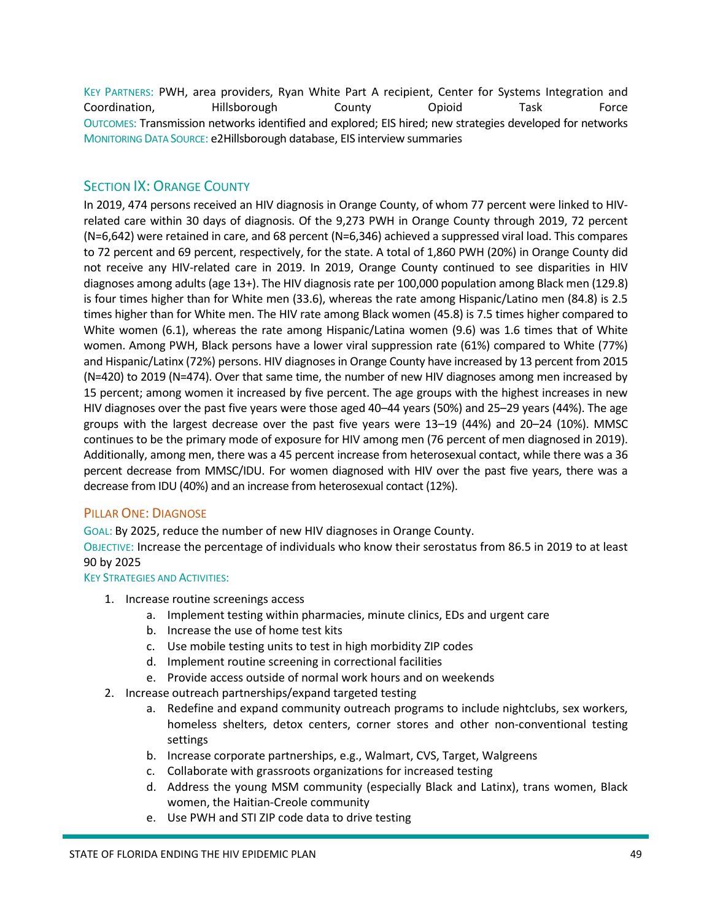KEY PARTNERS: PWH, area providers, Ryan White Part A recipient, Center for Systems Integration and Coordination, Hillsborough County Opioid Task Force
OUTCOMES: Transmission networks identified and explored; EIS hired; new strategies developed for networks
MONITORING DATA SOURCE: e2Hillsborough database, EIS interview summaries

## SECTION IX: ORANGE COUNTY

In 2019, 474 persons received an HIV diagnosis in Orange County, of whom 77 percent were linked to HIV-related care within 30 days of diagnosis. Of the 9,273 PWH in Orange County through 2019, 72 percent (N=6,642) were retained in care, and 68 percent (N=6,346) achieved a suppressed viral load. This compares to 72 percent and 69 percent, respectively, for the state. A total of 1,860 PWH (20%) in Orange County did not receive any HIV-related care in 2019. In 2019, Orange County continued to see disparities in HIV diagnoses among adults (age 13+). The HIV diagnosis rate per 100,000 population among Black men (129.8) is four times higher than for White men (33.6), whereas the rate among Hispanic/Latino men (84.8) is 2.5 times higher than for White men. The HIV rate among Black women (45.8) is 7.5 times higher compared to White women (6.1), whereas the rate among Hispanic/Latina women (9.6) was 1.6 times that of White women. Among PWH, Black persons have a lower viral suppression rate (61%) compared to White (77%) and Hispanic/Latinx (72%) persons. HIV diagnoses in Orange County have increased by 13 percent from 2015 (N=420) to 2019 (N=474). Over that same time, the number of new HIV diagnoses among men increased by 15 percent; among women it increased by five percent. The age groups with the highest increases in new HIV diagnoses over the past five years were those aged 40–44 years (50%) and 25–29 years (44%). The age groups with the largest decrease over the past five years were 13–19 (44%) and 20–24 (10%). MMSC continues to be the primary mode of exposure for HIV among men (76 percent of men diagnosed in 2019). Additionally, among men, there was a 45 percent increase from heterosexual contact, while there was a 36 percent decrease from MMSC/IDU. For women diagnosed with HIV over the past five years, there was a decrease from IDU (40%) and an increase from heterosexual contact (12%).

### PILLAR ONE: DIAGNOSE

GOAL: By 2025, reduce the number of new HIV diagnoses in Orange County.
OBJECTIVE: Increase the percentage of individuals who know their serostatus from 86.5 in 2019 to at least 90 by 2025
KEY STRATEGIES AND ACTIVITIES:

1. Increase routine screenings access
    a. Implement testing within pharmacies, minute clinics, EDs and urgent care
    b. Increase the use of home test kits
    c. Use mobile testing units to test in high morbidity ZIP codes
    d. Implement routine screening in correctional facilities
    e. Provide access outside of normal work hours and on weekends
2. Increase outreach partnerships/expand targeted testing
    a. Redefine and expand community outreach programs to include nightclubs, sex workers, homeless shelters, detox centers, corner stores and other non-conventional testing settings
    b. Increase corporate partnerships, e.g., Walmart, CVS, Target, Walgreens
    c. Collaborate with grassroots organizations for increased testing
    d. Address the young MSM community (especially Black and Latinx), trans women, Black women, the Haitian-Creole community
    e. Use PWH and STI ZIP code data to drive testing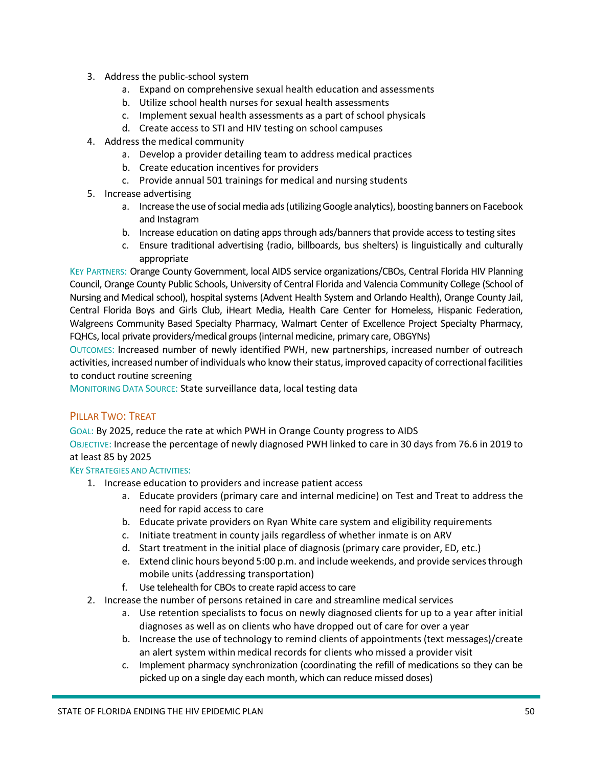3. Address the public-school system
    a. Expand on comprehensive sexual health education and assessments
    b. Utilize school health nurses for sexual health assessments
    c. Implement sexual health assessments as a part of school physicals
    d. Create access to STI and HIV testing on school campuses
4. Address the medical community
    a. Develop a provider detailing team to address medical practices
    b. Create education incentives for providers
    c. Provide annual 501 trainings for medical and nursing students
5. Increase advertising
    a. Increase the use of social media ads (utilizing Google analytics), boosting banners on Facebook and Instagram
    b. Increase education on dating apps through ads/banners that provide access to testing sites
    c. Ensure traditional advertising (radio, billboards, bus shelters) is linguistically and culturally appropriate

KEY PARTNERS: Orange County Government, local AIDS service organizations/CBOs, Central Florida HIV Planning Council, Orange County Public Schools, University of Central Florida and Valencia Community College (School of Nursing and Medical school), hospital systems (Advent Health System and Orlando Health), Orange County Jail, Central Florida Boys and Girls Club, iHeart Media, Health Care Center for Homeless, Hispanic Federation, Walgreens Community Based Specialty Pharmacy, Walmart Center of Excellence Project Specialty Pharmacy, FQHCs, local private providers/medical groups (internal medicine, primary care, OBGYNs)

OUTCOMES: Increased number of newly identified PWH, new partnerships, increased number of outreach activities, increased number of individuals who know their status, improved capacity of correctional facilities to conduct routine screening

MONITORING DATA SOURCE: State surveillance data, local testing data

## PILLAR TWO: TREAT

GOAL: By 2025, reduce the rate at which PWH in Orange County progress to AIDS

OBJECTIVE: Increase the percentage of newly diagnosed PWH linked to care in 30 days from 76.6 in 2019 to at least 85 by 2025

KEY STRATEGIES AND ACTIVITIES:

1. Increase education to providers and increase patient access
    a. Educate providers (primary care and internal medicine) on Test and Treat to address the need for rapid access to care
    b. Educate private providers on Ryan White care system and eligibility requirements
    c. Initiate treatment in county jails regardless of whether inmate is on ARV
    d. Start treatment in the initial place of diagnosis (primary care provider, ED, etc.)
    e. Extend clinic hours beyond 5:00 p.m. and include weekends, and provide services through mobile units (addressing transportation)
    f. Use telehealth for CBOs to create rapid access to care
2. Increase the number of persons retained in care and streamline medical services
    a. Use retention specialists to focus on newly diagnosed clients for up to a year after initial diagnoses as well as on clients who have dropped out of care for over a year
    b. Increase the use of technology to remind clients of appointments (text messages)/create an alert system within medical records for clients who missed a provider visit
    c. Implement pharmacy synchronization (coordinating the refill of medications so they can be picked up on a single day each month, which can reduce missed doses)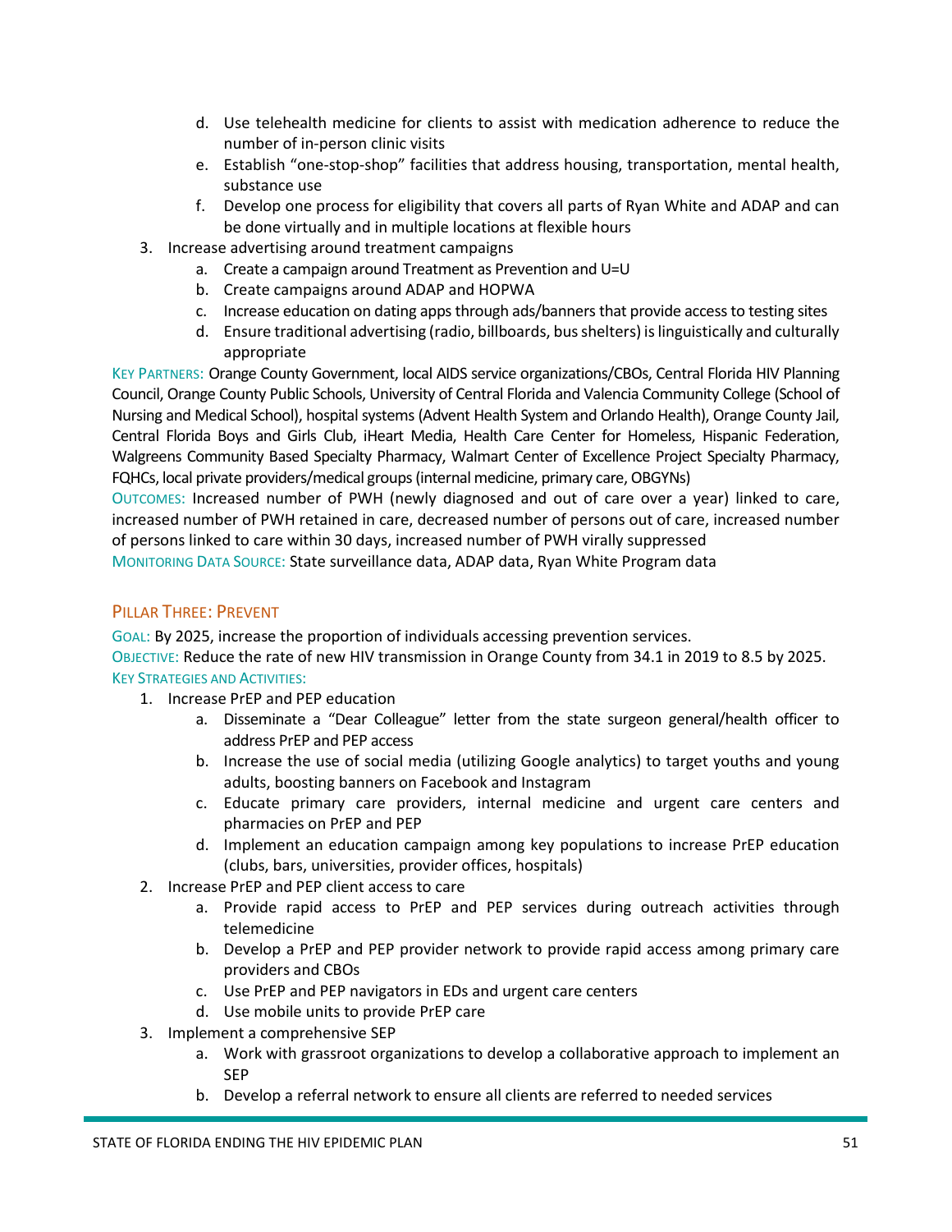d. Use telehealth medicine for clients to assist with medication adherence to reduce the number of in-person clinic visits
   e. Establish "one-stop-shop" facilities that address housing, transportation, mental health, substance use
   f. Develop one process for eligibility that covers all parts of Ryan White and ADAP and can be done virtually and in multiple locations at flexible hours
3. Increase advertising around treatment campaigns
   a. Create a campaign around Treatment as Prevention and U=U
   b. Create campaigns around ADAP and HOPWA
   c. Increase education on dating apps through ads/banners that provide access to testing sites
   d. Ensure traditional advertising (radio, billboards, bus shelters) is linguistically and culturally appropriate

KEY PARTNERS: Orange County Government, local AIDS service organizations/CBOs, Central Florida HIV Planning Council, Orange County Public Schools, University of Central Florida and Valencia Community College (School of Nursing and Medical School), hospital systems (Advent Health System and Orlando Health), Orange County Jail, Central Florida Boys and Girls Club, iHeart Media, Health Care Center for Homeless, Hispanic Federation, Walgreens Community Based Specialty Pharmacy, Walmart Center of Excellence Project Specialty Pharmacy, FQHCs, local private providers/medical groups (internal medicine, primary care, OBGYNs)

OUTCOMES: Increased number of PWH (newly diagnosed and out of care over a year) linked to care, increased number of PWH retained in care, decreased number of persons out of care, increased number of persons linked to care within 30 days, increased number of PWH virally suppressed

MONITORING DATA SOURCE: State surveillance data, ADAP data, Ryan White Program data

## PILLAR THREE: PREVENT

GOAL: By 2025, increase the proportion of individuals accessing prevention services.

OBJECTIVE: Reduce the rate of new HIV transmission in Orange County from 34.1 in 2019 to 8.5 by 2025.

KEY STRATEGIES AND ACTIVITIES:

1. Increase PrEP and PEP education
   a. Disseminate a "Dear Colleague" letter from the state surgeon general/health officer to address PrEP and PEP access
   b. Increase the use of social media (utilizing Google analytics) to target youths and young adults, boosting banners on Facebook and Instagram
   c. Educate primary care providers, internal medicine and urgent care centers and pharmacies on PrEP and PEP
   d. Implement an education campaign among key populations to increase PrEP education (clubs, bars, universities, provider offices, hospitals)
2. Increase PrEP and PEP client access to care
   a. Provide rapid access to PrEP and PEP services during outreach activities through telemedicine
   b. Develop a PrEP and PEP provider network to provide rapid access among primary care providers and CBOs
   c. Use PrEP and PEP navigators in EDs and urgent care centers
   d. Use mobile units to provide PrEP care
3. Implement a comprehensive SEP
   a. Work with grassroot organizations to develop a collaborative approach to implement an SEP
   b. Develop a referral network to ensure all clients are referred to needed services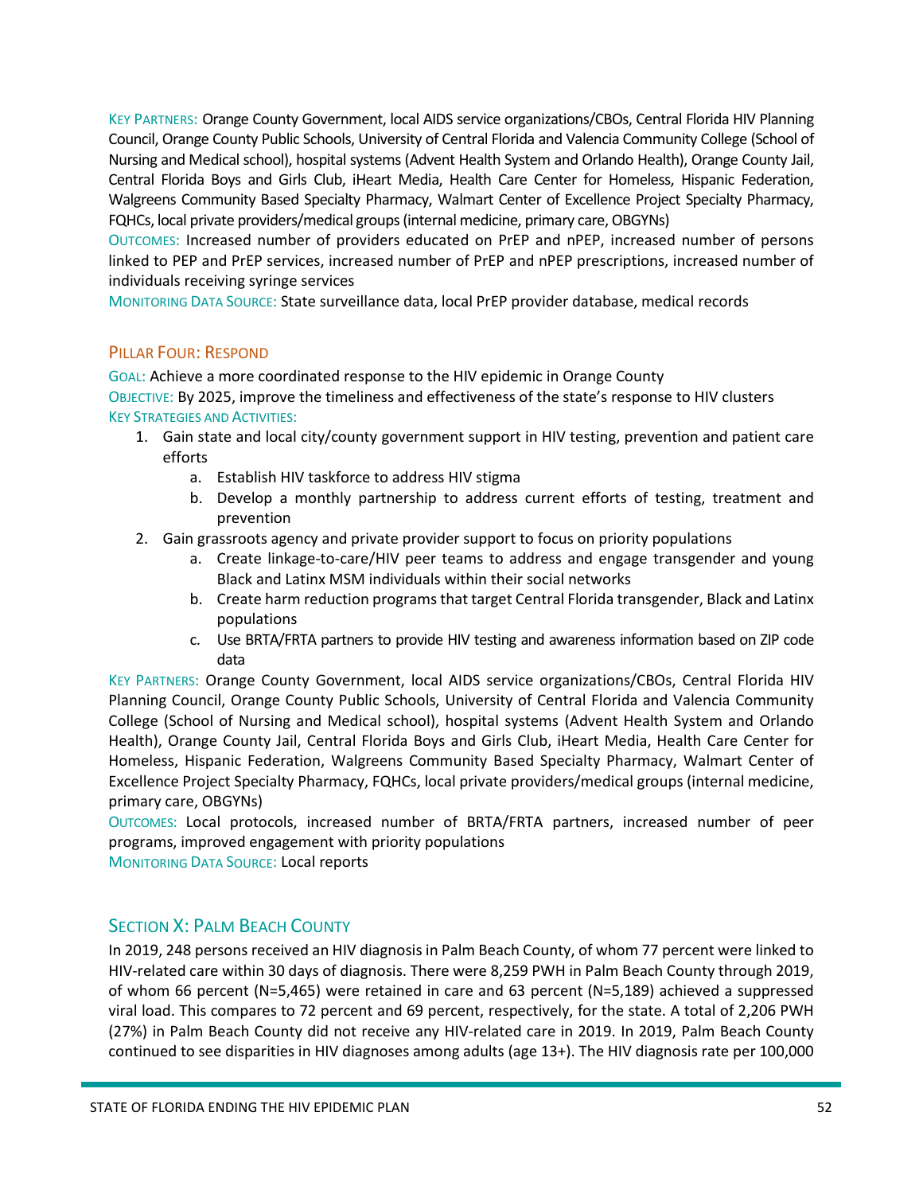KEY PARTNERS: Orange County Government, local AIDS service organizations/CBOs, Central Florida HIV Planning Council, Orange County Public Schools, University of Central Florida and Valencia Community College (School of Nursing and Medical school), hospital systems (Advent Health System and Orlando Health), Orange County Jail, Central Florida Boys and Girls Club, iHeart Media, Health Care Center for Homeless, Hispanic Federation, Walgreens Community Based Specialty Pharmacy, Walmart Center of Excellence Project Specialty Pharmacy, FQHCs, local private providers/medical groups (internal medicine, primary care, OBGYNs)

OUTCOMES: Increased number of providers educated on PrEP and nPEP, increased number of persons linked to PEP and PrEP services, increased number of PrEP and nPEP prescriptions, increased number of individuals receiving syringe services

MONITORING DATA SOURCE: State surveillance data, local PrEP provider database, medical records

### PILLAR FOUR: RESPOND

GOAL: Achieve a more coordinated response to the HIV epidemic in Orange County

OBJECTIVE: By 2025, improve the timeliness and effectiveness of the state's response to HIV clusters

KEY STRATEGIES AND ACTIVITIES:

1. Gain state and local city/county government support in HIV testing, prevention and patient care efforts
   a. Establish HIV taskforce to address HIV stigma
   b. Develop a monthly partnership to address current efforts of testing, treatment and prevention
2. Gain grassroots agency and private provider support to focus on priority populations
   a. Create linkage-to-care/HIV peer teams to address and engage transgender and young Black and Latinx MSM individuals within their social networks
   b. Create harm reduction programs that target Central Florida transgender, Black and Latinx populations
   c. Use BRTA/FRTA partners to provide HIV testing and awareness information based on ZIP code data

KEY PARTNERS: Orange County Government, local AIDS service organizations/CBOs, Central Florida HIV Planning Council, Orange County Public Schools, University of Central Florida and Valencia Community College (School of Nursing and Medical school), hospital systems (Advent Health System and Orlando Health), Orange County Jail, Central Florida Boys and Girls Club, iHeart Media, Health Care Center for Homeless, Hispanic Federation, Walgreens Community Based Specialty Pharmacy, Walmart Center of Excellence Project Specialty Pharmacy, FQHCs, local private providers/medical groups (internal medicine, primary care, OBGYNs)

OUTCOMES: Local protocols, increased number of BRTA/FRTA partners, increased number of peer programs, improved engagement with priority populations

MONITORING DATA SOURCE: Local reports

## SECTION X: PALM BEACH COUNTY

In 2019, 248 persons received an HIV diagnosis in Palm Beach County, of whom 77 percent were linked to HIV-related care within 30 days of diagnosis. There were 8,259 PWH in Palm Beach County through 2019, of whom 66 percent (N=5,465) were retained in care and 63 percent (N=5,189) achieved a suppressed viral load. This compares to 72 percent and 69 percent, respectively, for the state. A total of 2,206 PWH (27%) in Palm Beach County did not receive any HIV-related care in 2019. In 2019, Palm Beach County continued to see disparities in HIV diagnoses among adults (age 13+). The HIV diagnosis rate per 100,000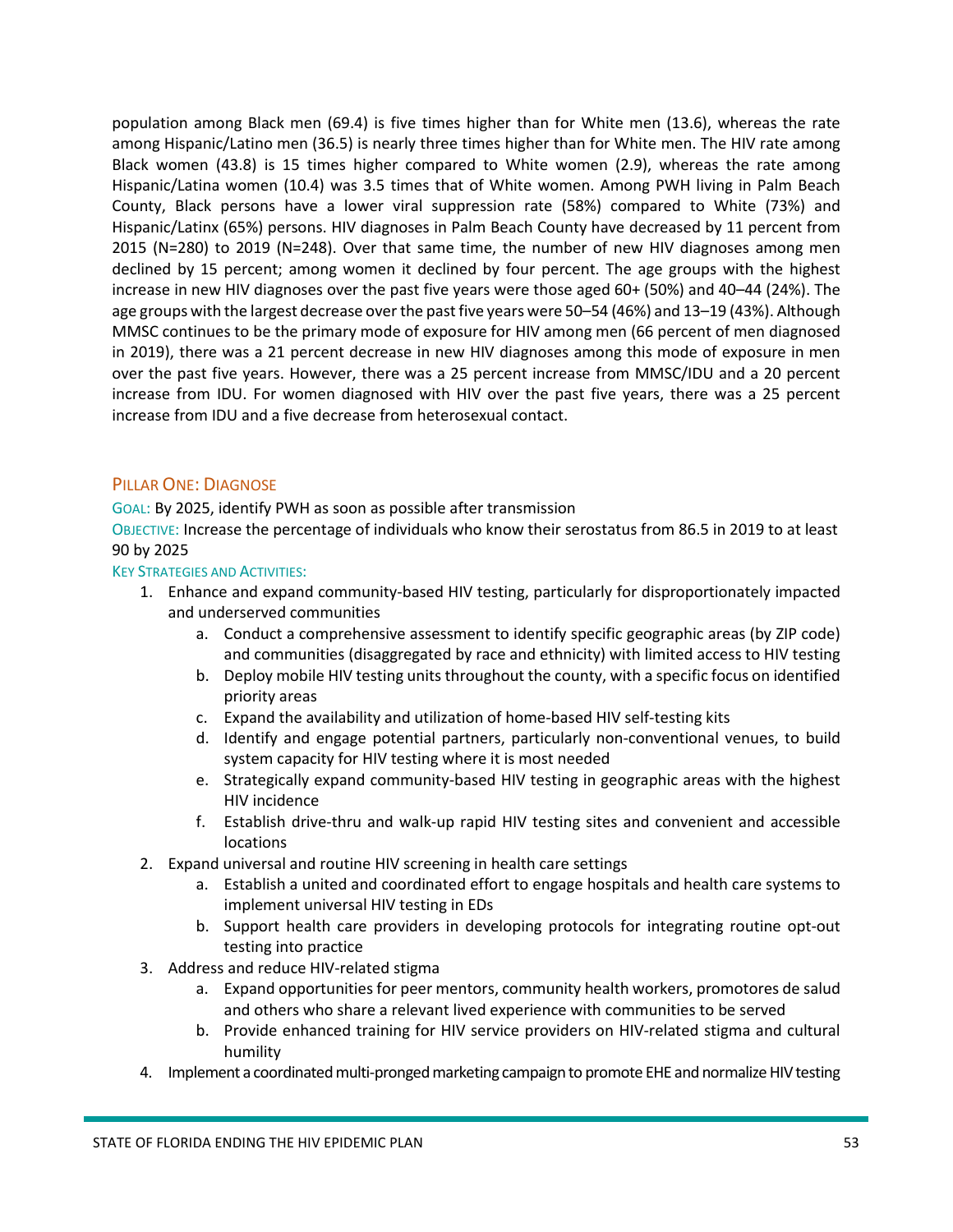population among Black men (69.4) is five times higher than for White men (13.6), whereas the rate among Hispanic/Latino men (36.5) is nearly three times higher than for White men. The HIV rate among Black women (43.8) is 15 times higher compared to White women (2.9), whereas the rate among Hispanic/Latina women (10.4) was 3.5 times that of White women. Among PWH living in Palm Beach County, Black persons have a lower viral suppression rate (58%) compared to White (73%) and Hispanic/Latinx (65%) persons. HIV diagnoses in Palm Beach County have decreased by 11 percent from 2015 (N=280) to 2019 (N=248). Over that same time, the number of new HIV diagnoses among men declined by 15 percent; among women it declined by four percent. The age groups with the highest increase in new HIV diagnoses over the past five years were those aged 60+ (50%) and 40–44 (24%). The age groups with the largest decrease over the past five years were 50–54 (46%) and 13–19 (43%). Although MMSC continues to be the primary mode of exposure for HIV among men (66 percent of men diagnosed in 2019), there was a 21 percent decrease in new HIV diagnoses among this mode of exposure in men over the past five years. However, there was a 25 percent increase from MMSC/IDU and a 20 percent increase from IDU. For women diagnosed with HIV over the past five years, there was a 25 percent increase from IDU and a five decrease from heterosexual contact.

### Pillar One: Diagnose

Goal: By 2025, identify PWH as soon as possible after transmission

Objective: Increase the percentage of individuals who know their serostatus from 86.5 in 2019 to at least 90 by 2025

Key Strategies and Activities:

1. Enhance and expand community-based HIV testing, particularly for disproportionately impacted and underserved communities
    a. Conduct a comprehensive assessment to identify specific geographic areas (by ZIP code) and communities (disaggregated by race and ethnicity) with limited access to HIV testing
    b. Deploy mobile HIV testing units throughout the county, with a specific focus on identified priority areas
    c. Expand the availability and utilization of home-based HIV self-testing kits
    d. Identify and engage potential partners, particularly non-conventional venues, to build system capacity for HIV testing where it is most needed
    e. Strategically expand community-based HIV testing in geographic areas with the highest HIV incidence
    f. Establish drive-thru and walk-up rapid HIV testing sites and convenient and accessible locations
2. Expand universal and routine HIV screening in health care settings
    a. Establish a united and coordinated effort to engage hospitals and health care systems to implement universal HIV testing in EDs
    b. Support health care providers in developing protocols for integrating routine opt-out testing into practice
3. Address and reduce HIV-related stigma
    a. Expand opportunities for peer mentors, community health workers, promotores de salud and others who share a relevant lived experience with communities to be served
    b. Provide enhanced training for HIV service providers on HIV-related stigma and cultural humility
4. Implement a coordinated multi-pronged marketing campaign to promote EHE and normalize HIV testing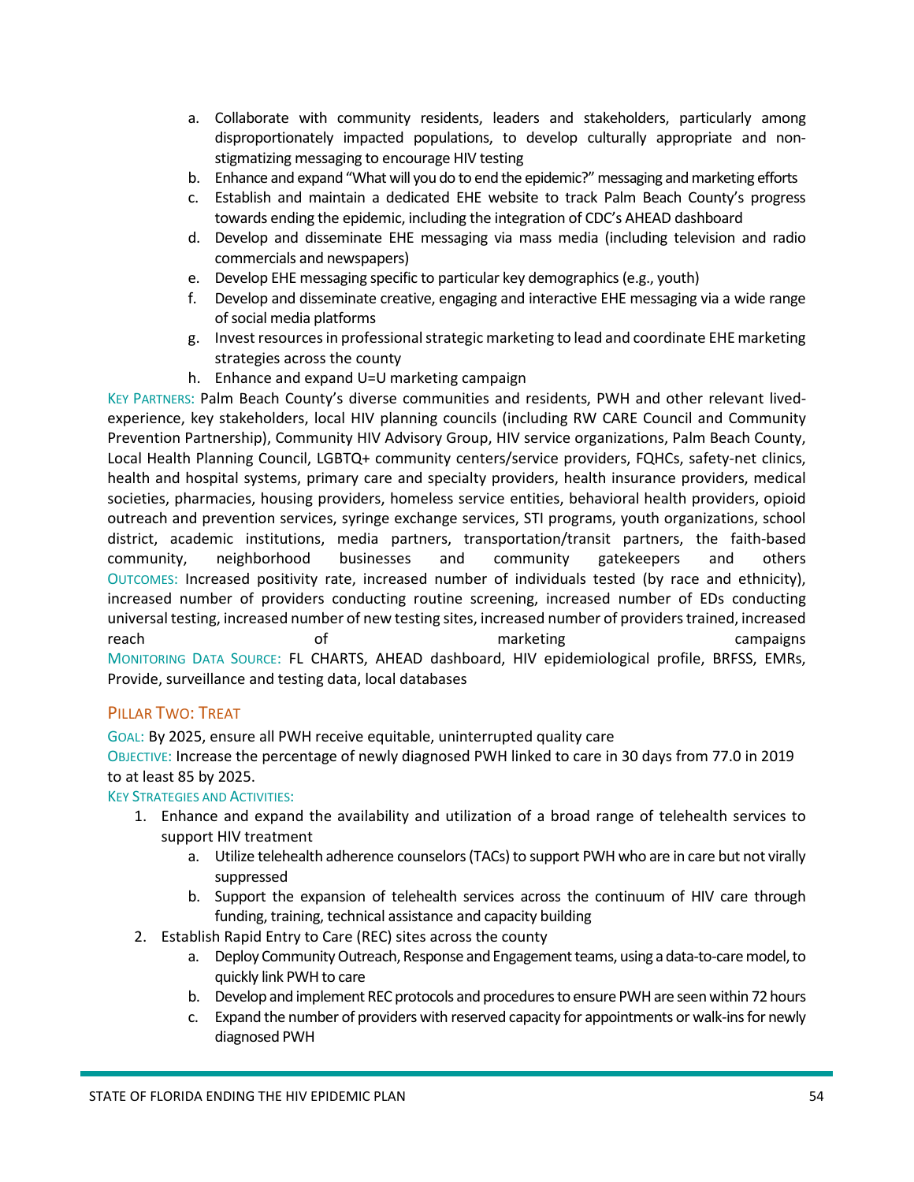a. Collaborate with community residents, leaders and stakeholders, particularly among disproportionately impacted populations, to develop culturally appropriate and non-stigmatizing messaging to encourage HIV testing
   b. Enhance and expand "What will you do to end the epidemic?" messaging and marketing efforts
   c. Establish and maintain a dedicated EHE website to track Palm Beach County's progress towards ending the epidemic, including the integration of CDC's AHEAD dashboard
   d. Develop and disseminate EHE messaging via mass media (including television and radio commercials and newspapers)
   e. Develop EHE messaging specific to particular key demographics (e.g., youth)
   f. Develop and disseminate creative, engaging and interactive EHE messaging via a wide range of social media platforms
   g. Invest resources in professional strategic marketing to lead and coordinate EHE marketing strategies across the county
   h. Enhance and expand U=U marketing campaign

KEY PARTNERS: Palm Beach County's diverse communities and residents, PWH and other relevant lived-experience, key stakeholders, local HIV planning councils (including RW CARE Council and Community Prevention Partnership), Community HIV Advisory Group, HIV service organizations, Palm Beach County, Local Health Planning Council, LGBTQ+ community centers/service providers, FQHCs, safety-net clinics, health and hospital systems, primary care and specialty providers, health insurance providers, medical societies, pharmacies, housing providers, homeless service entities, behavioral health providers, opioid outreach and prevention services, syringe exchange services, STI programs, youth organizations, school district, academic institutions, media partners, transportation/transit partners, the faith-based community, neighborhood businesses and community gatekeepers and others

OUTCOMES: Increased positivity rate, increased number of individuals tested (by race and ethnicity), increased number of providers conducting routine screening, increased number of EDs conducting universal testing, increased number of new testing sites, increased number of providers trained, increased reach of marketing campaigns

MONITORING DATA SOURCE: FL CHARTS, AHEAD dashboard, HIV epidemiological profile, BRFSS, EMRs, Provide, surveillance and testing data, local databases

## PILLAR TWO: TREAT

GOAL: By 2025, ensure all PWH receive equitable, uninterrupted quality care

OBJECTIVE: Increase the percentage of newly diagnosed PWH linked to care in 30 days from 77.0 in 2019 to at least 85 by 2025.

KEY STRATEGIES AND ACTIVITIES:

1. Enhance and expand the availability and utilization of a broad range of telehealth services to support HIV treatment
   a. Utilize telehealth adherence counselors (TACs) to support PWH who are in care but not virally suppressed
   b. Support the expansion of telehealth services across the continuum of HIV care through funding, training, technical assistance and capacity building
2. Establish Rapid Entry to Care (REC) sites across the county
   a. Deploy Community Outreach, Response and Engagement teams, using a data-to-care model, to quickly link PWH to care
   b. Develop and implement REC protocols and procedures to ensure PWH are seen within 72 hours
   c. Expand the number of providers with reserved capacity for appointments or walk-ins for newly diagnosed PWH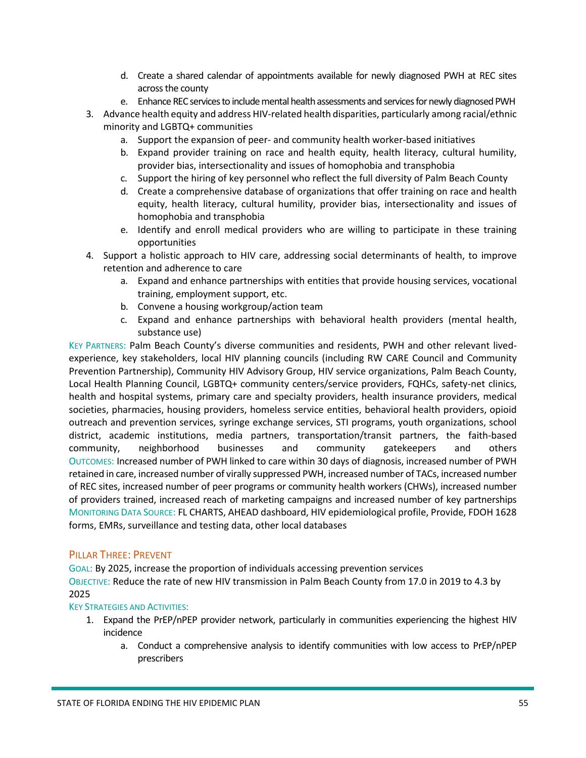d. Create a shared calendar of appointments available for newly diagnosed PWH at REC sites across the county
   e. Enhance REC services to include mental health assessments and services for newly diagnosed PWH
3. Advance health equity and address HIV-related health disparities, particularly among racial/ethnic minority and LGBTQ+ communities
   a. Support the expansion of peer- and community health worker-based initiatives
   b. Expand provider training on race and health equity, health literacy, cultural humility, provider bias, intersectionality and issues of homophobia and transphobia
   c. Support the hiring of key personnel who reflect the full diversity of Palm Beach County
   d. Create a comprehensive database of organizations that offer training on race and health equity, health literacy, cultural humility, provider bias, intersectionality and issues of homophobia and transphobia
   e. Identify and enroll medical providers who are willing to participate in these training opportunities
4. Support a holistic approach to HIV care, addressing social determinants of health, to improve retention and adherence to care
   a. Expand and enhance partnerships with entities that provide housing services, vocational training, employment support, etc.
   b. Convene a housing workgroup/action team
   c. Expand and enhance partnerships with behavioral health providers (mental health, substance use)

KEY PARTNERS: Palm Beach County's diverse communities and residents, PWH and other relevant lived-experience, key stakeholders, local HIV planning councils (including RW CARE Council and Community Prevention Partnership), Community HIV Advisory Group, HIV service organizations, Palm Beach County, Local Health Planning Council, LGBTQ+ community centers/service providers, FQHCs, safety-net clinics, health and hospital systems, primary care and specialty providers, health insurance providers, medical societies, pharmacies, housing providers, homeless service entities, behavioral health providers, opioid outreach and prevention services, syringe exchange services, STI programs, youth organizations, school district, academic institutions, media partners, transportation/transit partners, the faith-based community, neighborhood businesses and community gatekeepers and others

OUTCOMES: Increased number of PWH linked to care within 30 days of diagnosis, increased number of PWH retained in care, increased number of virally suppressed PWH, increased number of TACs, increased number of REC sites, increased number of peer programs or community health workers (CHWs), increased number of providers trained, increased reach of marketing campaigns and increased number of key partnerships

MONITORING DATA SOURCE: FL CHARTS, AHEAD dashboard, HIV epidemiological profile, Provide, FDOH 1628 forms, EMRs, surveillance and testing data, other local databases

## PILLAR THREE: PREVENT

GOAL: By 2025, increase the proportion of individuals accessing prevention services

OBJECTIVE: Reduce the rate of new HIV transmission in Palm Beach County from 17.0 in 2019 to 4.3 by 2025

KEY STRATEGIES AND ACTIVITIES:

1. Expand the PrEP/nPEP provider network, particularly in communities experiencing the highest HIV incidence
   a. Conduct a comprehensive analysis to identify communities with low access to PrEP/nPEP prescribers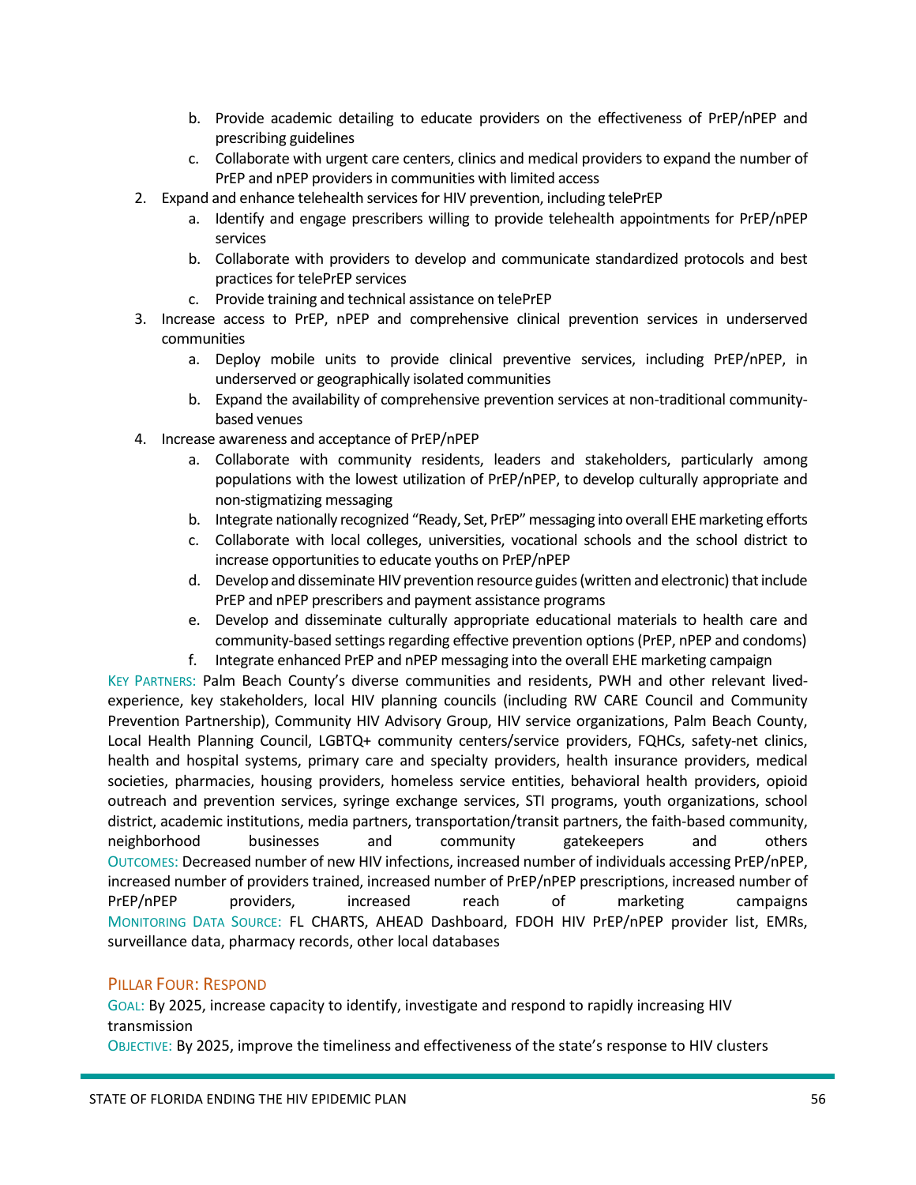b. Provide academic detailing to educate providers on the effectiveness of PrEP/nPEP and prescribing guidelines
   c. Collaborate with urgent care centers, clinics and medical providers to expand the number of PrEP and nPEP providers in communities with limited access
2. Expand and enhance telehealth services for HIV prevention, including telePrEP
   a. Identify and engage prescribers willing to provide telehealth appointments for PrEP/nPEP services
   b. Collaborate with providers to develop and communicate standardized protocols and best practices for telePrEP services
   c. Provide training and technical assistance on telePrEP
3. Increase access to PrEP, nPEP and comprehensive clinical prevention services in underserved communities
   a. Deploy mobile units to provide clinical preventive services, including PrEP/nPEP, in underserved or geographically isolated communities
   b. Expand the availability of comprehensive prevention services at non-traditional community-based venues
4. Increase awareness and acceptance of PrEP/nPEP
   a. Collaborate with community residents, leaders and stakeholders, particularly among populations with the lowest utilization of PrEP/nPEP, to develop culturally appropriate and non-stigmatizing messaging
   b. Integrate nationally recognized "Ready, Set, PrEP" messaging into overall EHE marketing efforts
   c. Collaborate with local colleges, universities, vocational schools and the school district to increase opportunities to educate youths on PrEP/nPEP
   d. Develop and disseminate HIV prevention resource guides (written and electronic) that include PrEP and nPEP prescribers and payment assistance programs
   e. Develop and disseminate culturally appropriate educational materials to health care and community-based settings regarding effective prevention options (PrEP, nPEP and condoms)
   f. Integrate enhanced PrEP and nPEP messaging into the overall EHE marketing campaign

KEY PARTNERS: Palm Beach County's diverse communities and residents, PWH and other relevant lived-experience, key stakeholders, local HIV planning councils (including RW CARE Council and Community Prevention Partnership), Community HIV Advisory Group, HIV service organizations, Palm Beach County, Local Health Planning Council, LGBTQ+ community centers/service providers, FQHCs, safety-net clinics, health and hospital systems, primary care and specialty providers, health insurance providers, medical societies, pharmacies, housing providers, homeless service entities, behavioral health providers, opioid outreach and prevention services, syringe exchange services, STI programs, youth organizations, school district, academic institutions, media partners, transportation/transit partners, the faith-based community, neighborhood businesses and community gatekeepers and others

OUTCOMES: Decreased number of new HIV infections, increased number of individuals accessing PrEP/nPEP, increased number of providers trained, increased number of PrEP/nPEP prescriptions, increased number of PrEP/nPEP providers, increased reach of marketing campaigns

MONITORING DATA SOURCE: FL CHARTS, AHEAD Dashboard, FDOH HIV PrEP/nPEP provider list, EMRs, surveillance data, pharmacy records, other local databases

## PILLAR FOUR: RESPOND

GOAL: By 2025, increase capacity to identify, investigate and respond to rapidly increasing HIV transmission

OBJECTIVE: By 2025, improve the timeliness and effectiveness of the state's response to HIV clusters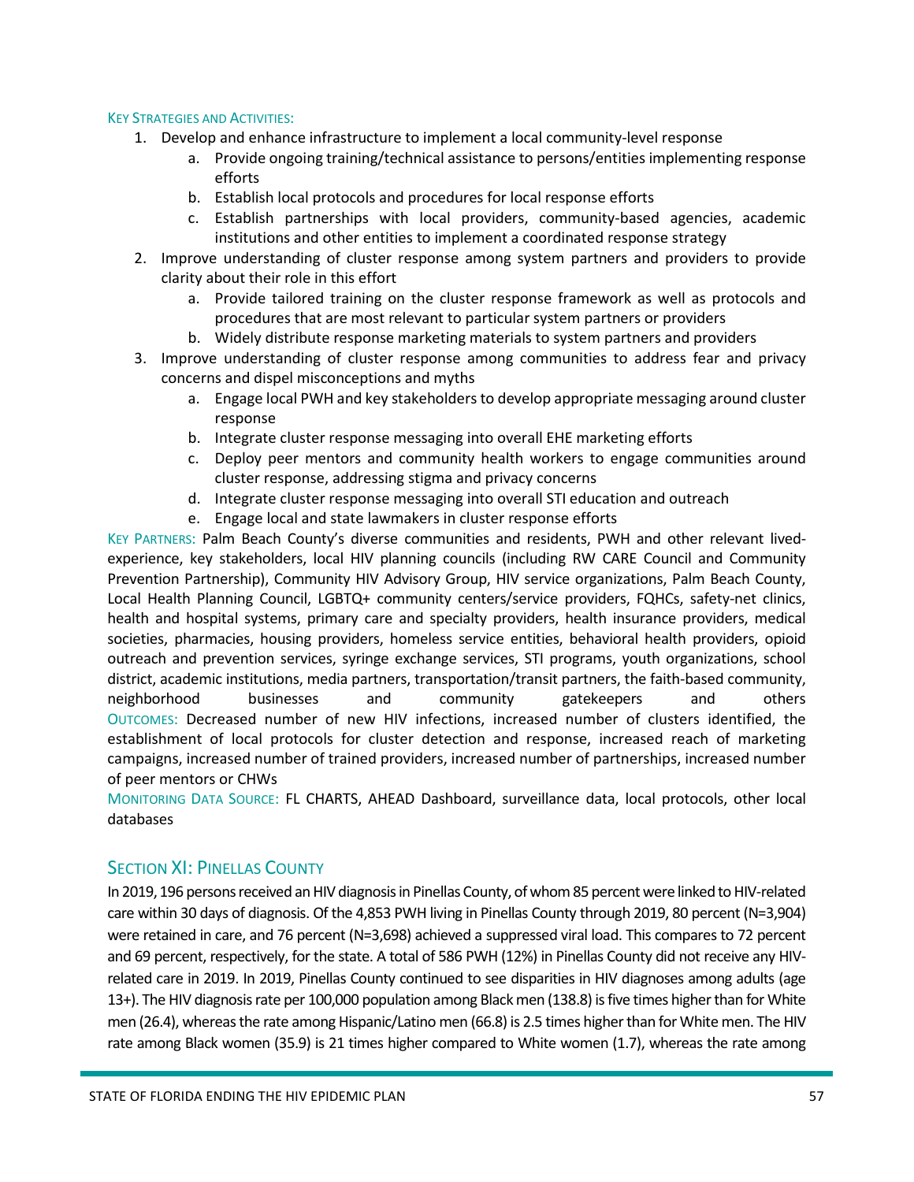Key Strategies and Activities:

1. Develop and enhance infrastructure to implement a local community-level response
    a. Provide ongoing training/technical assistance to persons/entities implementing response efforts
    b. Establish local protocols and procedures for local response efforts
    c. Establish partnerships with local providers, community-based agencies, academic institutions and other entities to implement a coordinated response strategy
2. Improve understanding of cluster response among system partners and providers to provide clarity about their role in this effort
    a. Provide tailored training on the cluster response framework as well as protocols and procedures that are most relevant to particular system partners or providers
    b. Widely distribute response marketing materials to system partners and providers
3. Improve understanding of cluster response among communities to address fear and privacy concerns and dispel misconceptions and myths
    a. Engage local PWH and key stakeholders to develop appropriate messaging around cluster response
    b. Integrate cluster response messaging into overall EHE marketing efforts
    c. Deploy peer mentors and community health workers to engage communities around cluster response, addressing stigma and privacy concerns
    d. Integrate cluster response messaging into overall STI education and outreach
    e. Engage local and state lawmakers in cluster response efforts

Key Partners: Palm Beach County's diverse communities and residents, PWH and other relevant lived-experience, key stakeholders, local HIV planning councils (including RW CARE Council and Community Prevention Partnership), Community HIV Advisory Group, HIV service organizations, Palm Beach County, Local Health Planning Council, LGBTQ+ community centers/service providers, FQHCs, safety-net clinics, health and hospital systems, primary care and specialty providers, health insurance providers, medical societies, pharmacies, housing providers, homeless service entities, behavioral health providers, opioid outreach and prevention services, syringe exchange services, STI programs, youth organizations, school district, academic institutions, media partners, transportation/transit partners, the faith-based community, neighborhood businesses and community gatekeepers and others

Outcomes: Decreased number of new HIV infections, increased number of clusters identified, the establishment of local protocols for cluster detection and response, increased reach of marketing campaigns, increased number of trained providers, increased number of partnerships, increased number of peer mentors or CHWs

Monitoring Data Source: FL CHARTS, AHEAD Dashboard, surveillance data, local protocols, other local databases

## Section XI: Pinellas County

In 2019, 196 persons received an HIV diagnosis in Pinellas County, of whom 85 percent were linked to HIV-related care within 30 days of diagnosis. Of the 4,853 PWH living in Pinellas County through 2019, 80 percent (N=3,904) were retained in care, and 76 percent (N=3,698) achieved a suppressed viral load. This compares to 72 percent and 69 percent, respectively, for the state. A total of 586 PWH (12%) in Pinellas County did not receive any HIV-related care in 2019. In 2019, Pinellas County continued to see disparities in HIV diagnoses among adults (age 13+). The HIV diagnosis rate per 100,000 population among Black men (138.8) is five times higher than for White men (26.4), whereas the rate among Hispanic/Latino men (66.8) is 2.5 times higher than for White men. The HIV rate among Black women (35.9) is 21 times higher compared to White women (1.7), whereas the rate among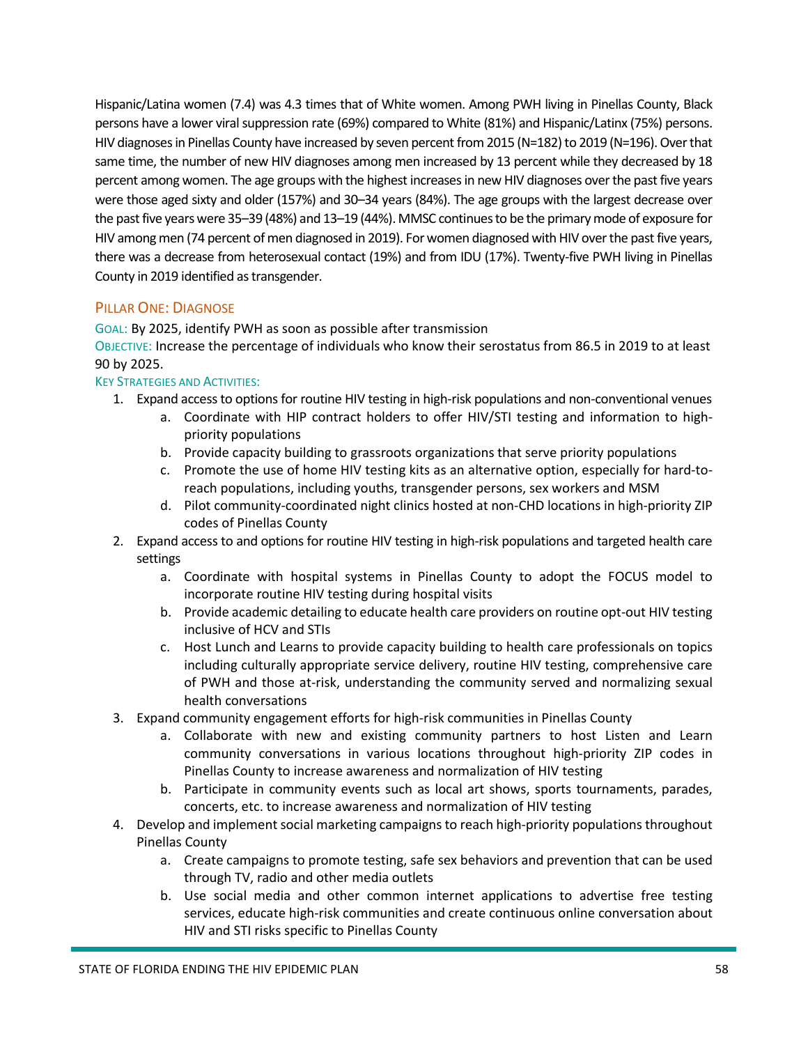Hispanic/Latina women (7.4) was 4.3 times that of White women. Among PWH living in Pinellas County, Black persons have a lower viral suppression rate (69%) compared to White (81%) and Hispanic/Latinx (75%) persons. HIV diagnoses in Pinellas County have increased by seven percent from 2015 (N=182) to 2019 (N=196). Over that same time, the number of new HIV diagnoses among men increased by 13 percent while they decreased by 18 percent among women. The age groups with the highest increases in new HIV diagnoses over the past five years were those aged sixty and older (157%) and 30–34 years (84%). The age groups with the largest decrease over the past five years were 35–39 (48%) and 13–19 (44%). MMSC continues to be the primary mode of exposure for HIV among men (74 percent of men diagnosed in 2019). For women diagnosed with HIV over the past five years, there was a decrease from heterosexual contact (19%) and from IDU (17%). Twenty-five PWH living in Pinellas County in 2019 identified as transgender.

## Pillar One: Diagnose

Goal: By 2025, identify PWH as soon as possible after transmission

Objective: Increase the percentage of individuals who know their serostatus from 86.5 in 2019 to at least 90 by 2025.

Key Strategies and Activities:

1. Expand access to options for routine HIV testing in high-risk populations and non-conventional venues
   a. Coordinate with HIP contract holders to offer HIV/STI testing and information to high-priority populations
   b. Provide capacity building to grassroots organizations that serve priority populations
   c. Promote the use of home HIV testing kits as an alternative option, especially for hard-to-reach populations, including youths, transgender persons, sex workers and MSM
   d. Pilot community-coordinated night clinics hosted at non-CHD locations in high-priority ZIP codes of Pinellas County
2. Expand access to and options for routine HIV testing in high-risk populations and targeted health care settings
   a. Coordinate with hospital systems in Pinellas County to adopt the FOCUS model to incorporate routine HIV testing during hospital visits
   b. Provide academic detailing to educate health care providers on routine opt-out HIV testing inclusive of HCV and STIs
   c. Host Lunch and Learns to provide capacity building to health care professionals on topics including culturally appropriate service delivery, routine HIV testing, comprehensive care of PWH and those at-risk, understanding the community served and normalizing sexual health conversations
3. Expand community engagement efforts for high-risk communities in Pinellas County
   a. Collaborate with new and existing community partners to host Listen and Learn community conversations in various locations throughout high-priority ZIP codes in Pinellas County to increase awareness and normalization of HIV testing
   b. Participate in community events such as local art shows, sports tournaments, parades, concerts, etc. to increase awareness and normalization of HIV testing
4. Develop and implement social marketing campaigns to reach high-priority populations throughout Pinellas County
   a. Create campaigns to promote testing, safe sex behaviors and prevention that can be used through TV, radio and other media outlets
   b. Use social media and other common internet applications to advertise free testing services, educate high-risk communities and create continuous online conversation about HIV and STI risks specific to Pinellas County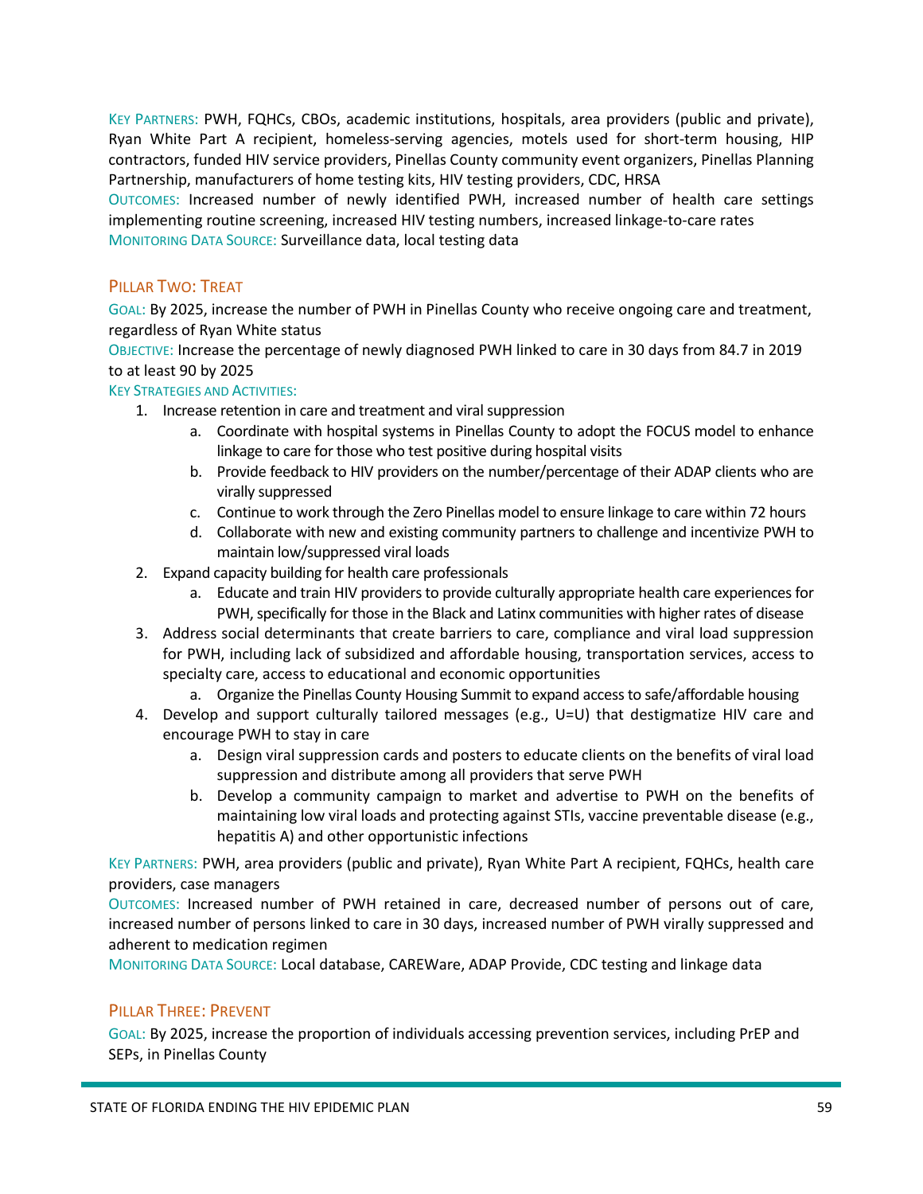Key Partners: PWH, FQHCs, CBOs, academic institutions, hospitals, area providers (public and private), Ryan White Part A recipient, homeless-serving agencies, motels used for short-term housing, HIP contractors, funded HIV service providers, Pinellas County community event organizers, Pinellas Planning Partnership, manufacturers of home testing kits, HIV testing providers, CDC, HRSA

Outcomes: Increased number of newly identified PWH, increased number of health care settings implementing routine screening, increased HIV testing numbers, increased linkage-to-care rates

Monitoring Data Source: Surveillance data, local testing data

### Pillar Two: Treat

Goal: By 2025, increase the number of PWH in Pinellas County who receive ongoing care and treatment, regardless of Ryan White status

Objective: Increase the percentage of newly diagnosed PWH linked to care in 30 days from 84.7 in 2019 to at least 90 by 2025

Key Strategies and Activities:

1. Increase retention in care and treatment and viral suppression
   a. Coordinate with hospital systems in Pinellas County to adopt the FOCUS model to enhance linkage to care for those who test positive during hospital visits
   b. Provide feedback to HIV providers on the number/percentage of their ADAP clients who are virally suppressed
   c. Continue to work through the Zero Pinellas model to ensure linkage to care within 72 hours
   d. Collaborate with new and existing community partners to challenge and incentivize PWH to maintain low/suppressed viral loads
2. Expand capacity building for health care professionals
   a. Educate and train HIV providers to provide culturally appropriate health care experiences for PWH, specifically for those in the Black and Latinx communities with higher rates of disease
3. Address social determinants that create barriers to care, compliance and viral load suppression for PWH, including lack of subsidized and affordable housing, transportation services, access to specialty care, access to educational and economic opportunities
   a. Organize the Pinellas County Housing Summit to expand access to safe/affordable housing
4. Develop and support culturally tailored messages (e.g., U=U) that destigmatize HIV care and encourage PWH to stay in care
   a. Design viral suppression cards and posters to educate clients on the benefits of viral load suppression and distribute among all providers that serve PWH
   b. Develop a community campaign to market and advertise to PWH on the benefits of maintaining low viral loads and protecting against STIs, vaccine preventable disease (e.g., hepatitis A) and other opportunistic infections

Key Partners: PWH, area providers (public and private), Ryan White Part A recipient, FQHCs, health care providers, case managers

Outcomes: Increased number of PWH retained in care, decreased number of persons out of care, increased number of persons linked to care in 30 days, increased number of PWH virally suppressed and adherent to medication regimen

Monitoring Data Source: Local database, CAREWare, ADAP Provide, CDC testing and linkage data

### Pillar Three: Prevent

Goal: By 2025, increase the proportion of individuals accessing prevention services, including PrEP and SEPs, in Pinellas County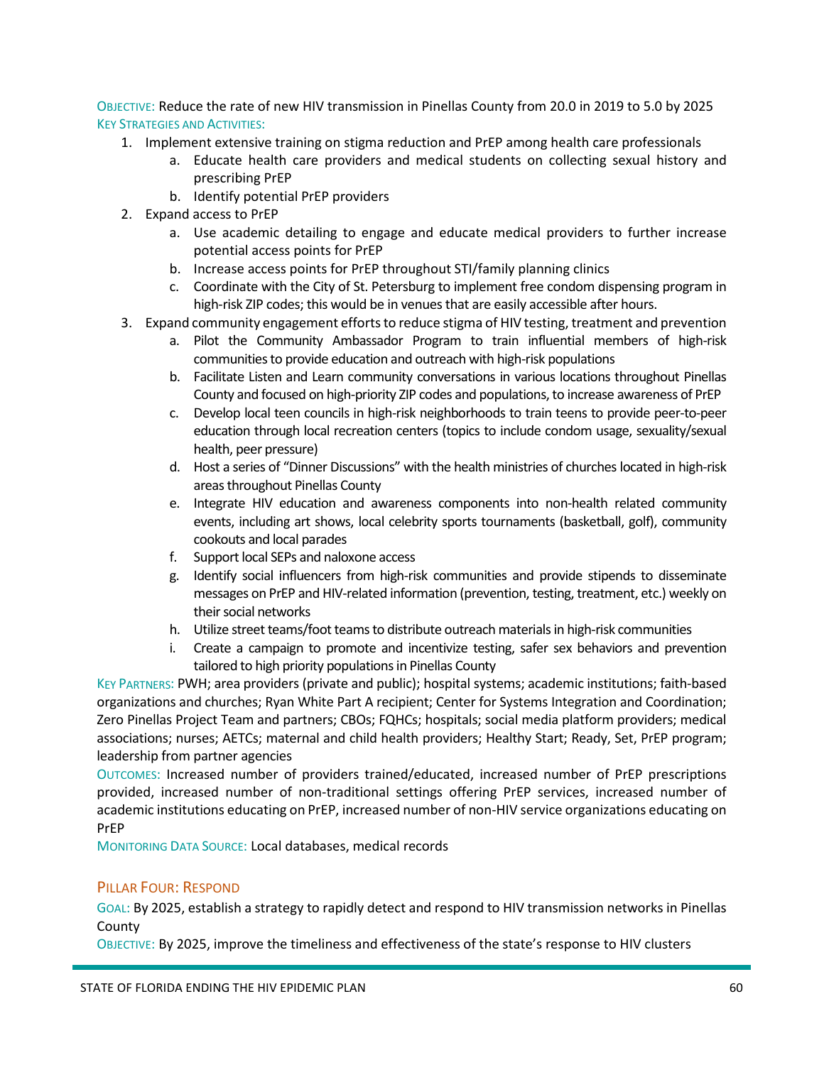**Objective:** Reduce the rate of new HIV transmission in Pinellas County from 20.0 in 2019 to 5.0 by 2025

**Key Strategies and Activities:**

1. Implement extensive training on stigma reduction and PrEP among health care professionals
   a. Educate health care providers and medical students on collecting sexual history and prescribing PrEP
   b. Identify potential PrEP providers
2. Expand access to PrEP
   a. Use academic detailing to engage and educate medical providers to further increase potential access points for PrEP
   b. Increase access points for PrEP throughout STI/family planning clinics
   c. Coordinate with the City of St. Petersburg to implement free condom dispensing program in high-risk ZIP codes; this would be in venues that are easily accessible after hours.
3. Expand community engagement efforts to reduce stigma of HIV testing, treatment and prevention
   a. Pilot the Community Ambassador Program to train influential members of high-risk communities to provide education and outreach with high-risk populations
   b. Facilitate Listen and Learn community conversations in various locations throughout Pinellas County and focused on high-priority ZIP codes and populations, to increase awareness of PrEP
   c. Develop local teen councils in high-risk neighborhoods to train teens to provide peer-to-peer education through local recreation centers (topics to include condom usage, sexuality/sexual health, peer pressure)
   d. Host a series of "Dinner Discussions" with the health ministries of churches located in high-risk areas throughout Pinellas County
   e. Integrate HIV education and awareness components into non-health related community events, including art shows, local celebrity sports tournaments (basketball, golf), community cookouts and local parades
   f. Support local SEPs and naloxone access
   g. Identify social influencers from high-risk communities and provide stipends to disseminate messages on PrEP and HIV-related information (prevention, testing, treatment, etc.) weekly on their social networks
   h. Utilize street teams/foot teams to distribute outreach materials in high-risk communities
   i. Create a campaign to promote and incentivize testing, safer sex behaviors and prevention tailored to high priority populations in Pinellas County

**Key Partners:** PWH; area providers (private and public); hospital systems; academic institutions; faith-based organizations and churches; Ryan White Part A recipient; Center for Systems Integration and Coordination; Zero Pinellas Project Team and partners; CBOs; FQHCs; hospitals; social media platform providers; medical associations; nurses; AETCs; maternal and child health providers; Healthy Start; Ready, Set, PrEP program; leadership from partner agencies

**Outcomes:** Increased number of providers trained/educated, increased number of PrEP prescriptions provided, increased number of non-traditional settings offering PrEP services, increased number of academic institutions educating on PrEP, increased number of non-HIV service organizations educating on PrEP

**Monitoring Data Source:** Local databases, medical records

## Pillar Four: Respond

**Goal:** By 2025, establish a strategy to rapidly detect and respond to HIV transmission networks in Pinellas County

**Objective:** By 2025, improve the timeliness and effectiveness of the state's response to HIV clusters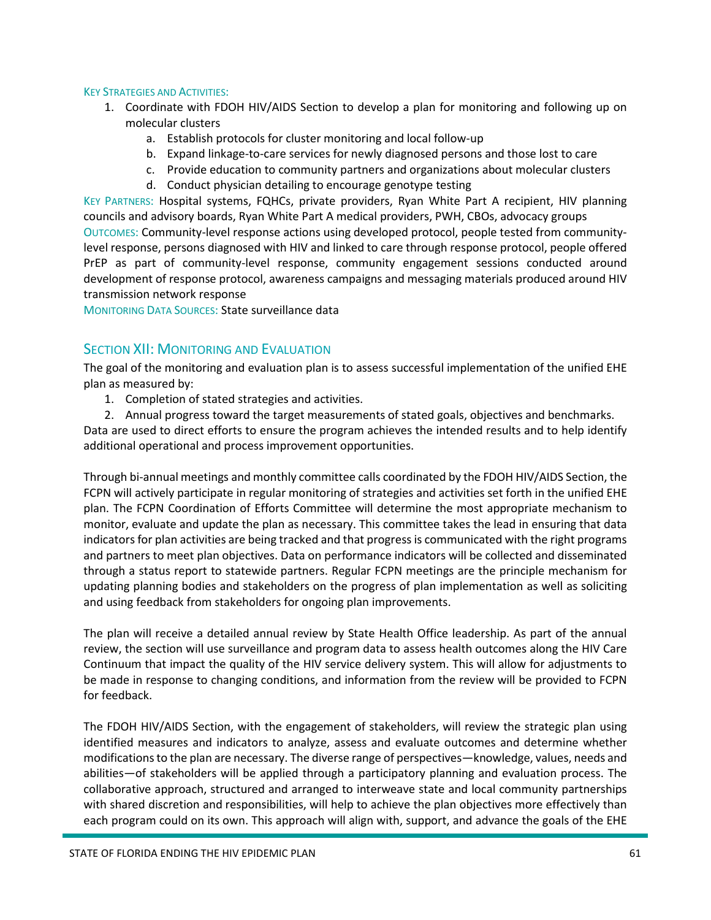Key Strategies and Activities:

1. Coordinate with FDOH HIV/AIDS Section to develop a plan for monitoring and following up on molecular clusters
    a. Establish protocols for cluster monitoring and local follow-up
    b. Expand linkage-to-care services for newly diagnosed persons and those lost to care
    c. Provide education to community partners and organizations about molecular clusters
    d. Conduct physician detailing to encourage genotype testing

Key Partners: Hospital systems, FQHCs, private providers, Ryan White Part A recipient, HIV planning councils and advisory boards, Ryan White Part A medical providers, PWH, CBOs, advocacy groups

Outcomes: Community-level response actions using developed protocol, people tested from community-level response, persons diagnosed with HIV and linked to care through response protocol, people offered PrEP as part of community-level response, community engagement sessions conducted around development of response protocol, awareness campaigns and messaging materials produced around HIV transmission network response

Monitoring Data Sources: State surveillance data

## Section XII: Monitoring and Evaluation

The goal of the monitoring and evaluation plan is to assess successful implementation of the unified EHE plan as measured by:

1. Completion of stated strategies and activities.
2. Annual progress toward the target measurements of stated goals, objectives and benchmarks.

Data are used to direct efforts to ensure the program achieves the intended results and to help identify additional operational and process improvement opportunities.

Through bi-annual meetings and monthly committee calls coordinated by the FDOH HIV/AIDS Section, the FCPN will actively participate in regular monitoring of strategies and activities set forth in the unified EHE plan. The FCPN Coordination of Efforts Committee will determine the most appropriate mechanism to monitor, evaluate and update the plan as necessary. This committee takes the lead in ensuring that data indicators for plan activities are being tracked and that progress is communicated with the right programs and partners to meet plan objectives. Data on performance indicators will be collected and disseminated through a status report to statewide partners. Regular FCPN meetings are the principle mechanism for updating planning bodies and stakeholders on the progress of plan implementation as well as soliciting and using feedback from stakeholders for ongoing plan improvements.

The plan will receive a detailed annual review by State Health Office leadership. As part of the annual review, the section will use surveillance and program data to assess health outcomes along the HIV Care Continuum that impact the quality of the HIV service delivery system. This will allow for adjustments to be made in response to changing conditions, and information from the review will be provided to FCPN for feedback.

The FDOH HIV/AIDS Section, with the engagement of stakeholders, will review the strategic plan using identified measures and indicators to analyze, assess and evaluate outcomes and determine whether modifications to the plan are necessary. The diverse range of perspectives—knowledge, values, needs and abilities—of stakeholders will be applied through a participatory planning and evaluation process. The collaborative approach, structured and arranged to interweave state and local community partnerships with shared discretion and responsibilities, will help to achieve the plan objectives more effectively than each program could on its own. This approach will align with, support, and advance the goals of the EHE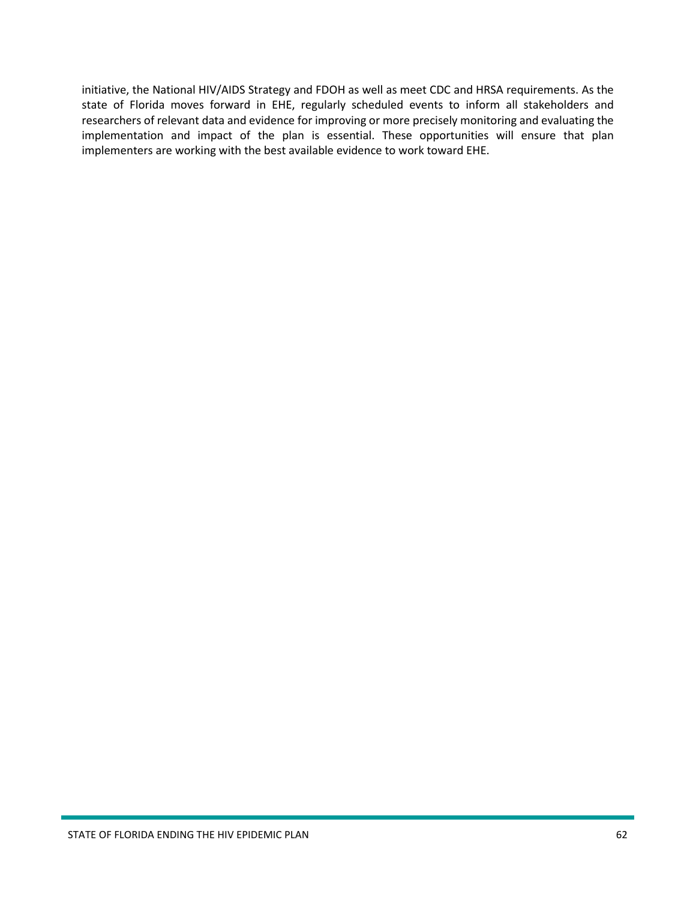initiative, the National HIV/AIDS Strategy and FDOH as well as meet CDC and HRSA requirements. As the state of Florida moves forward in EHE, regularly scheduled events to inform all stakeholders and researchers of relevant data and evidence for improving or more precisely monitoring and evaluating the implementation and impact of the plan is essential. These opportunities will ensure that plan implementers are working with the best available evidence to work toward EHE.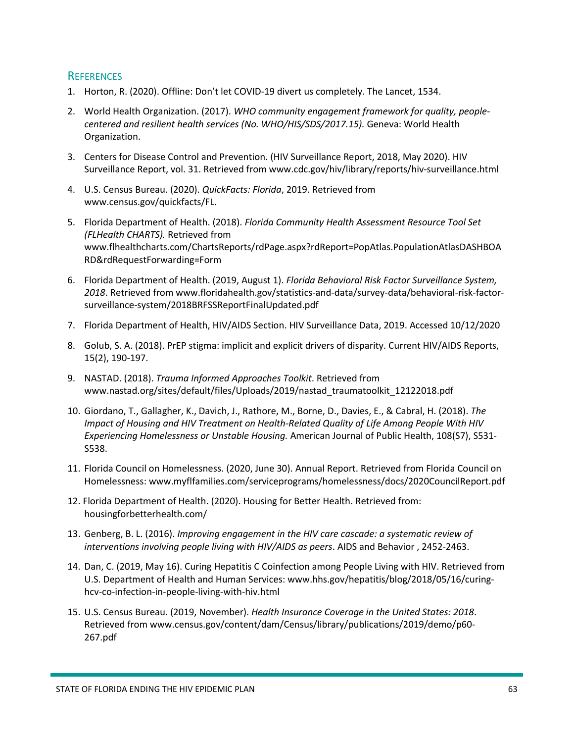## References

1. Horton, R. (2020). Offline: Don't let COVID-19 divert us completely. The Lancet, 1534.
2. World Health Organization. (2017). *WHO community engagement framework for quality, people-centered and resilient health services (No. WHO/HIS/SDS/2017.15).* Geneva: World Health Organization.
3. Centers for Disease Control and Prevention. (HIV Surveillance Report, 2018, May 2020). HIV Surveillance Report, vol. 31. Retrieved from www.cdc.gov/hiv/library/reports/hiv-surveillance.html
4. U.S. Census Bureau. (2020). *QuickFacts: Florida*, 2019. Retrieved from www.census.gov/quickfacts/FL.
5. Florida Department of Health. (2018). *Florida Community Health Assessment Resource Tool Set (FLHealth CHARTS).* Retrieved from www.flhealthcharts.com/ChartsReports/rdPage.aspx?rdReport=PopAtlas.PopulationAtlasDASHBOARD&rdRequestForwarding=Form
6. Florida Department of Health. (2019, August 1). *Florida Behavioral Risk Factor Surveillance System, 2018*. Retrieved from www.floridahealth.gov/statistics-and-data/survey-data/behavioral-risk-factor-surveillance-system/2018BRFSSReportFinalUpdated.pdf
7. Florida Department of Health, HIV/AIDS Section. HIV Surveillance Data, 2019. Accessed 10/12/2020
8. Golub, S. A. (2018). PrEP stigma: implicit and explicit drivers of disparity. Current HIV/AIDS Reports, 15(2), 190-197.
9. NASTAD. (2018). *Trauma Informed Approaches Toolkit*. Retrieved from www.nastad.org/sites/default/files/Uploads/2019/nastad_traumatoolkit_12122018.pdf
10. Giordano, T., Gallagher, K., Davich, J., Rathore, M., Borne, D., Davies, E., & Cabral, H. (2018). *The Impact of Housing and HIV Treatment on Health-Related Quality of Life Among People With HIV Experiencing Homelessness or Unstable Housing.* American Journal of Public Health, 108(S7), S531-S538.
11. Florida Council on Homelessness. (2020, June 30). Annual Report. Retrieved from Florida Council on Homelessness: www.myflfamilies.com/serviceprograms/homelessness/docs/2020CouncilReport.pdf
12. Florida Department of Health. (2020). Housing for Better Health. Retrieved from: housingforbetterhealth.com/
13. Genberg, B. L. (2016). *Improving engagement in the HIV care cascade: a systematic review of interventions involving people living with HIV/AIDS as peers*. AIDS and Behavior , 2452-2463.
14. Dan, C. (2019, May 16). Curing Hepatitis C Coinfection among People Living with HIV. Retrieved from U.S. Department of Health and Human Services: www.hhs.gov/hepatitis/blog/2018/05/16/curing-hcv-co-infection-in-people-living-with-hiv.html
15. U.S. Census Bureau. (2019, November). *Health Insurance Coverage in the United States: 2018*. Retrieved from www.census.gov/content/dam/Census/library/publications/2019/demo/p60-267.pdf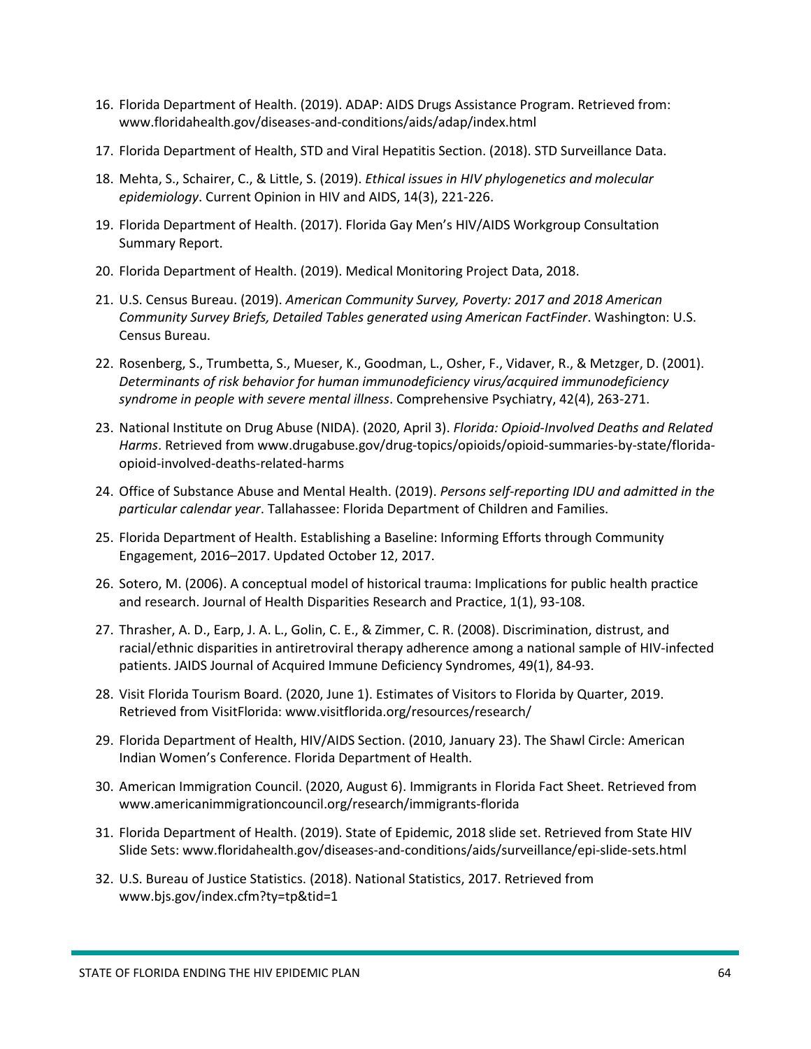16. Florida Department of Health. (2019). ADAP: AIDS Drugs Assistance Program. Retrieved from: www.floridahealth.gov/diseases-and-conditions/aids/adap/index.html
17. Florida Department of Health, STD and Viral Hepatitis Section. (2018). STD Surveillance Data.
18. Mehta, S., Schairer, C., & Little, S. (2019). *Ethical issues in HIV phylogenetics and molecular epidemiology*. Current Opinion in HIV and AIDS, 14(3), 221-226.
19. Florida Department of Health. (2017). Florida Gay Men's HIV/AIDS Workgroup Consultation Summary Report.
20. Florida Department of Health. (2019). Medical Monitoring Project Data, 2018.
21. U.S. Census Bureau. (2019). *American Community Survey, Poverty: 2017 and 2018 American Community Survey Briefs, Detailed Tables generated using American FactFinder*. Washington: U.S. Census Bureau.
22. Rosenberg, S., Trumbetta, S., Mueser, K., Goodman, L., Osher, F., Vidaver, R., & Metzger, D. (2001). *Determinants of risk behavior for human immunodeficiency virus/acquired immunodeficiency syndrome in people with severe mental illness*. Comprehensive Psychiatry, 42(4), 263-271.
23. National Institute on Drug Abuse (NIDA). (2020, April 3). *Florida: Opioid-Involved Deaths and Related Harms*. Retrieved from www.drugabuse.gov/drug-topics/opioids/opioid-summaries-by-state/florida-opioid-involved-deaths-related-harms
24. Office of Substance Abuse and Mental Health. (2019). *Persons self-reporting IDU and admitted in the particular calendar year*. Tallahassee: Florida Department of Children and Families.
25. Florida Department of Health. Establishing a Baseline: Informing Efforts through Community Engagement, 2016–2017. Updated October 12, 2017.
26. Sotero, M. (2006). A conceptual model of historical trauma: Implications for public health practice and research. Journal of Health Disparities Research and Practice, 1(1), 93-108.
27. Thrasher, A. D., Earp, J. A. L., Golin, C. E., & Zimmer, C. R. (2008). Discrimination, distrust, and racial/ethnic disparities in antiretroviral therapy adherence among a national sample of HIV-infected patients. JAIDS Journal of Acquired Immune Deficiency Syndromes, 49(1), 84-93.
28. Visit Florida Tourism Board. (2020, June 1). Estimates of Visitors to Florida by Quarter, 2019. Retrieved from VisitFlorida: www.visitflorida.org/resources/research/
29. Florida Department of Health, HIV/AIDS Section. (2010, January 23). The Shawl Circle: American Indian Women's Conference. Florida Department of Health.
30. American Immigration Council. (2020, August 6). Immigrants in Florida Fact Sheet. Retrieved from www.americanimmigrationcouncil.org/research/immigrants-florida
31. Florida Department of Health. (2019). State of Epidemic, 2018 slide set. Retrieved from State HIV Slide Sets: www.floridahealth.gov/diseases-and-conditions/aids/surveillance/epi-slide-sets.html
32. U.S. Bureau of Justice Statistics. (2018). National Statistics, 2017. Retrieved from www.bjs.gov/index.cfm?ty=tp&tid=1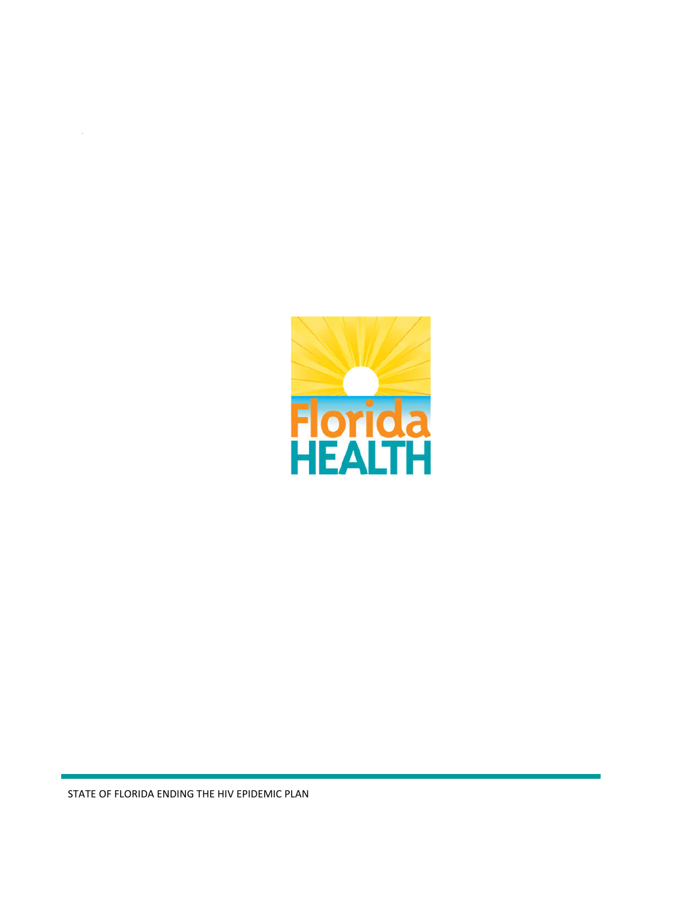STATE OF FLORIDA ENDING THE HIV EPIDEMIC PLAN